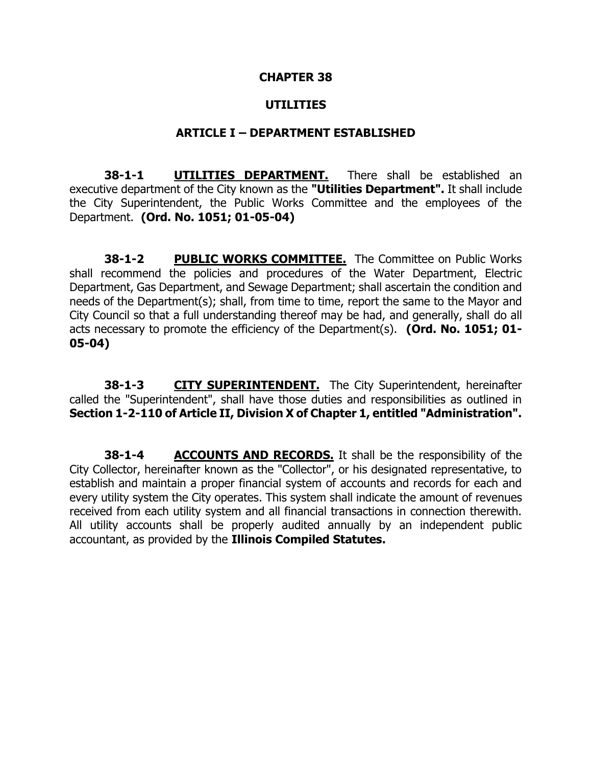# CHAPTER 38

# UTILITIES

## ARTICLE I – DEPARTMENT ESTABLISHED

**38-1-1** **UTILITIES DEPARTMENT.** There shall be established an executive department of the City known as the **"Utilities Department".** It shall include the City Superintendent, the Public Works Committee and the employees of the Department. **(Ord. No. 1051; 01-05-04)**

**38-1-2** **PUBLIC WORKS COMMITTEE.** The Committee on Public Works shall recommend the policies and procedures of the Water Department, Electric Department, Gas Department, and Sewage Department; shall ascertain the condition and needs of the Department(s); shall, from time to time, report the same to the Mayor and City Council so that a full understanding thereof may be had, and generally, shall do all acts necessary to promote the efficiency of the Department(s). **(Ord. No. 1051; 01-05-04)**

**38-1-3** **CITY SUPERINTENDENT.** The City Superintendent, hereinafter called the "Superintendent", shall have those duties and responsibilities as outlined in **Section 1-2-110 of Article II, Division X of Chapter 1, entitled "Administration".**

**38-1-4** **ACCOUNTS AND RECORDS.** It shall be the responsibility of the City Collector, hereinafter known as the "Collector", or his designated representative, to establish and maintain a proper financial system of accounts and records for each and every utility system the City operates. This system shall indicate the amount of revenues received from each utility system and all financial transactions in connection therewith. All utility accounts shall be properly audited annually by an independent public accountant, as provided by the **Illinois Compiled Statutes.**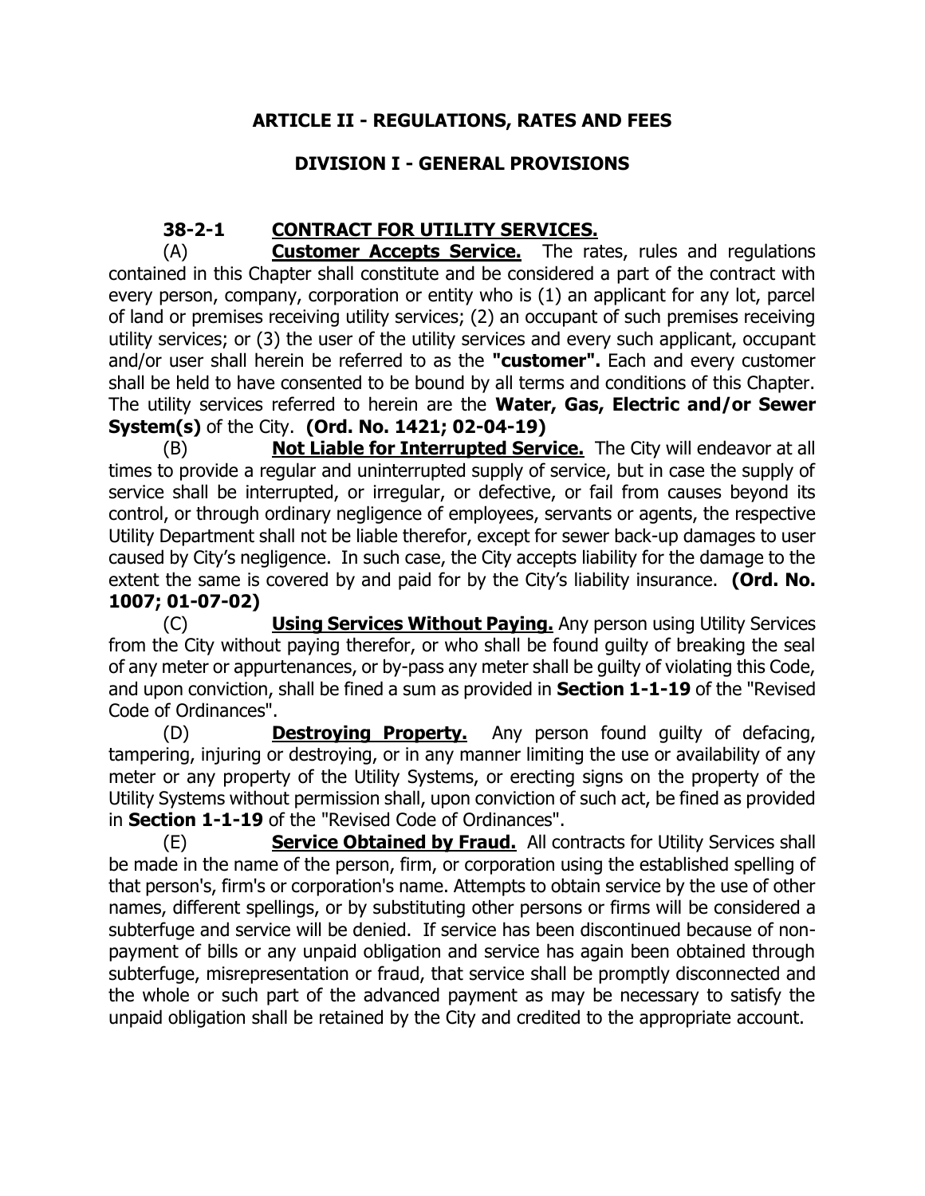# ARTICLE II - REGULATIONS, RATES AND FEES

## DIVISION I - GENERAL PROVISIONS

### 38-2-1 CONTRACT FOR UTILITY SERVICES.

(A) **Customer Accepts Service.** The rates, rules and regulations contained in this Chapter shall constitute and be considered a part of the contract with every person, company, corporation or entity who is (1) an applicant for any lot, parcel of land or premises receiving utility services; (2) an occupant of such premises receiving utility services; or (3) the user of the utility services and every such applicant, occupant and/or user shall herein be referred to as the **"customer".** Each and every customer shall be held to have consented to be bound by all terms and conditions of this Chapter. The utility services referred to herein are the **Water, Gas, Electric and/or Sewer System(s)** of the City. **(Ord. No. 1421; 02-04-19)**

(B) **Not Liable for Interrupted Service.** The City will endeavor at all times to provide a regular and uninterrupted supply of service, but in case the supply of service shall be interrupted, or irregular, or defective, or fail from causes beyond its control, or through ordinary negligence of employees, servants or agents, the respective Utility Department shall not be liable therefor, except for sewer back-up damages to user caused by City's negligence. In such case, the City accepts liability for the damage to the extent the same is covered by and paid for by the City's liability insurance. **(Ord. No. 1007; 01-07-02)**

(C) **Using Services Without Paying.** Any person using Utility Services from the City without paying therefor, or who shall be found guilty of breaking the seal of any meter or appurtenances, or by-pass any meter shall be guilty of violating this Code, and upon conviction, shall be fined a sum as provided in **Section 1-1-19** of the "Revised Code of Ordinances".

(D) **Destroying Property.** Any person found guilty of defacing, tampering, injuring or destroying, or in any manner limiting the use or availability of any meter or any property of the Utility Systems, or erecting signs on the property of the Utility Systems without permission shall, upon conviction of such act, be fined as provided in **Section 1-1-19** of the "Revised Code of Ordinances".

(E) **Service Obtained by Fraud.** All contracts for Utility Services shall be made in the name of the person, firm, or corporation using the established spelling of that person's, firm's or corporation's name. Attempts to obtain service by the use of other names, different spellings, or by substituting other persons or firms will be considered a subterfuge and service will be denied. If service has been discontinued because of non-payment of bills or any unpaid obligation and service has again been obtained through subterfuge, misrepresentation or fraud, that service shall be promptly disconnected and the whole or such part of the advanced payment as may be necessary to satisfy the unpaid obligation shall be retained by the City and credited to the appropriate account.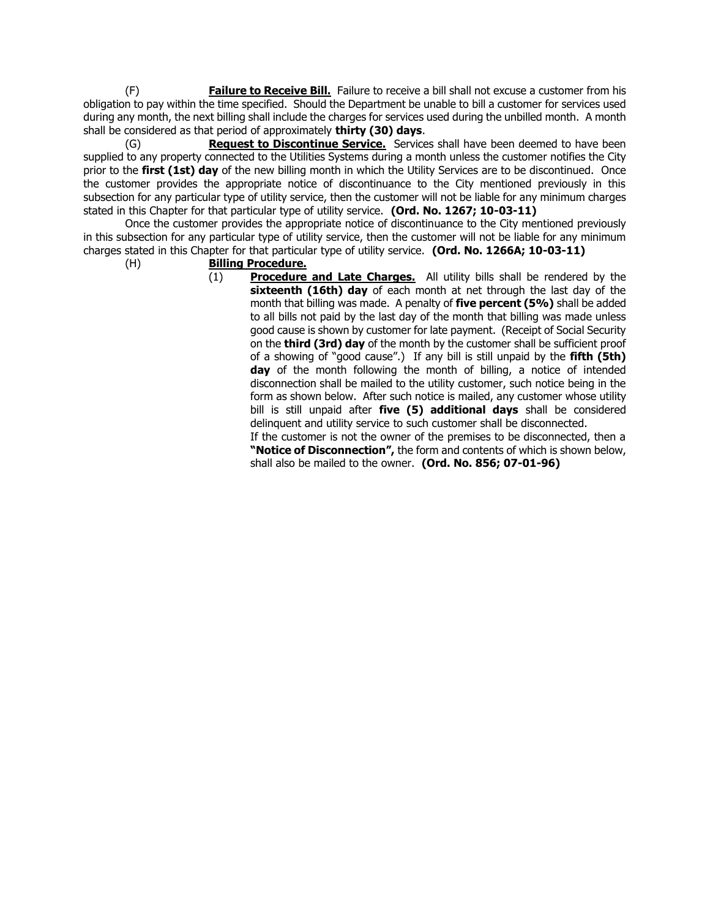(F) **Failure to Receive Bill.** Failure to receive a bill shall not excuse a customer from his obligation to pay within the time specified. Should the Department be unable to bill a customer for services used during any month, the next billing shall include the charges for services used during the unbilled month. A month shall be considered as that period of approximately **thirty (30) days**.

(G) **Request to Discontinue Service.** Services shall have been deemed to have been supplied to any property connected to the Utilities Systems during a month unless the customer notifies the City prior to the **first (1st) day** of the new billing month in which the Utility Services are to be discontinued. Once the customer provides the appropriate notice of discontinuance to the City mentioned previously in this subsection for any particular type of utility service, then the customer will not be liable for any minimum charges stated in this Chapter for that particular type of utility service. **(Ord. No. 1267; 10-03-11)**

Once the customer provides the appropriate notice of discontinuance to the City mentioned previously in this subsection for any particular type of utility service, then the customer will not be liable for any minimum charges stated in this Chapter for that particular type of utility service. **(Ord. No. 1266A; 10-03-11)**

(H) **Billing Procedure.**

(1) **Procedure and Late Charges.** All utility bills shall be rendered by the **sixteenth (16th) day** of each month at net through the last day of the month that billing was made. A penalty of **five percent (5%)** shall be added to all bills not paid by the last day of the month that billing was made unless good cause is shown by customer for late payment. (Receipt of Social Security on the **third (3rd) day** of the month by the customer shall be sufficient proof of a showing of "good cause".) If any bill is still unpaid by the **fifth (5th) day** of the month following the month of billing, a notice of intended disconnection shall be mailed to the utility customer, such notice being in the form as shown below. After such notice is mailed, any customer whose utility bill is still unpaid after **five (5) additional days** shall be considered delinquent and utility service to such customer shall be disconnected.

If the customer is not the owner of the premises to be disconnected, then a **"Notice of Disconnection",** the form and contents of which is shown below, shall also be mailed to the owner. **(Ord. No. 856; 07-01-96)**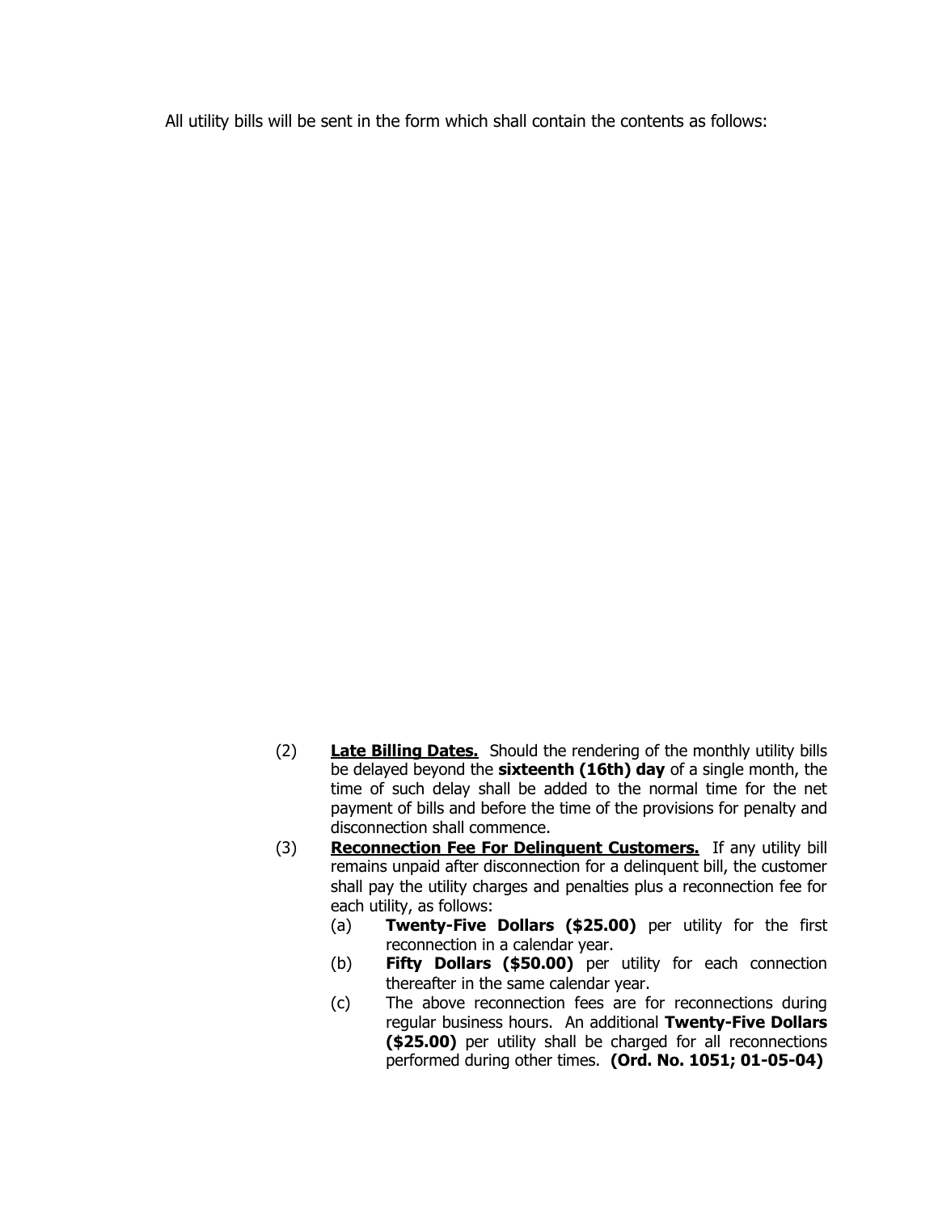All utility bills will be sent in the form which shall contain the contents as follows:

(2) **Late Billing Dates.** Should the rendering of the monthly utility bills be delayed beyond the **sixteenth (16th) day** of a single month, the time of such delay shall be added to the normal time for the net payment of bills and before the time of the provisions for penalty and disconnection shall commence.

(3) **Reconnection Fee For Delinquent Customers.** If any utility bill remains unpaid after disconnection for a delinquent bill, the customer shall pay the utility charges and penalties plus a reconnection fee for each utility, as follows:

- (a) **Twenty-Five Dollars ($25.00)** per utility for the first reconnection in a calendar year.
- (b) **Fifty Dollars ($50.00)** per utility for each connection thereafter in the same calendar year.
- (c) The above reconnection fees are for reconnections during regular business hours. An additional **Twenty-Five Dollars ($25.00)** per utility shall be charged for all reconnections performed during other times. **(Ord. No. 1051; 01-05-04)**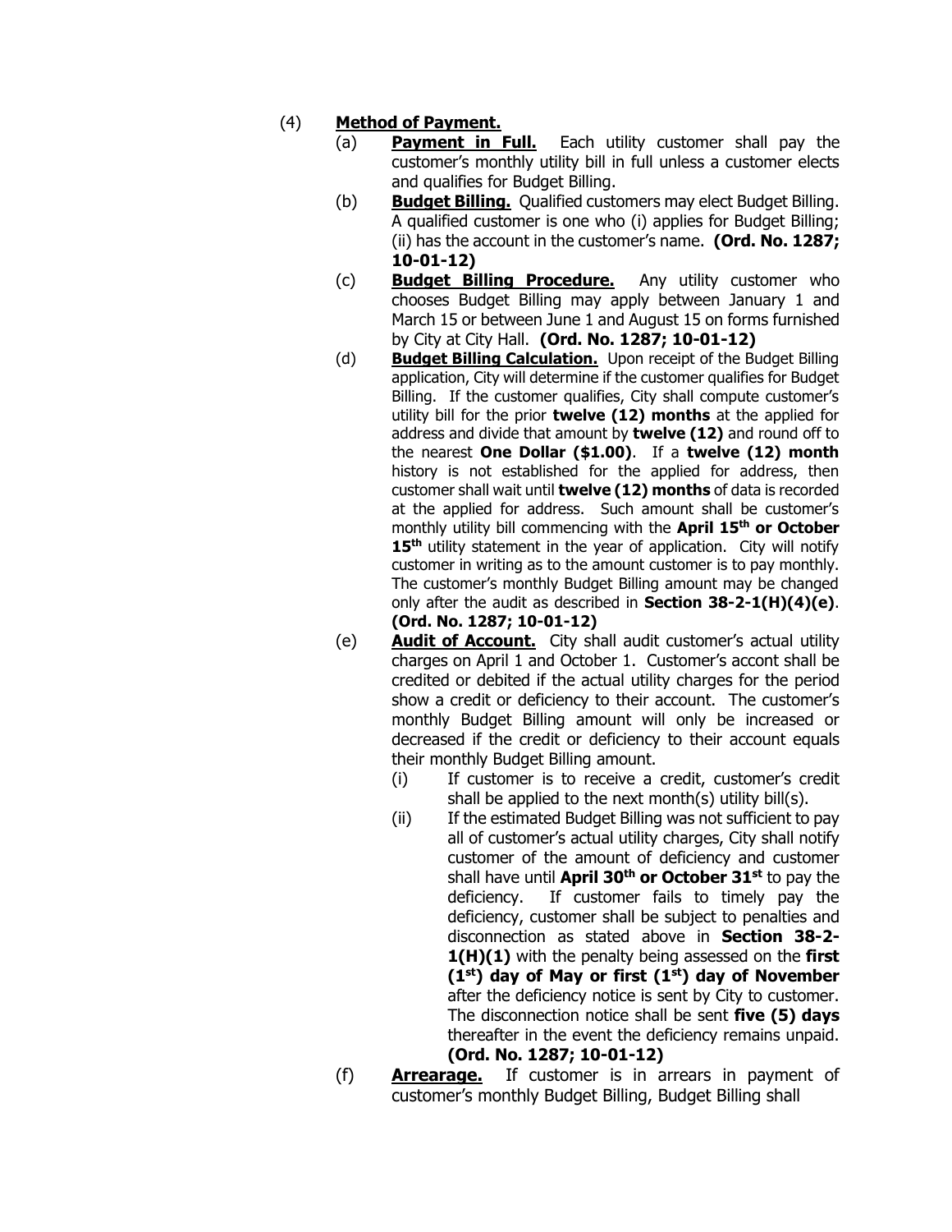(4) **Method of Payment.**

(a) **Payment in Full.** Each utility customer shall pay the customer's monthly utility bill in full unless a customer elects and qualifies for Budget Billing.

(b) **Budget Billing.** Qualified customers may elect Budget Billing. A qualified customer is one who (i) applies for Budget Billing; (ii) has the account in the customer's name. **(Ord. No. 1287; 10-01-12)**

(c) **Budget Billing Procedure.** Any utility customer who chooses Budget Billing may apply between January 1 and March 15 or between June 1 and August 15 on forms furnished by City at City Hall. **(Ord. No. 1287; 10-01-12)**

(d) **Budget Billing Calculation.** Upon receipt of the Budget Billing application, City will determine if the customer qualifies for Budget Billing. If the customer qualifies, City shall compute customer's utility bill for the prior **twelve (12) months** at the applied for address and divide that amount by **twelve (12)** and round off to the nearest **One Dollar ($1.00)**. If a **twelve (12) month** history is not established for the applied for address, then customer shall wait until **twelve (12) months** of data is recorded at the applied for address. Such amount shall be customer's monthly utility bill commencing with the **April 15th or October 15th** utility statement in the year of application. City will notify customer in writing as to the amount customer is to pay monthly. The customer's monthly Budget Billing amount may be changed only after the audit as described in **Section 38-2-1(H)(4)(e)**. **(Ord. No. 1287; 10-01-12)**

(e) **Audit of Account.** City shall audit customer's actual utility charges on April 1 and October 1. Customer's accont shall be credited or debited if the actual utility charges for the period show a credit or deficiency to their account. The customer's monthly Budget Billing amount will only be increased or decreased if the credit or deficiency to their account equals their monthly Budget Billing amount.

(i) If customer is to receive a credit, customer's credit shall be applied to the next month(s) utility bill(s).

(ii) If the estimated Budget Billing was not sufficient to pay all of customer's actual utility charges, City shall notify customer of the amount of deficiency and customer shall have until **April 30th or October 31st** to pay the deficiency. If customer fails to timely pay the deficiency, customer shall be subject to penalties and disconnection as stated above in **Section 38-2-1(H)(1)** with the penalty being assessed on the **first (1st) day of May or first (1st) day of November** after the deficiency notice is sent by City to customer. The disconnection notice shall be sent **five (5) days** thereafter in the event the deficiency remains unpaid. **(Ord. No. 1287; 10-01-12)**

(f) **Arrearage.** If customer is in arrears in payment of customer's monthly Budget Billing, Budget Billing shall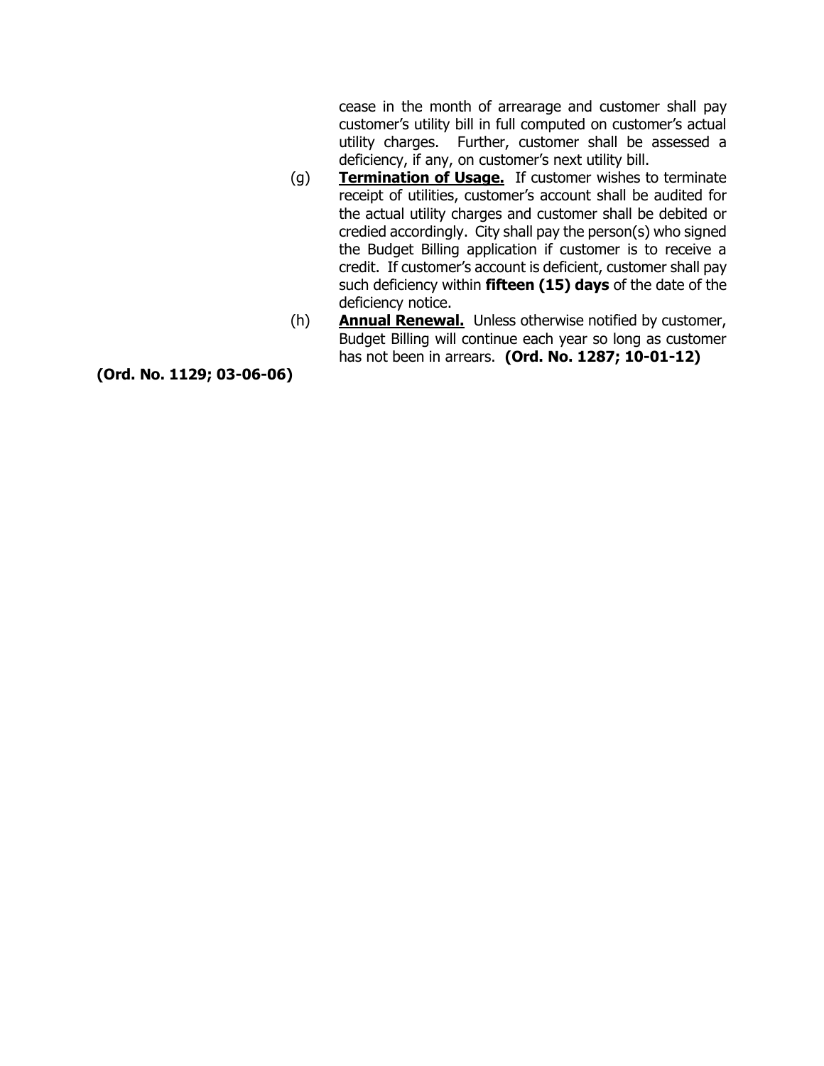cease in the month of arrearage and customer shall pay customer's utility bill in full computed on customer's actual utility charges. Further, customer shall be assessed a deficiency, if any, on customer's next utility bill.

(g) **Termination of Usage.** If customer wishes to terminate receipt of utilities, customer's account shall be audited for the actual utility charges and customer shall be debited or credied accordingly. City shall pay the person(s) who signed the Budget Billing application if customer is to receive a credit. If customer's account is deficient, customer shall pay such deficiency within **fifteen (15) days** of the date of the deficiency notice.

(h) **Annual Renewal.** Unless otherwise notified by customer, Budget Billing will continue each year so long as customer has not been in arrears. **(Ord. No. 1287; 10-01-12)**

**(Ord. No. 1129; 03-06-06)**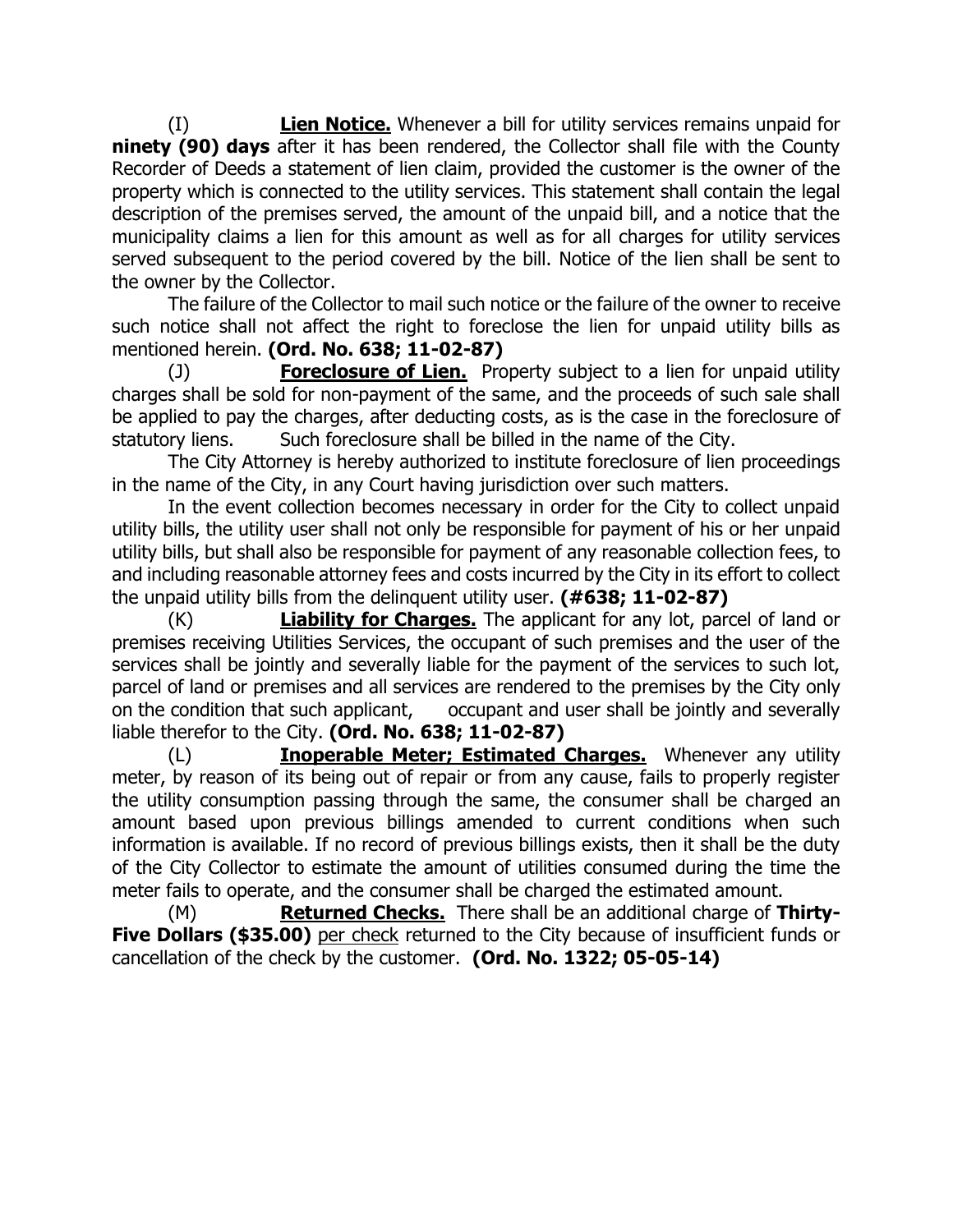(I) **Lien Notice.** Whenever a bill for utility services remains unpaid for **ninety (90) days** after it has been rendered, the Collector shall file with the County Recorder of Deeds a statement of lien claim, provided the customer is the owner of the property which is connected to the utility services. This statement shall contain the legal description of the premises served, the amount of the unpaid bill, and a notice that the municipality claims a lien for this amount as well as for all charges for utility services served subsequent to the period covered by the bill. Notice of the lien shall be sent to the owner by the Collector.

The failure of the Collector to mail such notice or the failure of the owner to receive such notice shall not affect the right to foreclose the lien for unpaid utility bills as mentioned herein. **(Ord. No. 638; 11-02-87)**

(J) **Foreclosure of Lien.** Property subject to a lien for unpaid utility charges shall be sold for non-payment of the same, and the proceeds of such sale shall be applied to pay the charges, after deducting costs, as is the case in the foreclosure of statutory liens. Such foreclosure shall be billed in the name of the City.

The City Attorney is hereby authorized to institute foreclosure of lien proceedings in the name of the City, in any Court having jurisdiction over such matters.

In the event collection becomes necessary in order for the City to collect unpaid utility bills, the utility user shall not only be responsible for payment of his or her unpaid utility bills, but shall also be responsible for payment of any reasonable collection fees, to and including reasonable attorney fees and costs incurred by the City in its effort to collect the unpaid utility bills from the delinquent utility user. **(#638; 11-02-87)**

(K) **Liability for Charges.** The applicant for any lot, parcel of land or premises receiving Utilities Services, the occupant of such premises and the user of the services shall be jointly and severally liable for the payment of the services to such lot, parcel of land or premises and all services are rendered to the premises by the City only on the condition that such applicant, occupant and user shall be jointly and severally liable therefor to the City. **(Ord. No. 638; 11-02-87)**

(L) **Inoperable Meter; Estimated Charges.** Whenever any utility meter, by reason of its being out of repair or from any cause, fails to properly register the utility consumption passing through the same, the consumer shall be charged an amount based upon previous billings amended to current conditions when such information is available. If no record of previous billings exists, then it shall be the duty of the City Collector to estimate the amount of utilities consumed during the time the meter fails to operate, and the consumer shall be charged the estimated amount.

(M) **Returned Checks.** There shall be an additional charge of **Thirty-Five Dollars ($35.00)** per check returned to the City because of insufficient funds or cancellation of the check by the customer. **(Ord. No. 1322; 05-05-14)**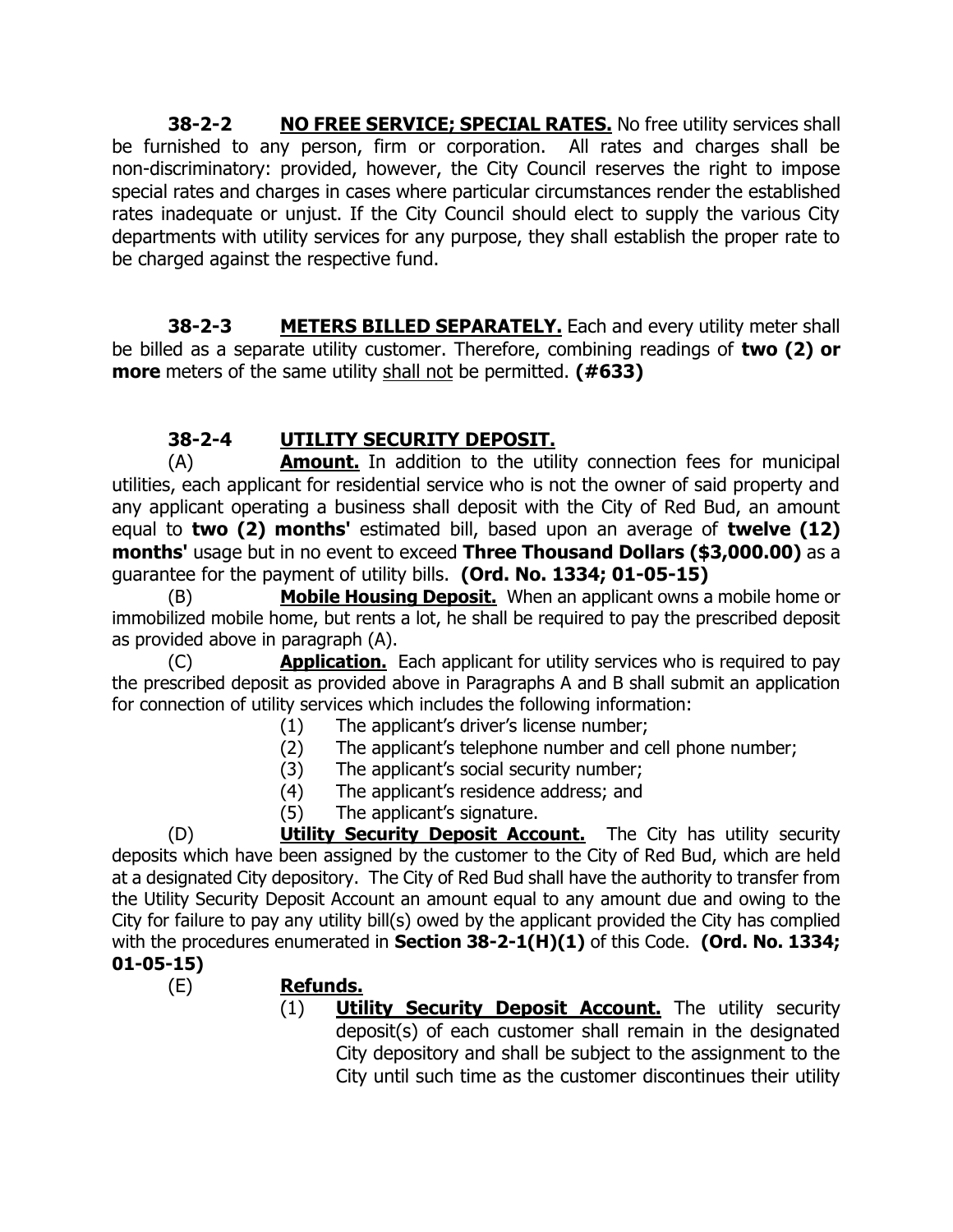**38-2-2 NO FREE SERVICE; SPECIAL RATES.** No free utility services shall be furnished to any person, firm or corporation. All rates and charges shall be non-discriminatory: provided, however, the City Council reserves the right to impose special rates and charges in cases where particular circumstances render the established rates inadequate or unjust. If the City Council should elect to supply the various City departments with utility services for any purpose, they shall establish the proper rate to be charged against the respective fund.

**38-2-3 METERS BILLED SEPARATELY.** Each and every utility meter shall be billed as a separate utility customer. Therefore, combining readings of **two (2) or more** meters of the same utility shall not be permitted. **(#633)**

**38-2-4 UTILITY SECURITY DEPOSIT.**

(A) **Amount.** In addition to the utility connection fees for municipal utilities, each applicant for residential service who is not the owner of said property and any applicant operating a business shall deposit with the City of Red Bud, an amount equal to **two (2) months'** estimated bill, based upon an average of **twelve (12) months'** usage but in no event to exceed **Three Thousand Dollars ($3,000.00)** as a guarantee for the payment of utility bills. **(Ord. No. 1334; 01-05-15)**

(B) **Mobile Housing Deposit.** When an applicant owns a mobile home or immobilized mobile home, but rents a lot, he shall be required to pay the prescribed deposit as provided above in paragraph (A).

(C) **Application.** Each applicant for utility services who is required to pay the prescribed deposit as provided above in Paragraphs A and B shall submit an application for connection of utility services which includes the following information:

(1) The applicant's driver's license number;
(2) The applicant's telephone number and cell phone number;
(3) The applicant's social security number;
(4) The applicant's residence address; and
(5) The applicant's signature.

(D) **Utility Security Deposit Account.** The City has utility security deposits which have been assigned by the customer to the City of Red Bud, which are held at a designated City depository. The City of Red Bud shall have the authority to transfer from the Utility Security Deposit Account an amount equal to any amount due and owing to the City for failure to pay any utility bill(s) owed by the applicant provided the City has complied with the procedures enumerated in **Section 38-2-1(H)(1)** of this Code. **(Ord. No. 1334; 01-05-15)**

(E) **Refunds.**

(1) **Utility Security Deposit Account.** The utility security deposit(s) of each customer shall remain in the designated City depository and shall be subject to the assignment to the City until such time as the customer discontinues their utility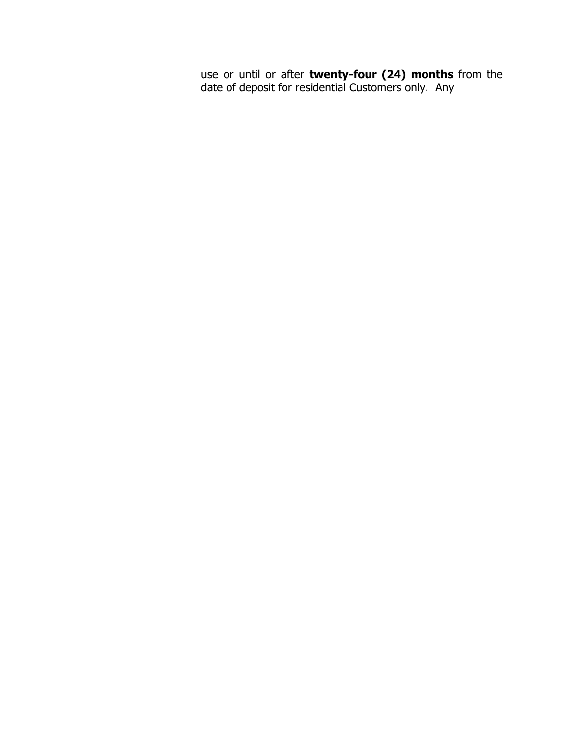use or until or after **twenty-four (24) months** from the date of deposit for residential Customers only. Any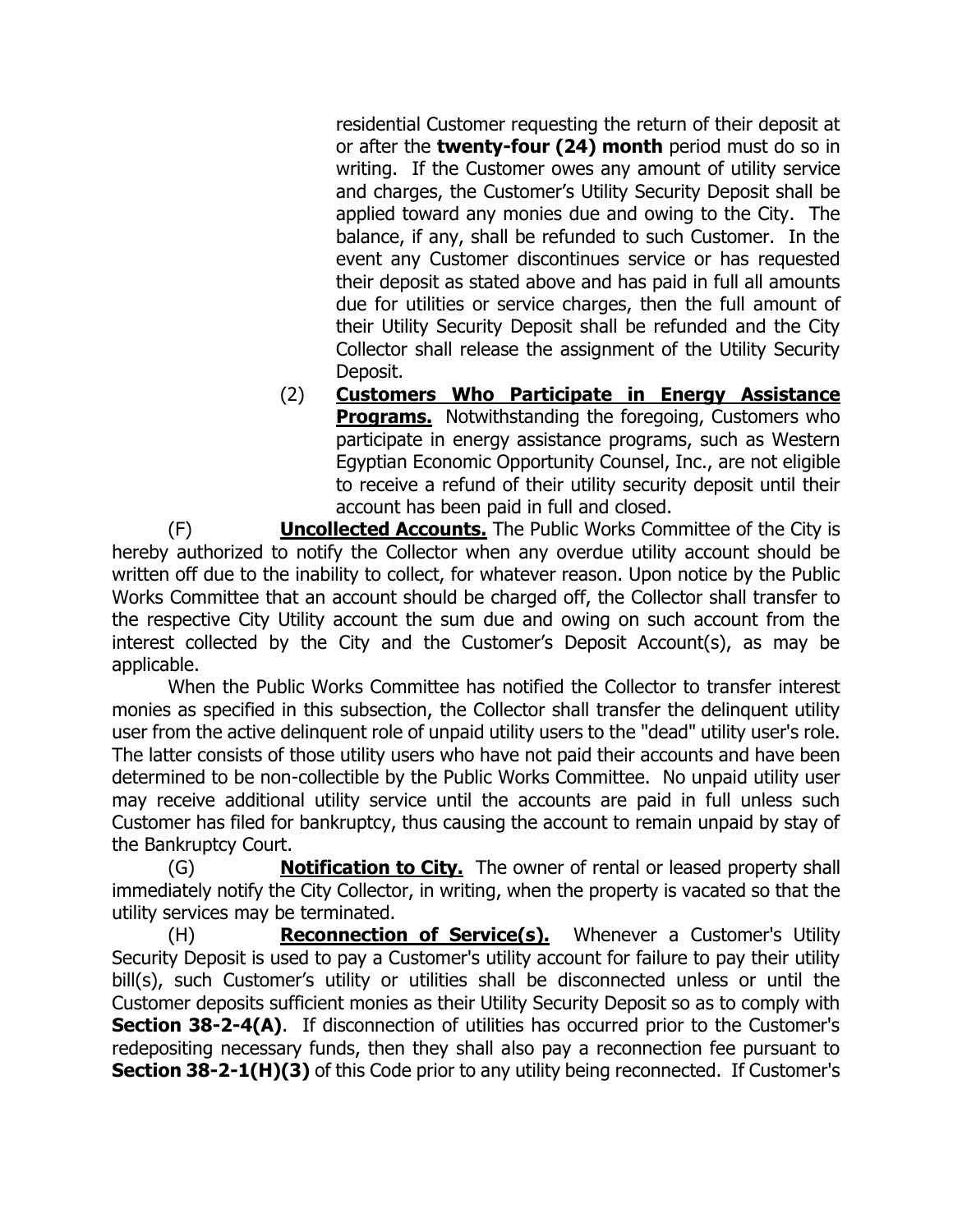residential Customer requesting the return of their deposit at or after the **twenty-four (24) month** period must do so in writing. If the Customer owes any amount of utility service and charges, the Customer's Utility Security Deposit shall be applied toward any monies due and owing to the City. The balance, if any, shall be refunded to such Customer. In the event any Customer discontinues service or has requested their deposit as stated above and has paid in full all amounts due for utilities or service charges, then the full amount of their Utility Security Deposit shall be refunded and the City Collector shall release the assignment of the Utility Security Deposit.

(2) **Customers Who Participate in Energy Assistance Programs.** Notwithstanding the foregoing, Customers who participate in energy assistance programs, such as Western Egyptian Economic Opportunity Counsel, Inc., are not eligible to receive a refund of their utility security deposit until their account has been paid in full and closed.

(F) **Uncollected Accounts.** The Public Works Committee of the City is hereby authorized to notify the Collector when any overdue utility account should be written off due to the inability to collect, for whatever reason. Upon notice by the Public Works Committee that an account should be charged off, the Collector shall transfer to the respective City Utility account the sum due and owing on such account from the interest collected by the City and the Customer's Deposit Account(s), as may be applicable.

When the Public Works Committee has notified the Collector to transfer interest monies as specified in this subsection, the Collector shall transfer the delinquent utility user from the active delinquent role of unpaid utility users to the "dead" utility user's role. The latter consists of those utility users who have not paid their accounts and have been determined to be non-collectible by the Public Works Committee. No unpaid utility user may receive additional utility service until the accounts are paid in full unless such Customer has filed for bankruptcy, thus causing the account to remain unpaid by stay of the Bankruptcy Court.

(G) **Notification to City.** The owner of rental or leased property shall immediately notify the City Collector, in writing, when the property is vacated so that the utility services may be terminated.

(H) **Reconnection of Service(s).** Whenever a Customer's Utility Security Deposit is used to pay a Customer's utility account for failure to pay their utility bill(s), such Customer's utility or utilities shall be disconnected unless or until the Customer deposits sufficient monies as their Utility Security Deposit so as to comply with **Section 38-2-4(A)**. If disconnection of utilities has occurred prior to the Customer's redepositing necessary funds, then they shall also pay a reconnection fee pursuant to **Section 38-2-1(H)(3)** of this Code prior to any utility being reconnected. If Customer's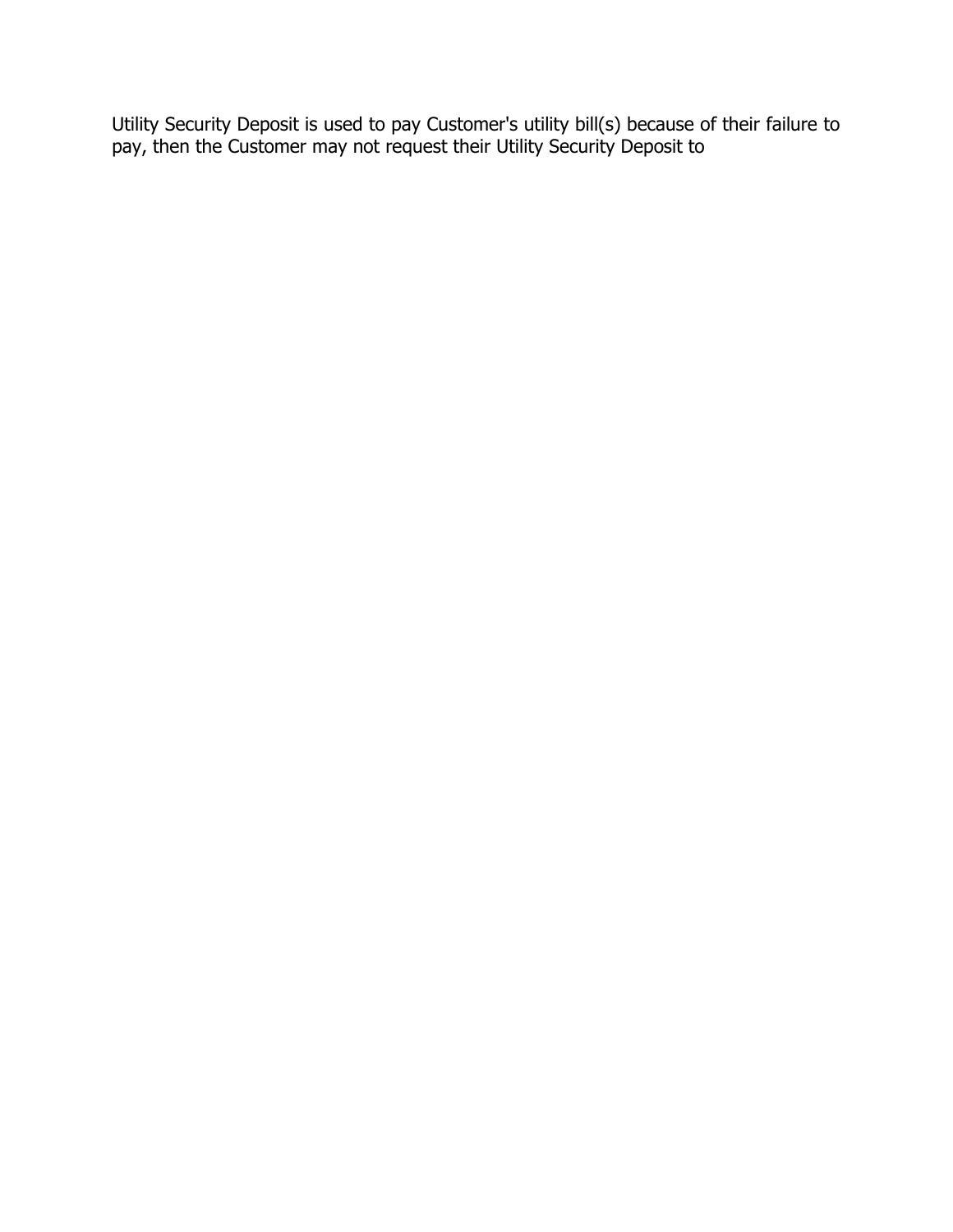Utility Security Deposit is used to pay Customer's utility bill(s) because of their failure to pay, then the Customer may not request their Utility Security Deposit to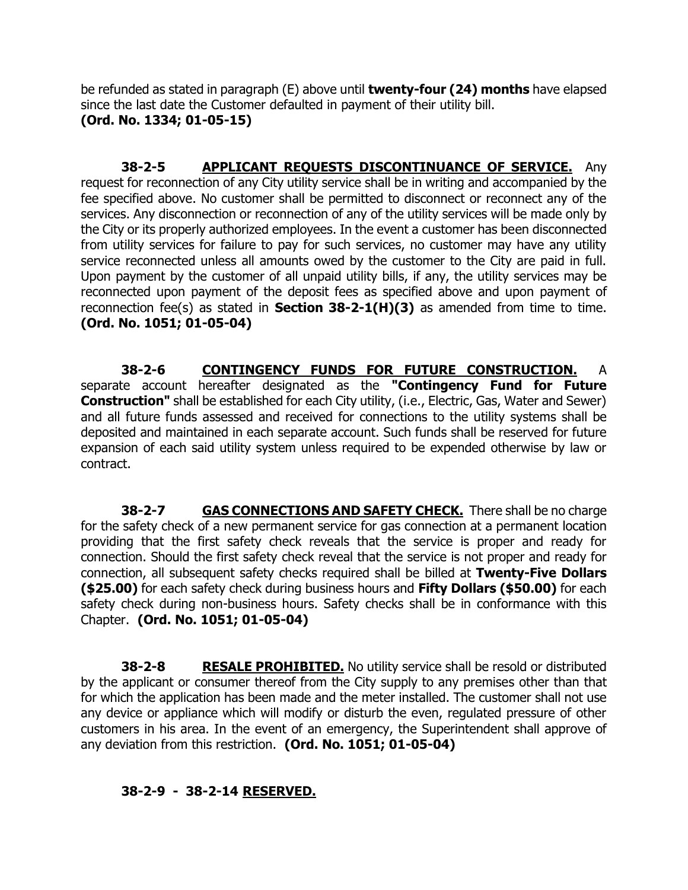be refunded as stated in paragraph (E) above until **twenty-four (24) months** have elapsed since the last date the Customer defaulted in payment of their utility bill.
**(Ord. No. 1334; 01-05-15)**

**38-2-5 APPLICANT REQUESTS DISCONTINUANCE OF SERVICE.** Any request for reconnection of any City utility service shall be in writing and accompanied by the fee specified above. No customer shall be permitted to disconnect or reconnect any of the services. Any disconnection or reconnection of any of the utility services will be made only by the City or its properly authorized employees. In the event a customer has been disconnected from utility services for failure to pay for such services, no customer may have any utility service reconnected unless all amounts owed by the customer to the City are paid in full. Upon payment by the customer of all unpaid utility bills, if any, the utility services may be reconnected upon payment of the deposit fees as specified above and upon payment of reconnection fee(s) as stated in **Section 38-2-1(H)(3)** as amended from time to time. **(Ord. No. 1051; 01-05-04)**

**38-2-6 CONTINGENCY FUNDS FOR FUTURE CONSTRUCTION.** A separate account hereafter designated as the **"Contingency Fund for Future Construction"** shall be established for each City utility, (i.e., Electric, Gas, Water and Sewer) and all future funds assessed and received for connections to the utility systems shall be deposited and maintained in each separate account. Such funds shall be reserved for future expansion of each said utility system unless required to be expended otherwise by law or contract.

**38-2-7 GAS CONNECTIONS AND SAFETY CHECK.** There shall be no charge for the safety check of a new permanent service for gas connection at a permanent location providing that the first safety check reveals that the service is proper and ready for connection. Should the first safety check reveal that the service is not proper and ready for connection, all subsequent safety checks required shall be billed at **Twenty-Five Dollars ($25.00)** for each safety check during business hours and **Fifty Dollars ($50.00)** for each safety check during non-business hours. Safety checks shall be in conformance with this Chapter. **(Ord. No. 1051; 01-05-04)**

**38-2-8 RESALE PROHIBITED.** No utility service shall be resold or distributed by the applicant or consumer thereof from the City supply to any premises other than that for which the application has been made and the meter installed. The customer shall not use any device or appliance which will modify or disturb the even, regulated pressure of other customers in his area. In the event of an emergency, the Superintendent shall approve of any deviation from this restriction. **(Ord. No. 1051; 01-05-04)**

**38-2-9 - 38-2-14 RESERVED.**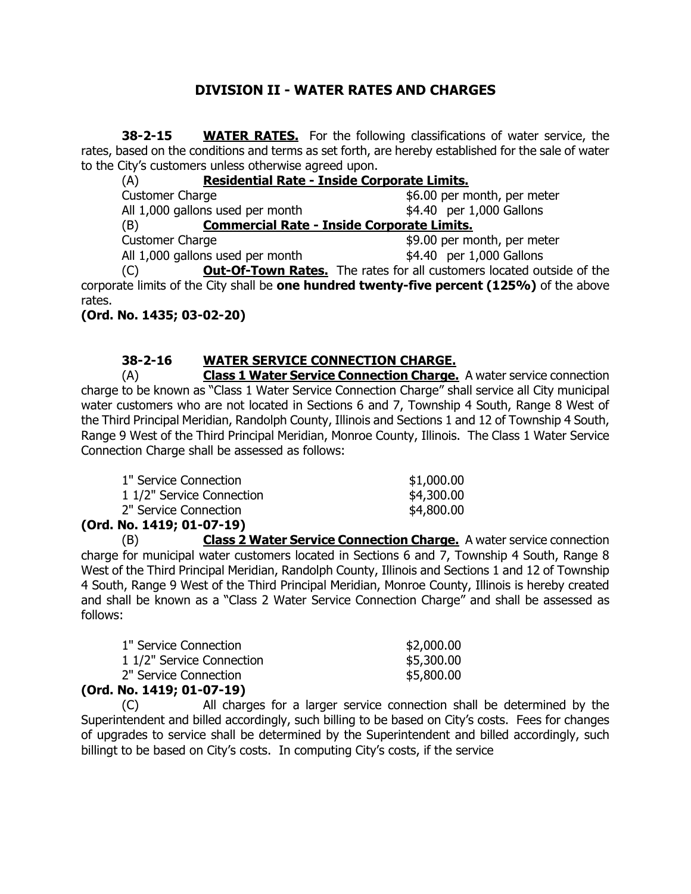## DIVISION II - WATER RATES AND CHARGES

**38-2-15** **WATER RATES.** For the following classifications of water service, the rates, based on the conditions and terms as set forth, are hereby established for the sale of water to the City's customers unless otherwise agreed upon.

(A) **Residential Rate - Inside Corporate Limits.**

| | |
|---|---|
| Customer Charge | $6.00 per month, per meter |
| All 1,000 gallons used per month | $4.40 per 1,000 Gallons |

(B) **Commercial Rate - Inside Corporate Limits.**

| | |
|---|---|
| Customer Charge | $9.00 per month, per meter |
| All 1,000 gallons used per month | $4.40 per 1,000 Gallons |

(C) **Out-Of-Town Rates.** The rates for all customers located outside of the corporate limits of the City shall be **one hundred twenty-five percent (125%)** of the above rates.

**(Ord. No. 1435; 03-02-20)**

**38-2-16** **WATER SERVICE CONNECTION CHARGE.**

(A) **Class 1 Water Service Connection Charge.** A water service connection charge to be known as "Class 1 Water Service Connection Charge" shall service all City municipal water customers who are not located in Sections 6 and 7, Township 4 South, Range 8 West of the Third Principal Meridian, Randolph County, Illinois and Sections 1 and 12 of Township 4 South, Range 9 West of the Third Principal Meridian, Monroe County, Illinois. The Class 1 Water Service Connection Charge shall be assessed as follows:

| | |
|---|---|
| 1" Service Connection | $1,000.00 |
| 1 1/2" Service Connection | $4,300.00 |
| 2" Service Connection | $4,800.00 |

**(Ord. No. 1419; 01-07-19)**

(B) **Class 2 Water Service Connection Charge.** A water service connection charge for municipal water customers located in Sections 6 and 7, Township 4 South, Range 8 West of the Third Principal Meridian, Randolph County, Illinois and Sections 1 and 12 of Township 4 South, Range 9 West of the Third Principal Meridian, Monroe County, Illinois is hereby created and shall be known as a "Class 2 Water Service Connection Charge" and shall be assessed as follows:

| | |
|---|---|
| 1" Service Connection | $2,000.00 |
| 1 1/2" Service Connection | $5,300.00 |
| 2" Service Connection | $5,800.00 |

**(Ord. No. 1419; 01-07-19)**

(C) All charges for a larger service connection shall be determined by the Superintendent and billed accordingly, such billing to be based on City's costs. Fees for changes of upgrades to service shall be determined by the Superintendent and billed accordingly, such billingt to be based on City's costs. In computing City's costs, if the service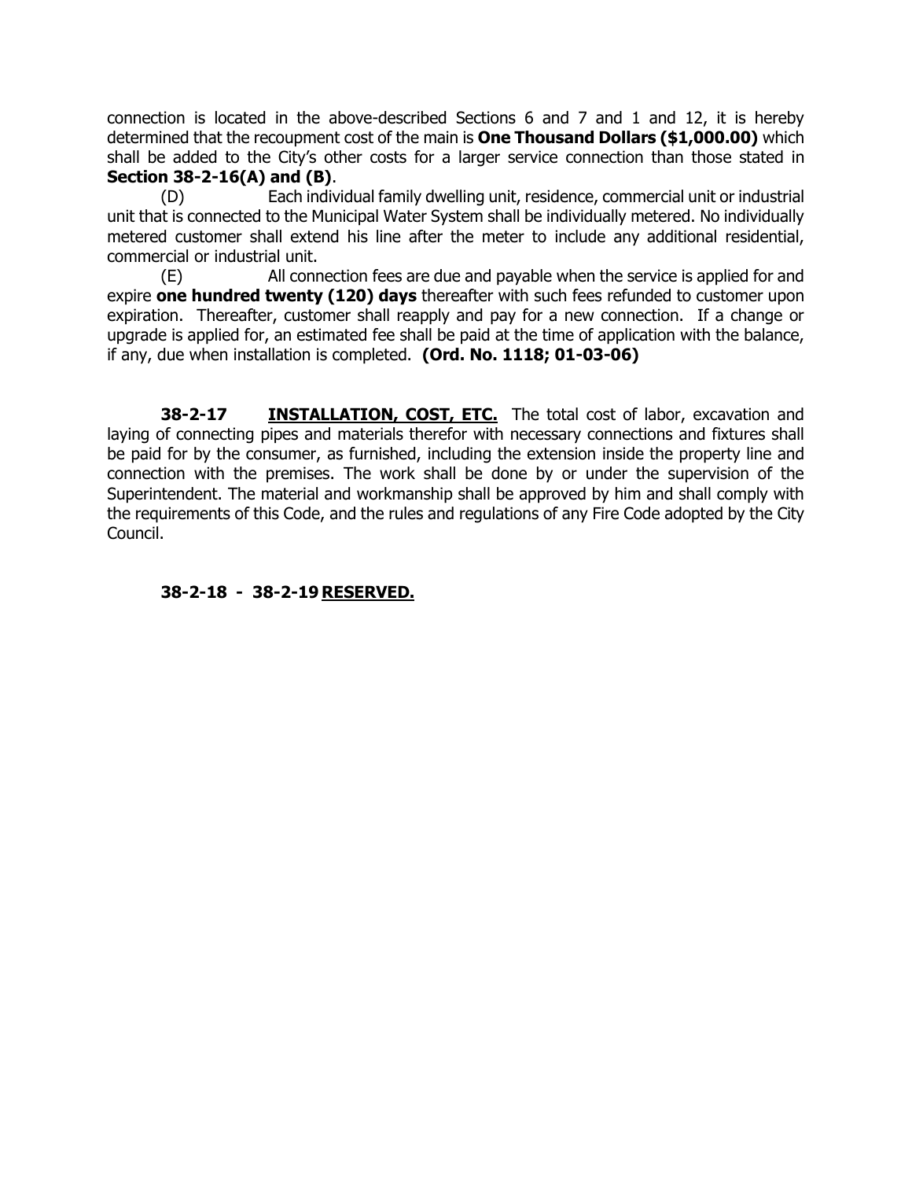connection is located in the above-described Sections 6 and 7 and 1 and 12, it is hereby determined that the recoupment cost of the main is **One Thousand Dollars ($1,000.00)** which shall be added to the City's other costs for a larger service connection than those stated in **Section 38-2-16(A) and (B)**.

(D) Each individual family dwelling unit, residence, commercial unit or industrial unit that is connected to the Municipal Water System shall be individually metered. No individually metered customer shall extend his line after the meter to include any additional residential, commercial or industrial unit.

(E) All connection fees are due and payable when the service is applied for and expire **one hundred twenty (120) days** thereafter with such fees refunded to customer upon expiration. Thereafter, customer shall reapply and pay for a new connection. If a change or upgrade is applied for, an estimated fee shall be paid at the time of application with the balance, if any, due when installation is completed. **(Ord. No. 1118; 01-03-06)**

**38-2-17** **INSTALLATION, COST, ETC.** The total cost of labor, excavation and laying of connecting pipes and materials therefor with necessary connections and fixtures shall be paid for by the consumer, as furnished, including the extension inside the property line and connection with the premises. The work shall be done by or under the supervision of the Superintendent. The material and workmanship shall be approved by him and shall comply with the requirements of this Code, and the rules and regulations of any Fire Code adopted by the City Council.

**38-2-18 - 38-2-19** **RESERVED.**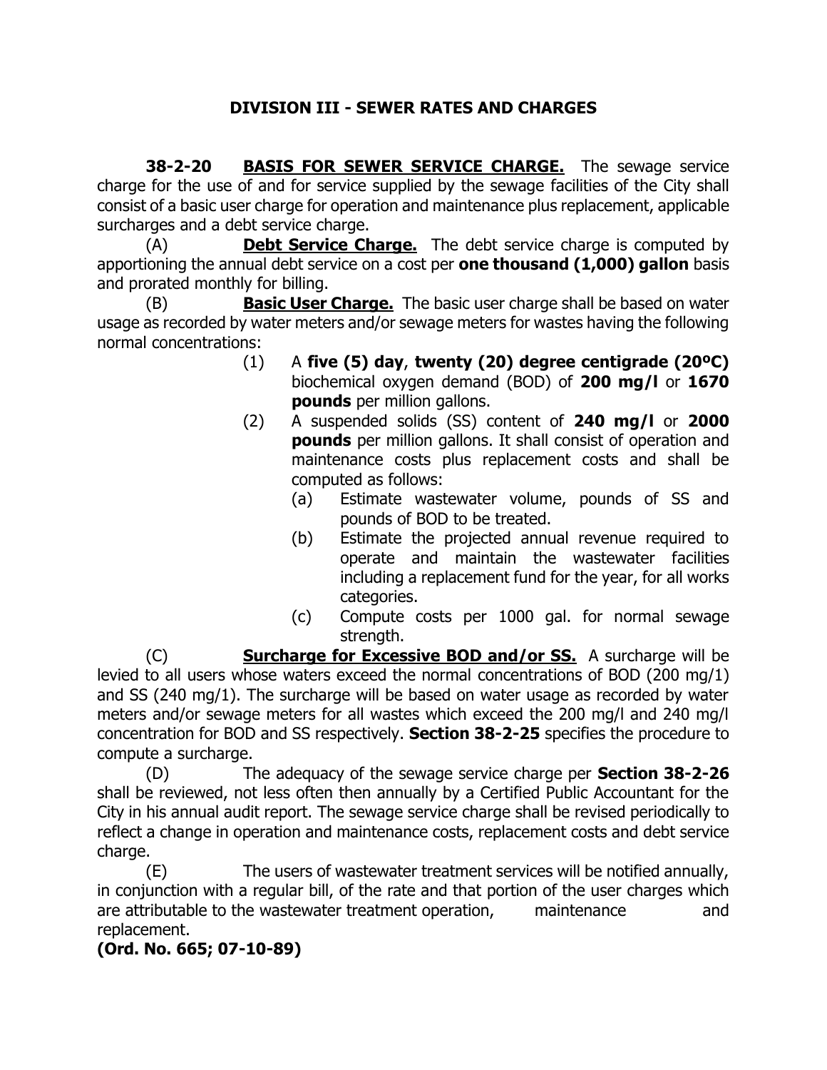## DIVISION III - SEWER RATES AND CHARGES

**38-2-20 BASIS FOR SEWER SERVICE CHARGE.** The sewage service charge for the use of and for service supplied by the sewage facilities of the City shall consist of a basic user charge for operation and maintenance plus replacement, applicable surcharges and a debt service charge.

(A) **Debt Service Charge.** The debt service charge is computed by apportioning the annual debt service on a cost per **one thousand (1,000) gallon** basis and prorated monthly for billing.

(B) **Basic User Charge.** The basic user charge shall be based on water usage as recorded by water meters and/or sewage meters for wastes having the following normal concentrations:

(1) A **five (5) day**, **twenty (20) degree centigrade (20ºC)** biochemical oxygen demand (BOD) of **200 mg/l** or **1670 pounds** per million gallons.

(2) A suspended solids (SS) content of **240 mg/l** or **2000 pounds** per million gallons. It shall consist of operation and maintenance costs plus replacement costs and shall be computed as follows:

(a) Estimate wastewater volume, pounds of SS and pounds of BOD to be treated.

(b) Estimate the projected annual revenue required to operate and maintain the wastewater facilities including a replacement fund for the year, for all works categories.

(c) Compute costs per 1000 gal. for normal sewage strength.

(C) **Surcharge for Excessive BOD and/or SS.** A surcharge will be levied to all users whose waters exceed the normal concentrations of BOD (200 mg/1) and SS (240 mg/1). The surcharge will be based on water usage as recorded by water meters and/or sewage meters for all wastes which exceed the 200 mg/l and 240 mg/l concentration for BOD and SS respectively. **Section 38-2-25** specifies the procedure to compute a surcharge.

(D) The adequacy of the sewage service charge per **Section 38-2-26** shall be reviewed, not less often then annually by a Certified Public Accountant for the City in his annual audit report. The sewage service charge shall be revised periodically to reflect a change in operation and maintenance costs, replacement costs and debt service charge.

(E) The users of wastewater treatment services will be notified annually, in conjunction with a regular bill, of the rate and that portion of the user charges which are attributable to the wastewater treatment operation, maintenance and replacement.

**(Ord. No. 665; 07-10-89)**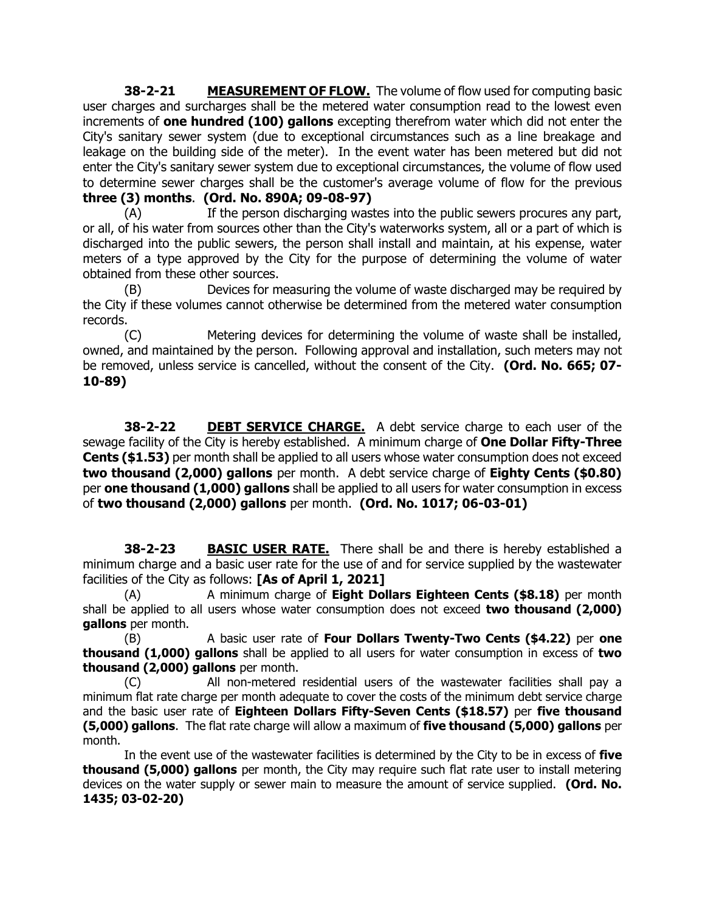**38-2-21 MEASUREMENT OF FLOW.** The volume of flow used for computing basic user charges and surcharges shall be the metered water consumption read to the lowest even increments of **one hundred (100) gallons** excepting therefrom water which did not enter the City's sanitary sewer system (due to exceptional circumstances such as a line breakage and leakage on the building side of the meter). In the event water has been metered but did not enter the City's sanitary sewer system due to exceptional circumstances, the volume of flow used to determine sewer charges shall be the customer's average volume of flow for the previous **three (3) months**. **(Ord. No. 890A; 09-08-97)**

(A) If the person discharging wastes into the public sewers procures any part, or all, of his water from sources other than the City's waterworks system, all or a part of which is discharged into the public sewers, the person shall install and maintain, at his expense, water meters of a type approved by the City for the purpose of determining the volume of water obtained from these other sources.

(B) Devices for measuring the volume of waste discharged may be required by the City if these volumes cannot otherwise be determined from the metered water consumption records.

(C) Metering devices for determining the volume of waste shall be installed, owned, and maintained by the person. Following approval and installation, such meters may not be removed, unless service is cancelled, without the consent of the City. **(Ord. No. 665; 07-10-89)**

**38-2-22 DEBT SERVICE CHARGE.** A debt service charge to each user of the sewage facility of the City is hereby established. A minimum charge of **One Dollar Fifty-Three Cents ($1.53)** per month shall be applied to all users whose water consumption does not exceed **two thousand (2,000) gallons** per month. A debt service charge of **Eighty Cents ($0.80)** per **one thousand (1,000) gallons** shall be applied to all users for water consumption in excess of **two thousand (2,000) gallons** per month. **(Ord. No. 1017; 06-03-01)**

**38-2-23 BASIC USER RATE.** There shall be and there is hereby established a minimum charge and a basic user rate for the use of and for service supplied by the wastewater facilities of the City as follows: **[As of April 1, 2021]**

(A) A minimum charge of **Eight Dollars Eighteen Cents ($8.18)** per month shall be applied to all users whose water consumption does not exceed **two thousand (2,000) gallons** per month.

(B) A basic user rate of **Four Dollars Twenty-Two Cents ($4.22)** per **one thousand (1,000) gallons** shall be applied to all users for water consumption in excess of **two thousand (2,000) gallons** per month.

(C) All non-metered residential users of the wastewater facilities shall pay a minimum flat rate charge per month adequate to cover the costs of the minimum debt service charge and the basic user rate of **Eighteen Dollars Fifty-Seven Cents ($18.57)** per **five thousand (5,000) gallons**. The flat rate charge will allow a maximum of **five thousand (5,000) gallons** per month.

In the event use of the wastewater facilities is determined by the City to be in excess of **five thousand (5,000) gallons** per month, the City may require such flat rate user to install metering devices on the water supply or sewer main to measure the amount of service supplied. **(Ord. No. 1435; 03-02-20)**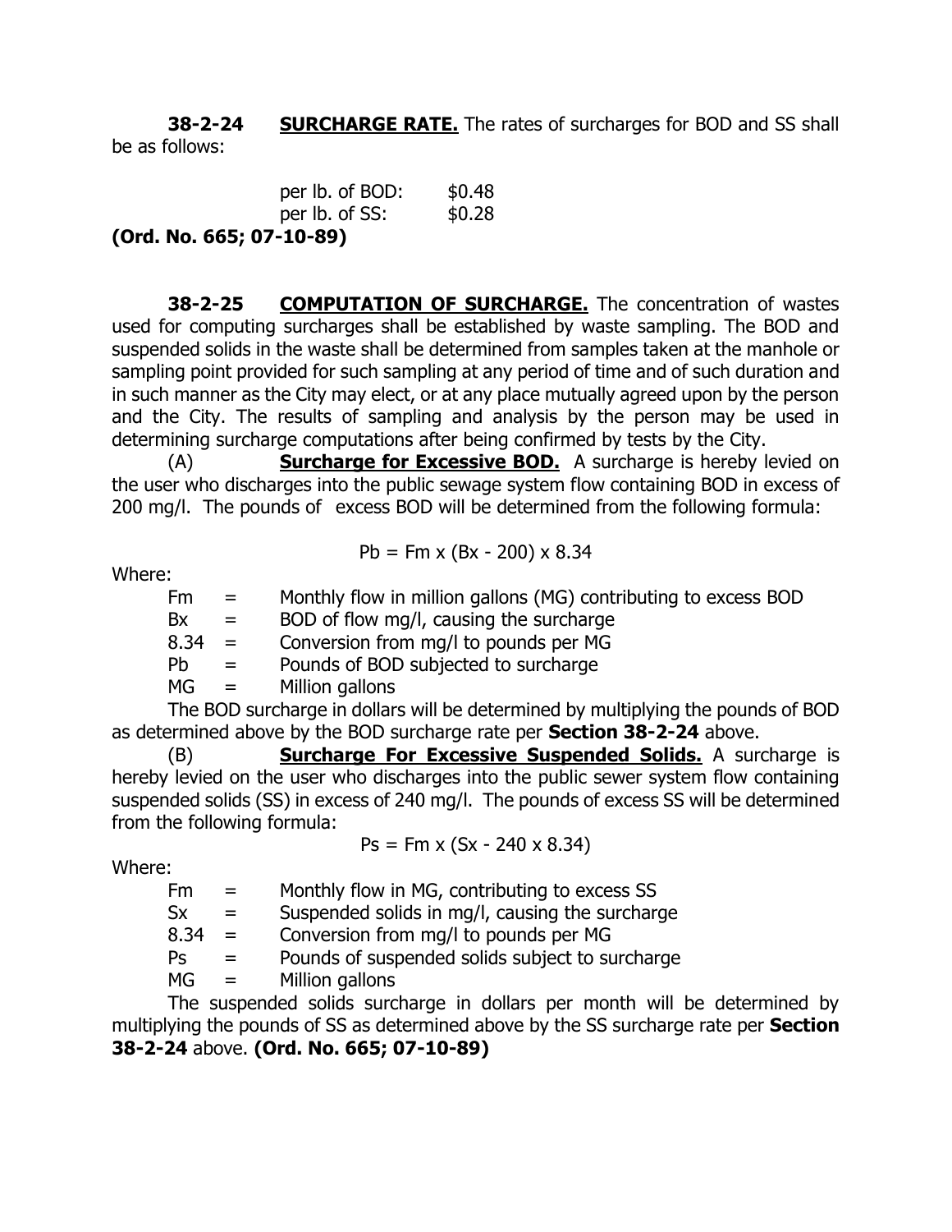**38-2-24 SURCHARGE RATE.** The rates of surcharges for BOD and SS shall be as follows:

per lb. of BOD: $0.48
per lb. of SS: $0.28

**(Ord. No. 665; 07-10-89)**

**38-2-25 COMPUTATION OF SURCHARGE.** The concentration of wastes used for computing surcharges shall be established by waste sampling. The BOD and suspended solids in the waste shall be determined from samples taken at the manhole or sampling point provided for such sampling at any period of time and of such duration and in such manner as the City may elect, or at any place mutually agreed upon by the person and the City. The results of sampling and analysis by the person may be used in determining surcharge computations after being confirmed by tests by the City.

(A) **Surcharge for Excessive BOD.** A surcharge is hereby levied on the user who discharges into the public sewage system flow containing BOD in excess of 200 mg/l. The pounds of excess BOD will be determined from the following formula:

$$Pb = Fm \times (Bx - 200) \times 8.34$$

Where:

- Fm = Monthly flow in million gallons (MG) contributing to excess BOD
- Bx = BOD of flow mg/l, causing the surcharge
- 8.34 = Conversion from mg/l to pounds per MG
- Pb = Pounds of BOD subjected to surcharge
- MG = Million gallons

The BOD surcharge in dollars will be determined by multiplying the pounds of BOD as determined above by the BOD surcharge rate per **Section 38-2-24** above.

(B) **Surcharge For Excessive Suspended Solids.** A surcharge is hereby levied on the user who discharges into the public sewer system flow containing suspended solids (SS) in excess of 240 mg/l. The pounds of excess SS will be determined from the following formula:

$$Ps = Fm \times (Sx - 240 \times 8.34)$$

Where:

- Fm = Monthly flow in MG, contributing to excess SS
- Sx = Suspended solids in mg/l, causing the surcharge
- 8.34 = Conversion from mg/l to pounds per MG
- Ps = Pounds of suspended solids subject to surcharge
- MG = Million gallons

The suspended solids surcharge in dollars per month will be determined by multiplying the pounds of SS as determined above by the SS surcharge rate per **Section 38-2-24** above. **(Ord. No. 665; 07-10-89)**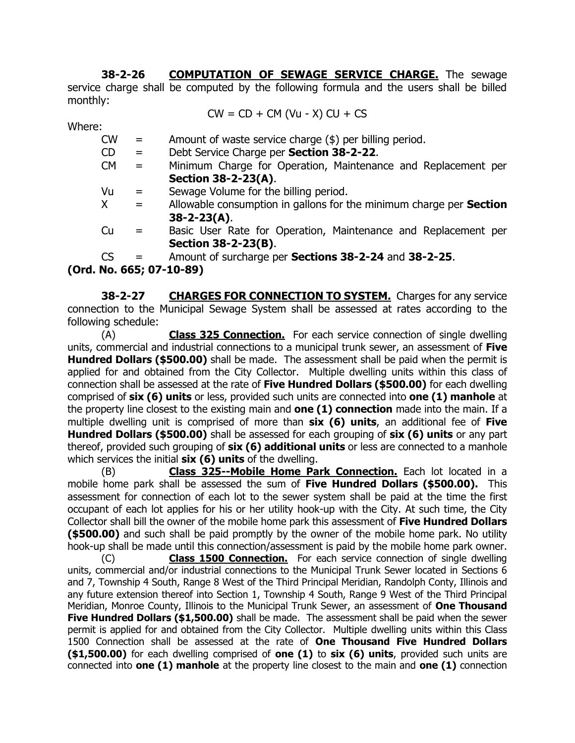**38-2-26 <u>COMPUTATION OF SEWAGE SERVICE CHARGE.</u>** The sewage service charge shall be computed by the following formula and the users shall be billed monthly:

$$CW = CD + CM (Vu - X) CU + CS$$

Where:

| | | |
|---|---|---|
| CW | = | Amount of waste service charge ($) per billing period. |
| CD | = | Debt Service Charge per **Section 38-2-22**. |
| CM | = | Minimum Charge for Operation, Maintenance and Replacement per **Section 38-2-23(A)**. |
| Vu | = | Sewage Volume for the billing period. |
| X | = | Allowable consumption in gallons for the minimum charge per **Section 38-2-23(A)**. |
| Cu | = | Basic User Rate for Operation, Maintenance and Replacement per **Section 38-2-23(B)**. |
| CS | = | Amount of surcharge per **Sections 38-2-24** and **38-2-25**. |

**(Ord. No. 665; 07-10-89)**

**38-2-27 <u>CHARGES FOR CONNECTION TO SYSTEM.</u>** Charges for any service connection to the Municipal Sewage System shall be assessed at rates according to the following schedule:

(A) **<u>Class 325 Connection.</u>** For each service connection of single dwelling units, commercial and industrial connections to a municipal trunk sewer, an assessment of **Five Hundred Dollars ($500.00)** shall be made. The assessment shall be paid when the permit is applied for and obtained from the City Collector. Multiple dwelling units within this class of connection shall be assessed at the rate of **Five Hundred Dollars ($500.00)** for each dwelling comprised of **six (6) units** or less, provided such units are connected into **one (1) manhole** at the property line closest to the existing main and **one (1) connection** made into the main. If a multiple dwelling unit is comprised of more than **six (6) units**, an additional fee of **Five Hundred Dollars ($500.00)** shall be assessed for each grouping of **six (6) units** or any part thereof, provided such grouping of **six (6) additional units** or less are connected to a manhole which services the initial **six (6) units** of the dwelling.

(B) **<u>Class 325--Mobile Home Park Connection.</u>** Each lot located in a mobile home park shall be assessed the sum of **Five Hundred Dollars ($500.00).** This assessment for connection of each lot to the sewer system shall be paid at the time the first occupant of each lot applies for his or her utility hook-up with the City. At such time, the City Collector shall bill the owner of the mobile home park this assessment of **Five Hundred Dollars ($500.00)** and such shall be paid promptly by the owner of the mobile home park. No utility hook-up shall be made until this connection/assessment is paid by the mobile home park owner.

(C) **<u>Class 1500 Connection.</u>** For each service connection of single dwelling units, commercial and/or industrial connections to the Municipal Trunk Sewer located in Sections 6 and 7, Township 4 South, Range 8 West of the Third Principal Meridian, Randolph Conty, Illinois and any future extension thereof into Section 1, Township 4 South, Range 9 West of the Third Principal Meridian, Monroe County, Illinois to the Municipal Trunk Sewer, an assessment of **One Thousand Five Hundred Dollars ($1,500.00)** shall be made. The assessment shall be paid when the sewer permit is applied for and obtained from the City Collector. Multiple dwelling units within this Class 1500 Connection shall be assessed at the rate of **One Thousand Five Hundred Dollars ($1,500.00)** for each dwelling comprised of **one (1)** to **six (6) units**, provided such units are connected into **one (1) manhole** at the property line closest to the main and **one (1)** connection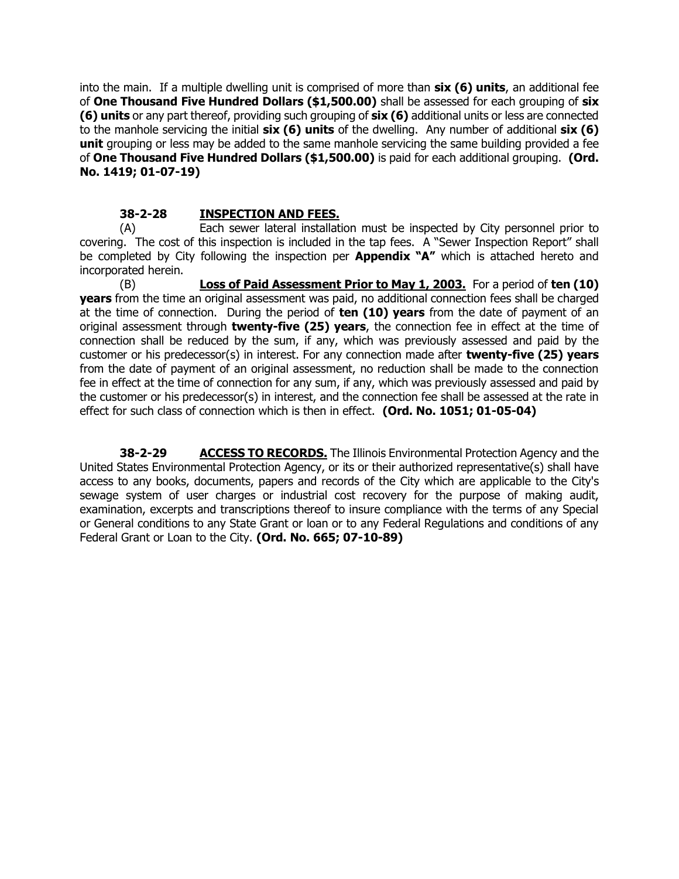into the main. If a multiple dwelling unit is comprised of more than **six (6) units**, an additional fee of **One Thousand Five Hundred Dollars ($1,500.00)** shall be assessed for each grouping of **six (6) units** or any part thereof, providing such grouping of **six (6)** additional units or less are connected to the manhole servicing the initial **six (6) units** of the dwelling. Any number of additional **six (6) unit** grouping or less may be added to the same manhole servicing the same building provided a fee of **One Thousand Five Hundred Dollars ($1,500.00)** is paid for each additional grouping. **(Ord. No. 1419; 01-07-19)**

**38-2-28 INSPECTION AND FEES.**

(A) Each sewer lateral installation must be inspected by City personnel prior to covering. The cost of this inspection is included in the tap fees. A "Sewer Inspection Report" shall be completed by City following the inspection per **Appendix "A"** which is attached hereto and incorporated herein.

(B) **Loss of Paid Assessment Prior to May 1, 2003.** For a period of **ten (10) years** from the time an original assessment was paid, no additional connection fees shall be charged at the time of connection. During the period of **ten (10) years** from the date of payment of an original assessment through **twenty-five (25) years**, the connection fee in effect at the time of connection shall be reduced by the sum, if any, which was previously assessed and paid by the customer or his predecessor(s) in interest. For any connection made after **twenty-five (25) years** from the date of payment of an original assessment, no reduction shall be made to the connection fee in effect at the time of connection for any sum, if any, which was previously assessed and paid by the customer or his predecessor(s) in interest, and the connection fee shall be assessed at the rate in effect for such class of connection which is then in effect. **(Ord. No. 1051; 01-05-04)**

**38-2-29 ACCESS TO RECORDS.** The Illinois Environmental Protection Agency and the United States Environmental Protection Agency, or its or their authorized representative(s) shall have access to any books, documents, papers and records of the City which are applicable to the City's sewage system of user charges or industrial cost recovery for the purpose of making audit, examination, excerpts and transcriptions thereof to insure compliance with the terms of any Special or General conditions to any State Grant or loan or to any Federal Regulations and conditions of any Federal Grant or Loan to the City. **(Ord. No. 665; 07-10-89)**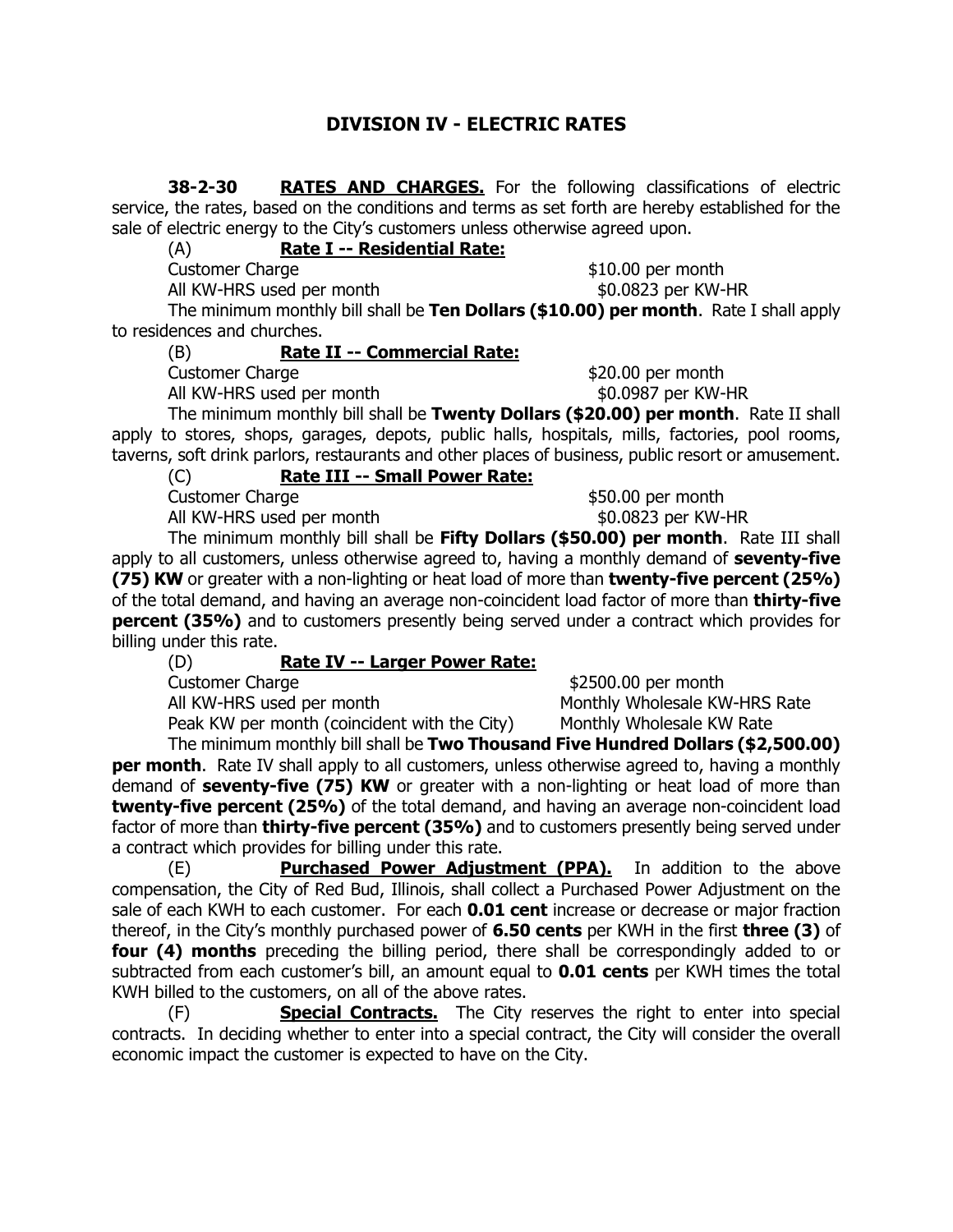# DIVISION IV - ELECTRIC RATES

**38-2-30 RATES AND CHARGES.** For the following classifications of electric service, the rates, based on the conditions and terms as set forth are hereby established for the sale of electric energy to the City's customers unless otherwise agreed upon.

(A) **Rate I -- Residential Rate:**

| | |
|---|---|
| Customer Charge | $10.00 per month |
| All KW-HRS used per month | $0.0823 per KW-HR |

The minimum monthly bill shall be **Ten Dollars ($10.00) per month**. Rate I shall apply to residences and churches.

(B) **Rate II -- Commercial Rate:**

| | |
|---|---|
| Customer Charge | $20.00 per month |
| All KW-HRS used per month | $0.0987 per KW-HR |

The minimum monthly bill shall be **Twenty Dollars ($20.00) per month**. Rate II shall apply to stores, shops, garages, depots, public halls, hospitals, mills, factories, pool rooms, taverns, soft drink parlors, restaurants and other places of business, public resort or amusement.

(C) **Rate III -- Small Power Rate:**

| | |
|---|---|
| Customer Charge | $50.00 per month |
| All KW-HRS used per month | $0.0823 per KW-HR |

The minimum monthly bill shall be **Fifty Dollars ($50.00) per month**. Rate III shall apply to all customers, unless otherwise agreed to, having a monthly demand of **seventy-five (75) KW** or greater with a non-lighting or heat load of more than **twenty-five percent (25%)** of the total demand, and having an average non-coincident load factor of more than **thirty-five percent (35%)** and to customers presently being served under a contract which provides for billing under this rate.

(D) **Rate IV -- Larger Power Rate:**

| | |
|---|---|
| Customer Charge | $2500.00 per month |
| All KW-HRS used per month | Monthly Wholesale KW-HRS Rate |
| Peak KW per month (coincident with the City) | Monthly Wholesale KW Rate |

The minimum monthly bill shall be **Two Thousand Five Hundred Dollars ($2,500.00) per month**. Rate IV shall apply to all customers, unless otherwise agreed to, having a monthly demand of **seventy-five (75) KW** or greater with a non-lighting or heat load of more than **twenty-five percent (25%)** of the total demand, and having an average non-coincident load factor of more than **thirty-five percent (35%)** and to customers presently being served under a contract which provides for billing under this rate.

(E) **Purchased Power Adjustment (PPA).** In addition to the above compensation, the City of Red Bud, Illinois, shall collect a Purchased Power Adjustment on the sale of each KWH to each customer. For each **0.01 cent** increase or decrease or major fraction thereof, in the City's monthly purchased power of **6.50 cents** per KWH in the first **three (3)** of **four (4) months** preceding the billing period, there shall be correspondingly added to or subtracted from each customer's bill, an amount equal to **0.01 cents** per KWH times the total KWH billed to the customers, on all of the above rates.

(F) **Special Contracts.** The City reserves the right to enter into special contracts. In deciding whether to enter into a special contract, the City will consider the overall economic impact the customer is expected to have on the City.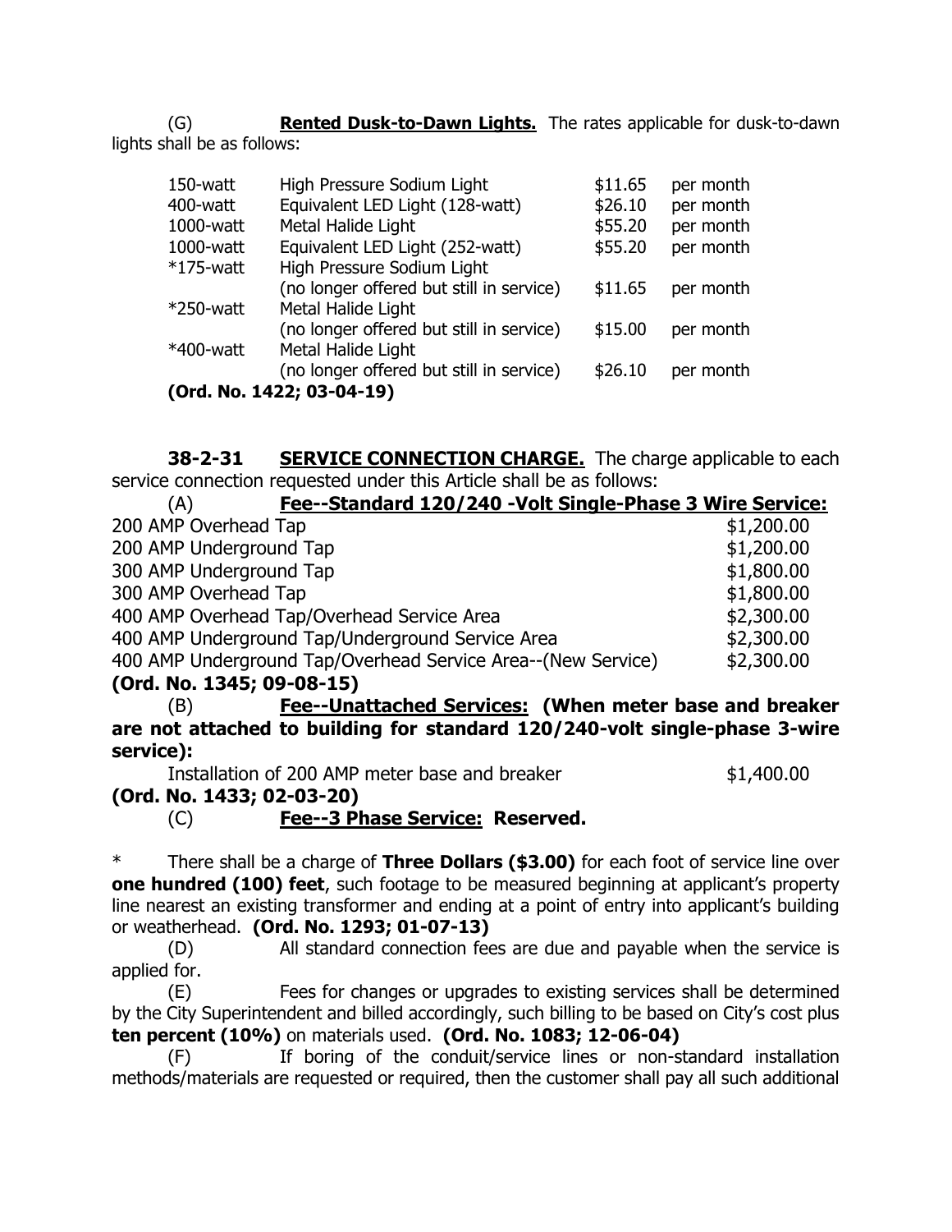(G) **Rented Dusk-to-Dawn Lights.** The rates applicable for dusk-to-dawn lights shall be as follows:

| | | | |
|---|---|---|---|
| 150-watt | High Pressure Sodium Light | $11.65 | per month |
| 400-watt | Equivalent LED Light (128-watt) | $26.10 | per month |
| 1000-watt | Metal Halide Light | $55.20 | per month |
| 1000-watt | Equivalent LED Light (252-watt) | $55.20 | per month |
| *175-watt | High Pressure Sodium Light (no longer offered but still in service) | $11.65 | per month |
| *250-watt | Metal Halide Light (no longer offered but still in service) | $15.00 | per month |
| *400-watt | Metal Halide Light (no longer offered but still in service) | $26.10 | per month |

**(Ord. No. 1422; 03-04-19)**

**38-2-31** **SERVICE CONNECTION CHARGE.** The charge applicable to each service connection requested under this Article shall be as follows:

(A) **Fee--Standard 120/240 -Volt Single-Phase 3 Wire Service:**

| | |
|---|---|
| 200 AMP Overhead Tap | $1,200.00 |
| 200 AMP Underground Tap | $1,200.00 |
| 300 AMP Underground Tap | $1,800.00 |
| 300 AMP Overhead Tap | $1,800.00 |
| 400 AMP Overhead Tap/Overhead Service Area | $2,300.00 |
| 400 AMP Underground Tap/Underground Service Area | $2,300.00 |
| 400 AMP Underground Tap/Overhead Service Area--(New Service) | $2,300.00 |

**(Ord. No. 1345; 09-08-15)**

(B) **Fee--Unattached Services: (When meter base and breaker are not attached to building for standard 120/240-volt single-phase 3-wire service):**

Installation of 200 AMP meter base and breaker $1,400.00

**(Ord. No. 1433; 02-03-20)**

(C) **Fee--3 Phase Service: Reserved.**

\* There shall be a charge of **Three Dollars ($3.00)** for each foot of service line over **one hundred (100) feet**, such footage to be measured beginning at applicant's property line nearest an existing transformer and ending at a point of entry into applicant's building or weatherhead. **(Ord. No. 1293; 01-07-13)**

(D) All standard connection fees are due and payable when the service is applied for.

(E) Fees for changes or upgrades to existing services shall be determined by the City Superintendent and billed accordingly, such billing to be based on City's cost plus **ten percent (10%)** on materials used. **(Ord. No. 1083; 12-06-04)**

(F) If boring of the conduit/service lines or non-standard installation methods/materials are requested or required, then the customer shall pay all such additional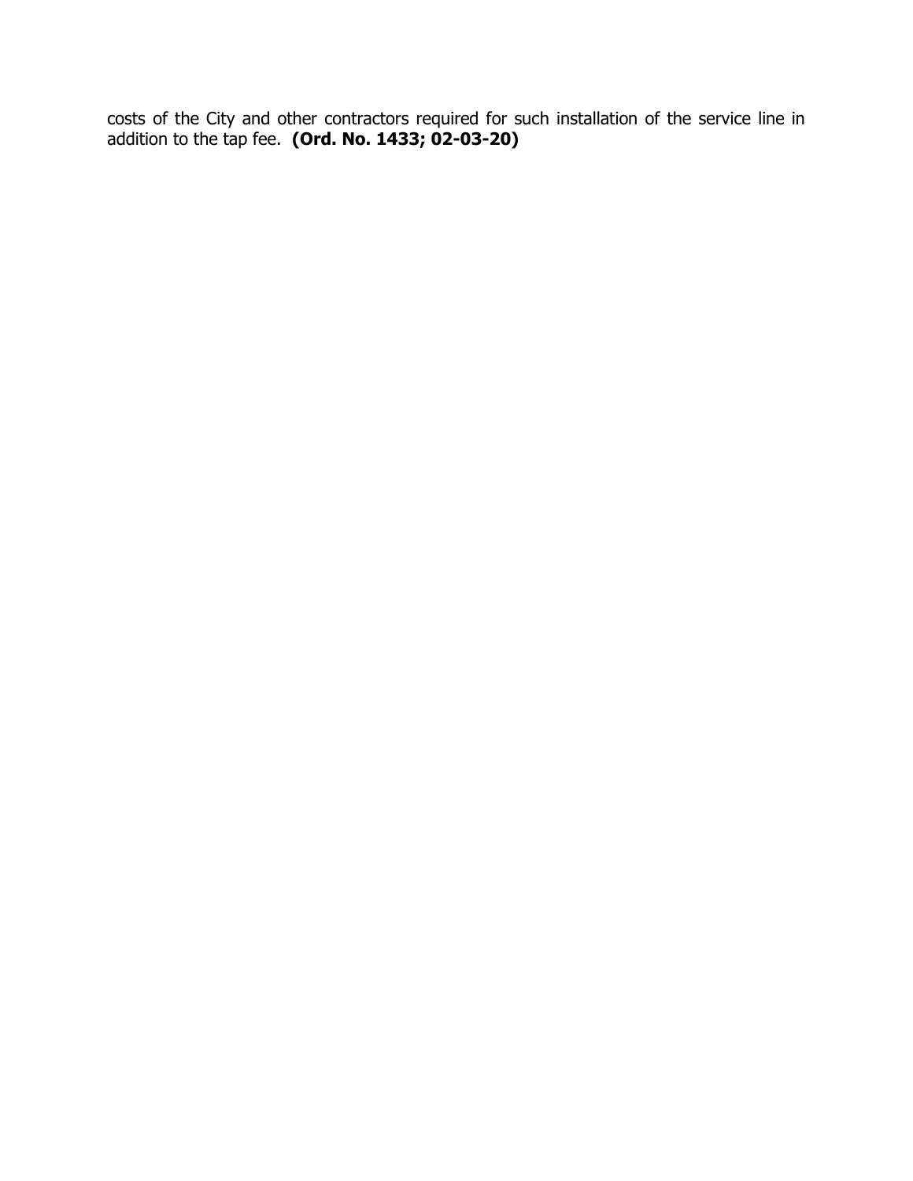costs of the City and other contractors required for such installation of the service line in addition to the tap fee. **(Ord. No. 1433; 02-03-20)**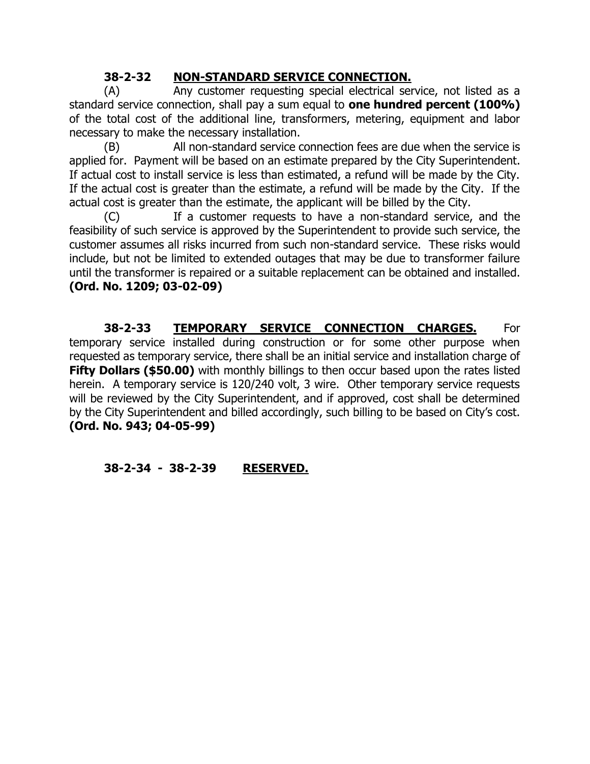**38-2-32 NON-STANDARD SERVICE CONNECTION.**

(A) Any customer requesting special electrical service, not listed as a standard service connection, shall pay a sum equal to **one hundred percent (100%)** of the total cost of the additional line, transformers, metering, equipment and labor necessary to make the necessary installation.

(B) All non-standard service connection fees are due when the service is applied for. Payment will be based on an estimate prepared by the City Superintendent. If actual cost to install service is less than estimated, a refund will be made by the City. If the actual cost is greater than the estimate, a refund will be made by the City. If the actual cost is greater than the estimate, the applicant will be billed by the City.

(C) If a customer requests to have a non-standard service, and the feasibility of such service is approved by the Superintendent to provide such service, the customer assumes all risks incurred from such non-standard service. These risks would include, but not be limited to extended outages that may be due to transformer failure until the transformer is repaired or a suitable replacement can be obtained and installed. **(Ord. No. 1209; 03-02-09)**

**38-2-33 TEMPORARY SERVICE CONNECTION CHARGES.** For temporary service installed during construction or for some other purpose when requested as temporary service, there shall be an initial service and installation charge of **Fifty Dollars ($50.00)** with monthly billings to then occur based upon the rates listed herein. A temporary service is 120/240 volt, 3 wire. Other temporary service requests will be reviewed by the City Superintendent, and if approved, cost shall be determined by the City Superintendent and billed accordingly, such billing to be based on City's cost. **(Ord. No. 943; 04-05-99)**

**38-2-34 - 38-2-39 RESERVED.**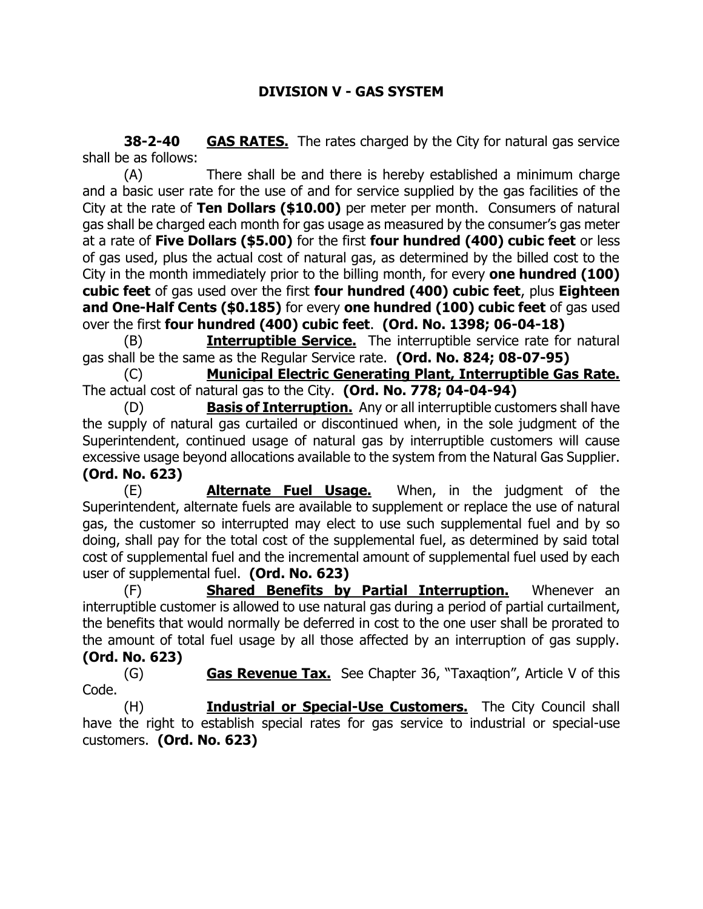## DIVISION V - GAS SYSTEM

**38-2-40** **GAS RATES.** The rates charged by the City for natural gas service shall be as follows:

(A) There shall be and there is hereby established a minimum charge and a basic user rate for the use of and for service supplied by the gas facilities of the City at the rate of **Ten Dollars ($10.00)** per meter per month. Consumers of natural gas shall be charged each month for gas usage as measured by the consumer's gas meter at a rate of **Five Dollars ($5.00)** for the first **four hundred (400) cubic feet** or less of gas used, plus the actual cost of natural gas, as determined by the billed cost to the City in the month immediately prior to the billing month, for every **one hundred (100) cubic feet** of gas used over the first **four hundred (400) cubic feet**, plus **Eighteen and One-Half Cents ($0.185)** for every **one hundred (100) cubic feet** of gas used over the first **four hundred (400) cubic feet**. **(Ord. No. 1398; 06-04-18)**

(B) **Interruptible Service.** The interruptible service rate for natural gas shall be the same as the Regular Service rate. **(Ord. No. 824; 08-07-95)**

(C) **Municipal Electric Generating Plant, Interruptible Gas Rate.** The actual cost of natural gas to the City. **(Ord. No. 778; 04-04-94)**

(D) **Basis of Interruption.** Any or all interruptible customers shall have the supply of natural gas curtailed or discontinued when, in the sole judgment of the Superintendent, continued usage of natural gas by interruptible customers will cause excessive usage beyond allocations available to the system from the Natural Gas Supplier. **(Ord. No. 623)**

(E) **Alternate Fuel Usage.** When, in the judgment of the Superintendent, alternate fuels are available to supplement or replace the use of natural gas, the customer so interrupted may elect to use such supplemental fuel and by so doing, shall pay for the total cost of the supplemental fuel, as determined by said total cost of supplemental fuel and the incremental amount of supplemental fuel used by each user of supplemental fuel. **(Ord. No. 623)**

(F) **Shared Benefits by Partial Interruption.** Whenever an interruptible customer is allowed to use natural gas during a period of partial curtailment, the benefits that would normally be deferred in cost to the one user shall be prorated to the amount of total fuel usage by all those affected by an interruption of gas supply. **(Ord. No. 623)**

(G) **Gas Revenue Tax.** See Chapter 36, "Taxaqtion", Article V of this Code.

(H) **Industrial or Special-Use Customers.** The City Council shall have the right to establish special rates for gas service to industrial or special-use customers. **(Ord. No. 623)**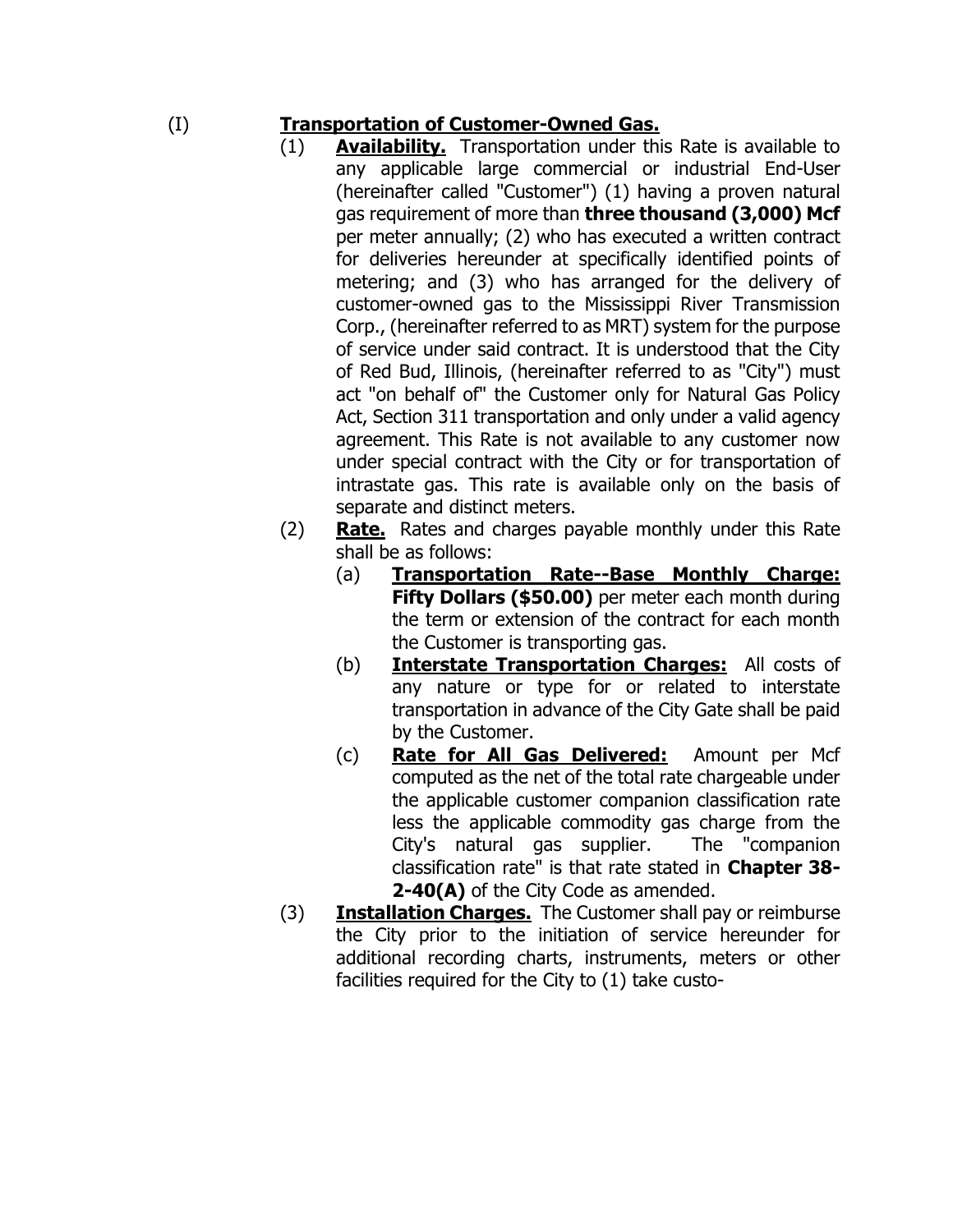(I) **<u>Transportation of Customer-Owned Gas.</u>**

(1) **<u>Availability.</u>** Transportation under this Rate is available to any applicable large commercial or industrial End-User (hereinafter called "Customer") (1) having a proven natural gas requirement of more than **three thousand (3,000) Mcf** per meter annually; (2) who has executed a written contract for deliveries hereunder at specifically identified points of metering; and (3) who has arranged for the delivery of customer-owned gas to the Mississippi River Transmission Corp., (hereinafter referred to as MRT) system for the purpose of service under said contract. It is understood that the City of Red Bud, Illinois, (hereinafter referred to as "City") must act "on behalf of" the Customer only for Natural Gas Policy Act, Section 311 transportation and only under a valid agency agreement. This Rate is not available to any customer now under special contract with the City or for transportation of intrastate gas. This rate is available only on the basis of separate and distinct meters.

(2) **<u>Rate.</u>** Rates and charges payable monthly under this Rate shall be as follows:

(a) **<u>Transportation Rate--Base Monthly Charge:</u> Fifty Dollars ($50.00)** per meter each month during the term or extension of the contract for each month the Customer is transporting gas.

(b) **<u>Interstate Transportation Charges:</u>** All costs of any nature or type for or related to interstate transportation in advance of the City Gate shall be paid by the Customer.

(c) **<u>Rate for All Gas Delivered:</u>** Amount per Mcf computed as the net of the total rate chargeable under the applicable customer companion classification rate less the applicable commodity gas charge from the City's natural gas supplier. The "companion classification rate" is that rate stated in **Chapter 38-2-40(A)** of the City Code as amended.

(3) **<u>Installation Charges.</u>** The Customer shall pay or reimburse the City prior to the initiation of service hereunder for additional recording charts, instruments, meters or other facilities required for the City to (1) take custo-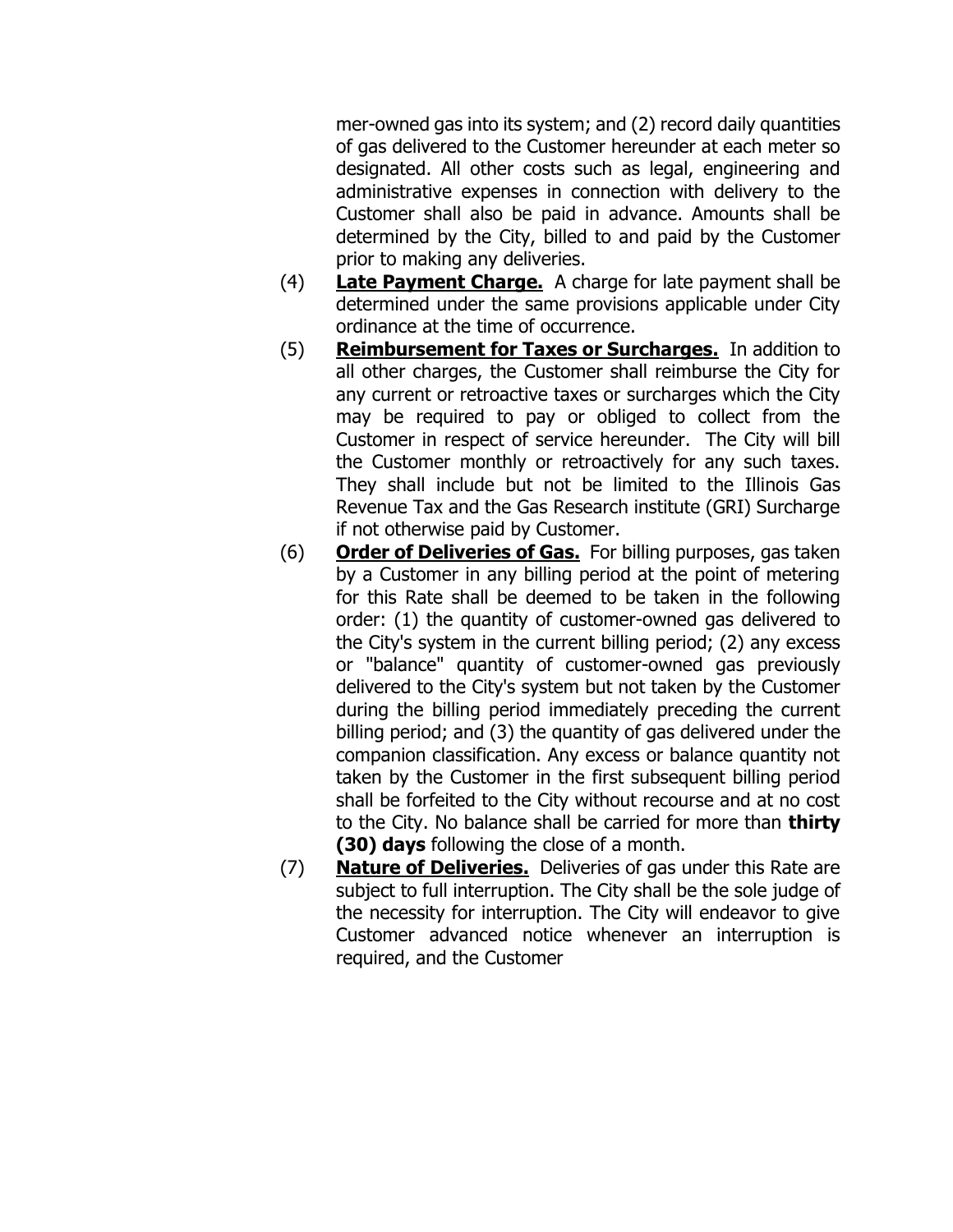mer-owned gas into its system; and (2) record daily quantities of gas delivered to the Customer hereunder at each meter so designated. All other costs such as legal, engineering and administrative expenses in connection with delivery to the Customer shall also be paid in advance. Amounts shall be determined by the City, billed to and paid by the Customer prior to making any deliveries.

(4) **Late Payment Charge.** A charge for late payment shall be determined under the same provisions applicable under City ordinance at the time of occurrence.

(5) **Reimbursement for Taxes or Surcharges.** In addition to all other charges, the Customer shall reimburse the City for any current or retroactive taxes or surcharges which the City may be required to pay or obliged to collect from the Customer in respect of service hereunder. The City will bill the Customer monthly or retroactively for any such taxes. They shall include but not be limited to the Illinois Gas Revenue Tax and the Gas Research institute (GRI) Surcharge if not otherwise paid by Customer.

(6) **Order of Deliveries of Gas.** For billing purposes, gas taken by a Customer in any billing period at the point of metering for this Rate shall be deemed to be taken in the following order: (1) the quantity of customer-owned gas delivered to the City's system in the current billing period; (2) any excess or "balance" quantity of customer-owned gas previously delivered to the City's system but not taken by the Customer during the billing period immediately preceding the current billing period; and (3) the quantity of gas delivered under the companion classification. Any excess or balance quantity not taken by the Customer in the first subsequent billing period shall be forfeited to the City without recourse and at no cost to the City. No balance shall be carried for more than **thirty (30) days** following the close of a month.

(7) **Nature of Deliveries.** Deliveries of gas under this Rate are subject to full interruption. The City shall be the sole judge of the necessity for interruption. The City will endeavor to give Customer advanced notice whenever an interruption is required, and the Customer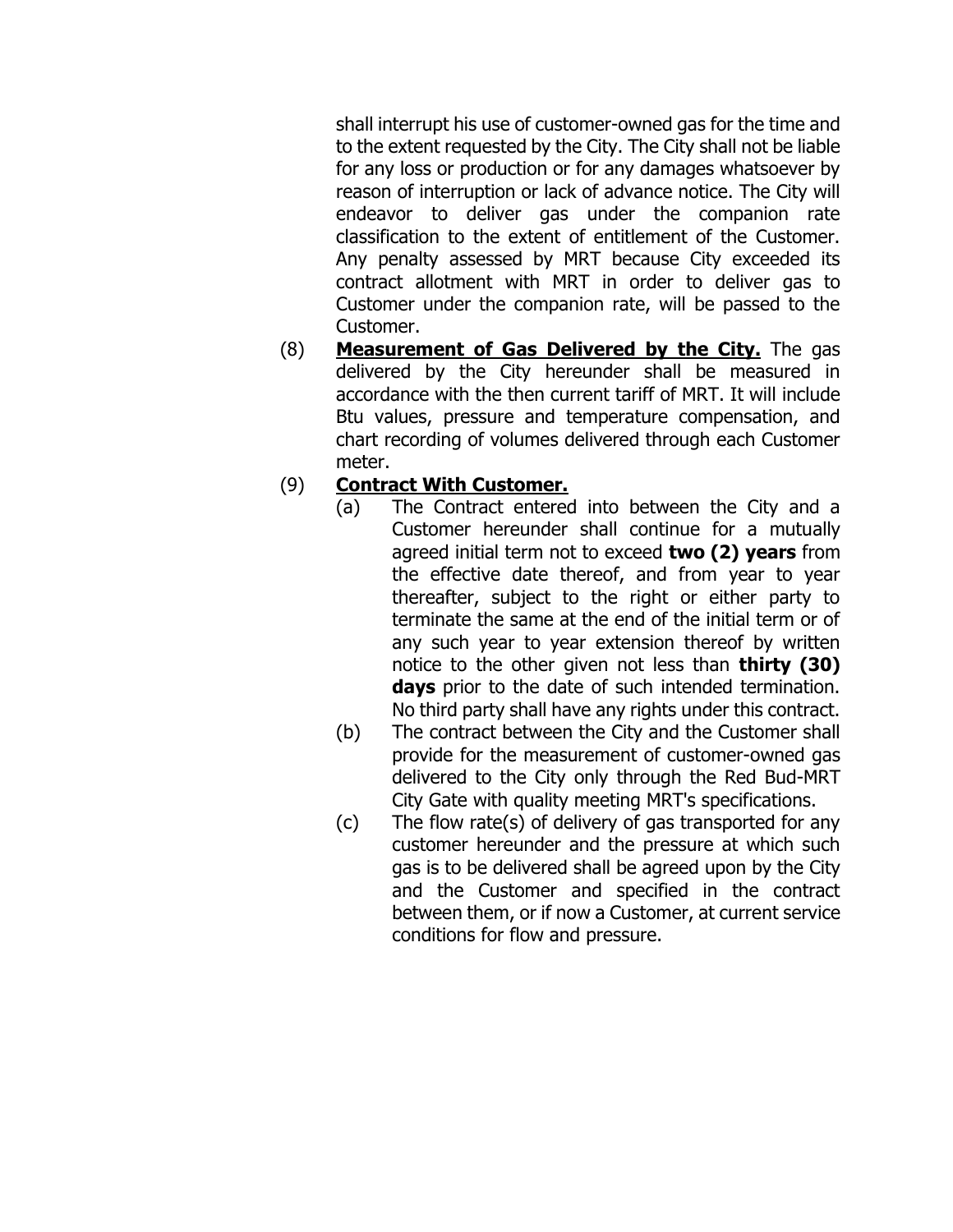shall interrupt his use of customer-owned gas for the time and to the extent requested by the City. The City shall not be liable for any loss or production or for any damages whatsoever by reason of interruption or lack of advance notice. The City will endeavor to deliver gas under the companion rate classification to the extent of entitlement of the Customer. Any penalty assessed by MRT because City exceeded its contract allotment with MRT in order to deliver gas to Customer under the companion rate, will be passed to the Customer.

(8) **Measurement of Gas Delivered by the City.** The gas delivered by the City hereunder shall be measured in accordance with the then current tariff of MRT. It will include Btu values, pressure and temperature compensation, and chart recording of volumes delivered through each Customer meter.

(9) **Contract With Customer.**

(a) The Contract entered into between the City and a Customer hereunder shall continue for a mutually agreed initial term not to exceed **two (2) years** from the effective date thereof, and from year to year thereafter, subject to the right or either party to terminate the same at the end of the initial term or of any such year to year extension thereof by written notice to the other given not less than **thirty (30) days** prior to the date of such intended termination. No third party shall have any rights under this contract.

(b) The contract between the City and the Customer shall provide for the measurement of customer-owned gas delivered to the City only through the Red Bud-MRT City Gate with quality meeting MRT's specifications.

(c) The flow rate(s) of delivery of gas transported for any customer hereunder and the pressure at which such gas is to be delivered shall be agreed upon by the City and the Customer and specified in the contract between them, or if now a Customer, at current service conditions for flow and pressure.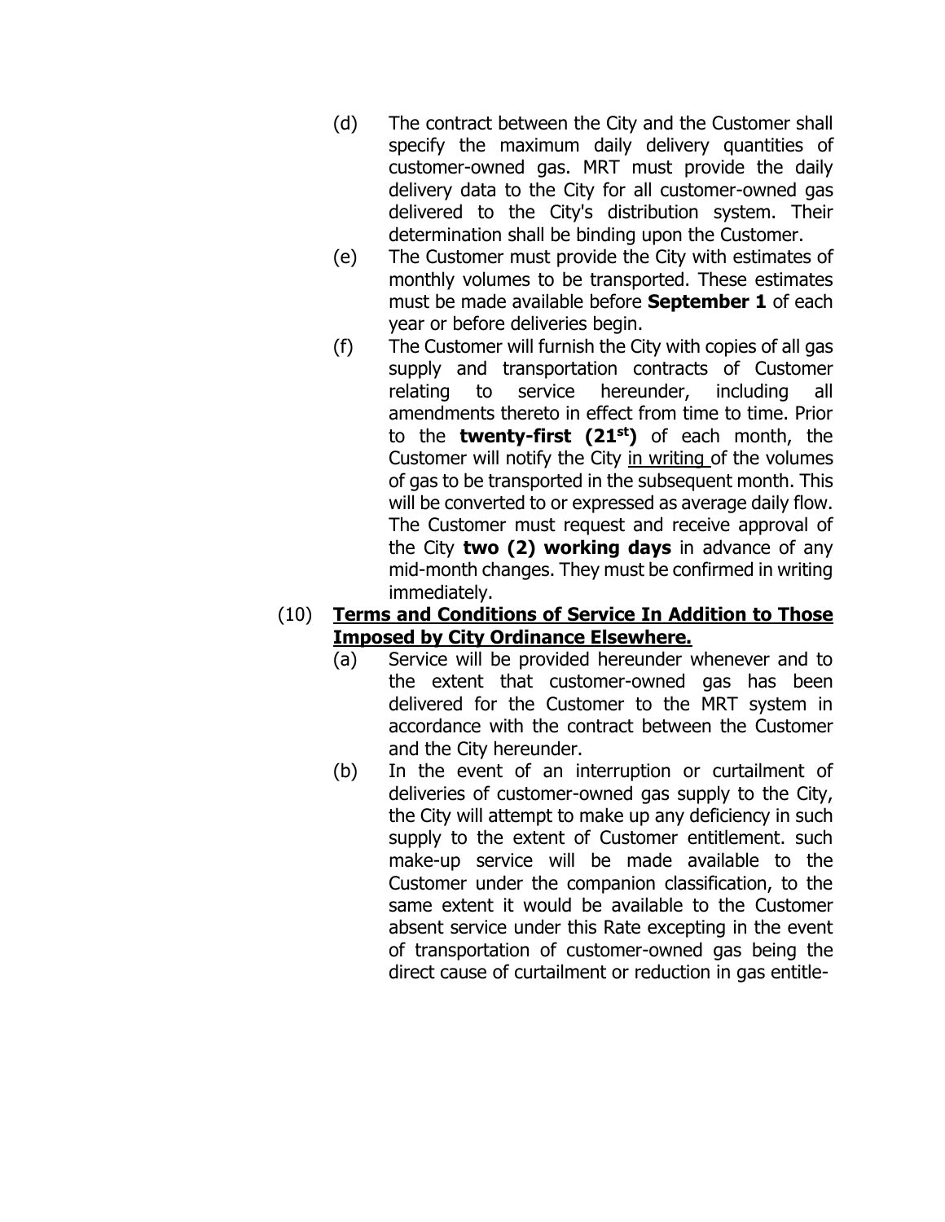(d) The contract between the City and the Customer shall specify the maximum daily delivery quantities of customer-owned gas. MRT must provide the daily delivery data to the City for all customer-owned gas delivered to the City's distribution system. Their determination shall be binding upon the Customer.

(e) The Customer must provide the City with estimates of monthly volumes to be transported. These estimates must be made available before **September 1** of each year or before deliveries begin.

(f) The Customer will furnish the City with copies of all gas supply and transportation contracts of Customer relating to service hereunder, including all amendments thereto in effect from time to time. Prior to the **twenty-first (21st)** of each month, the Customer will notify the City <u>in writing</u> of the volumes of gas to be transported in the subsequent month. This will be converted to or expressed as average daily flow. The Customer must request and receive approval of the City **two (2) working days** in advance of any mid-month changes. They must be confirmed in writing immediately.

(10) **<u>Terms and Conditions of Service In Addition to Those Imposed by City Ordinance Elsewhere.</u>**

(a) Service will be provided hereunder whenever and to the extent that customer-owned gas has been delivered for the Customer to the MRT system in accordance with the contract between the Customer and the City hereunder.

(b) In the event of an interruption or curtailment of deliveries of customer-owned gas supply to the City, the City will attempt to make up any deficiency in such supply to the extent of Customer entitlement. such make-up service will be made available to the Customer under the companion classification, to the same extent it would be available to the Customer absent service under this Rate excepting in the event of transportation of customer-owned gas being the direct cause of curtailment or reduction in gas entitle-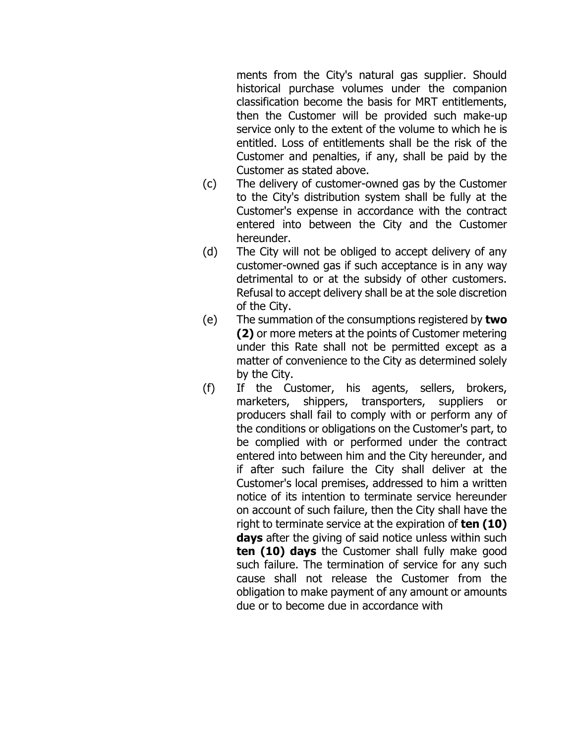ments from the City's natural gas supplier. Should historical purchase volumes under the companion classification become the basis for MRT entitlements, then the Customer will be provided such make-up service only to the extent of the volume to which he is entitled. Loss of entitlements shall be the risk of the Customer and penalties, if any, shall be paid by the Customer as stated above.

(c) The delivery of customer-owned gas by the Customer to the City's distribution system shall be fully at the Customer's expense in accordance with the contract entered into between the City and the Customer hereunder.

(d) The City will not be obliged to accept delivery of any customer-owned gas if such acceptance is in any way detrimental to or at the subsidy of other customers. Refusal to accept delivery shall be at the sole discretion of the City.

(e) The summation of the consumptions registered by **two (2)** or more meters at the points of Customer metering under this Rate shall not be permitted except as a matter of convenience to the City as determined solely by the City.

(f) If the Customer, his agents, sellers, brokers, marketers, shippers, transporters, suppliers or producers shall fail to comply with or perform any of the conditions or obligations on the Customer's part, to be complied with or performed under the contract entered into between him and the City hereunder, and if after such failure the City shall deliver at the Customer's local premises, addressed to him a written notice of its intention to terminate service hereunder on account of such failure, then the City shall have the right to terminate service at the expiration of **ten (10) days** after the giving of said notice unless within such **ten (10) days** the Customer shall fully make good such failure. The termination of service for any such cause shall not release the Customer from the obligation to make payment of any amount or amounts due or to become due in accordance with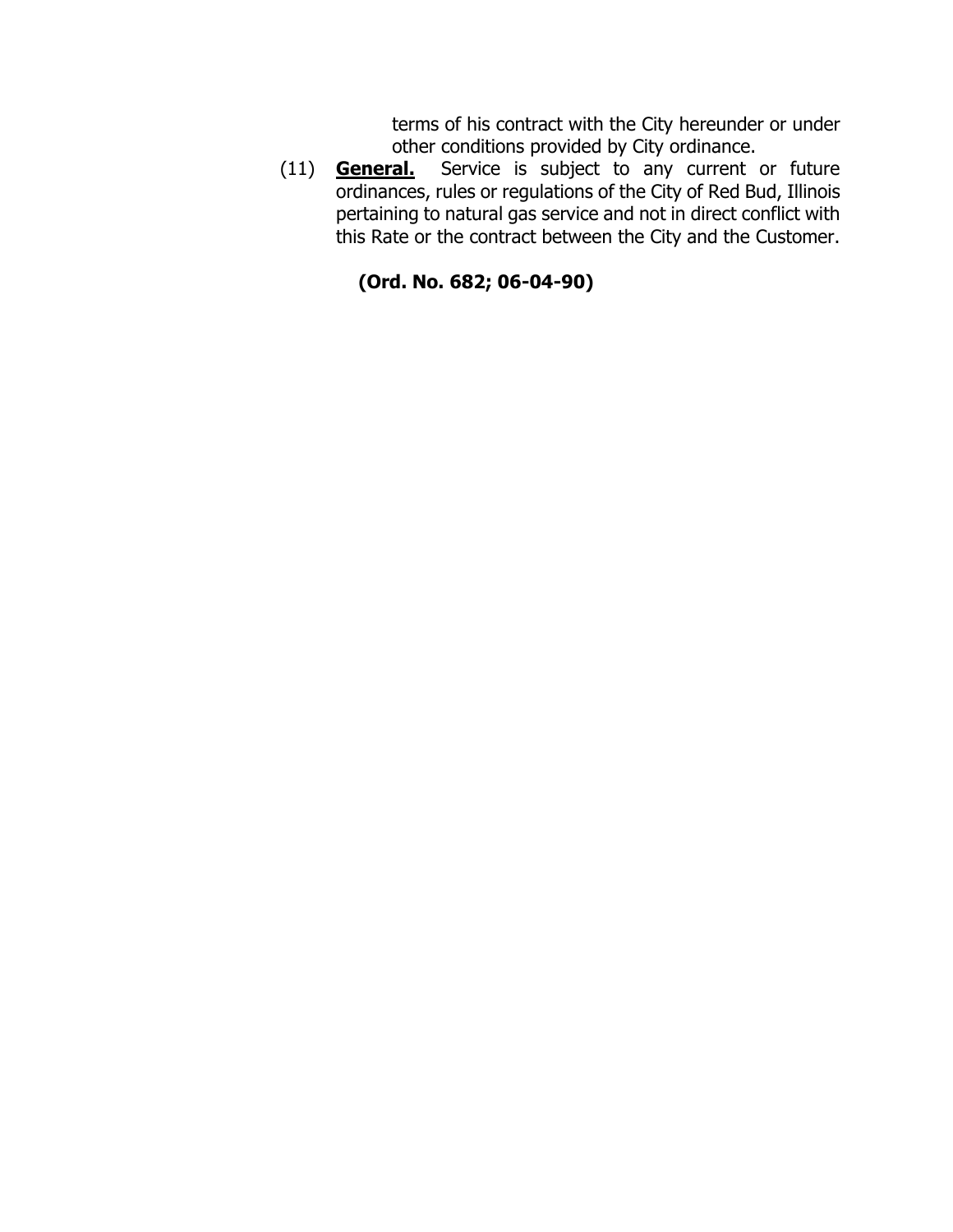terms of his contract with the City hereunder or under other conditions provided by City ordinance.

(11) **General.** Service is subject to any current or future ordinances, rules or regulations of the City of Red Bud, Illinois pertaining to natural gas service and not in direct conflict with this Rate or the contract between the City and the Customer.

**(Ord. No. 682; 06-04-90)**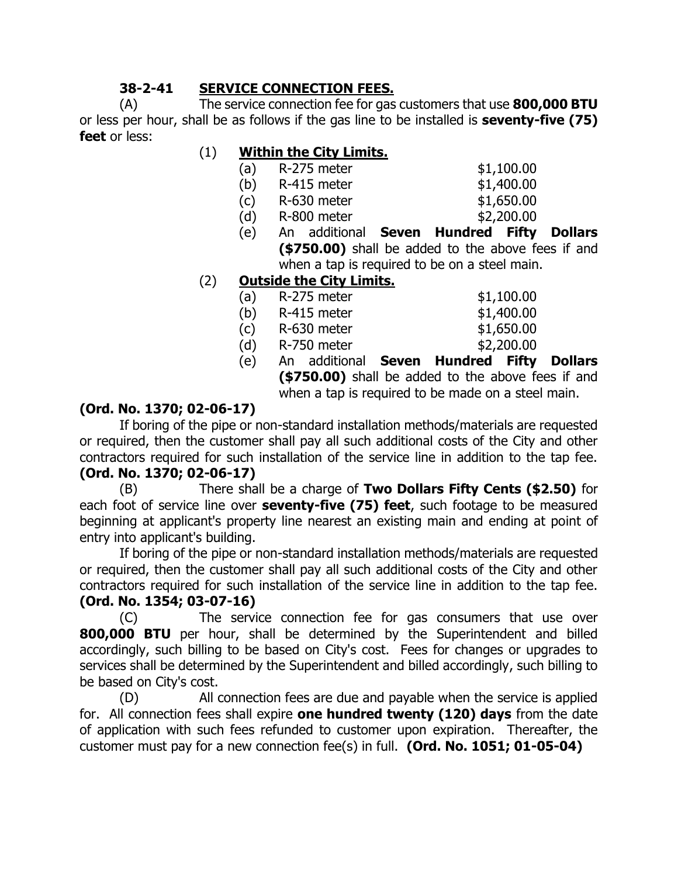**38-2-41 SERVICE CONNECTION FEES.**

(A) The service connection fee for gas customers that use **800,000 BTU** or less per hour, shall be as follows if the gas line to be installed is **seventy-five (75) feet** or less:

(1) **Within the City Limits.**

(a) R-275 meter $1,100.00

(b) R-415 meter $1,400.00

(c) R-630 meter $1,650.00

(d) R-800 meter $2,200.00

(e) An additional **Seven Hundred Fifty Dollars ($750.00)** shall be added to the above fees if and when a tap is required to be on a steel main.

(2) **Outside the City Limits.**

(a) R-275 meter $1,100.00

(b) R-415 meter $1,400.00

(c) R-630 meter $1,650.00

(d) R-750 meter $2,200.00

(e) An additional **Seven Hundred Fifty Dollars ($750.00)** shall be added to the above fees if and when a tap is required to be made on a steel main.

**(Ord. No. 1370; 02-06-17)**

If boring of the pipe or non-standard installation methods/materials are requested or required, then the customer shall pay all such additional costs of the City and other contractors required for such installation of the service line in addition to the tap fee. **(Ord. No. 1370; 02-06-17)**

(B) There shall be a charge of **Two Dollars Fifty Cents ($2.50)** for each foot of service line over **seventy-five (75) feet**, such footage to be measured beginning at applicant's property line nearest an existing main and ending at point of entry into applicant's building.

If boring of the pipe or non-standard installation methods/materials are requested or required, then the customer shall pay all such additional costs of the City and other contractors required for such installation of the service line in addition to the tap fee. **(Ord. No. 1354; 03-07-16)**

(C) The service connection fee for gas consumers that use over **800,000 BTU** per hour, shall be determined by the Superintendent and billed accordingly, such billing to be based on City's cost. Fees for changes or upgrades to services shall be determined by the Superintendent and billed accordingly, such billing to be based on City's cost.

(D) All connection fees are due and payable when the service is applied for. All connection fees shall expire **one hundred twenty (120) days** from the date of application with such fees refunded to customer upon expiration. Thereafter, the customer must pay for a new connection fee(s) in full. **(Ord. No. 1051; 01-05-04)**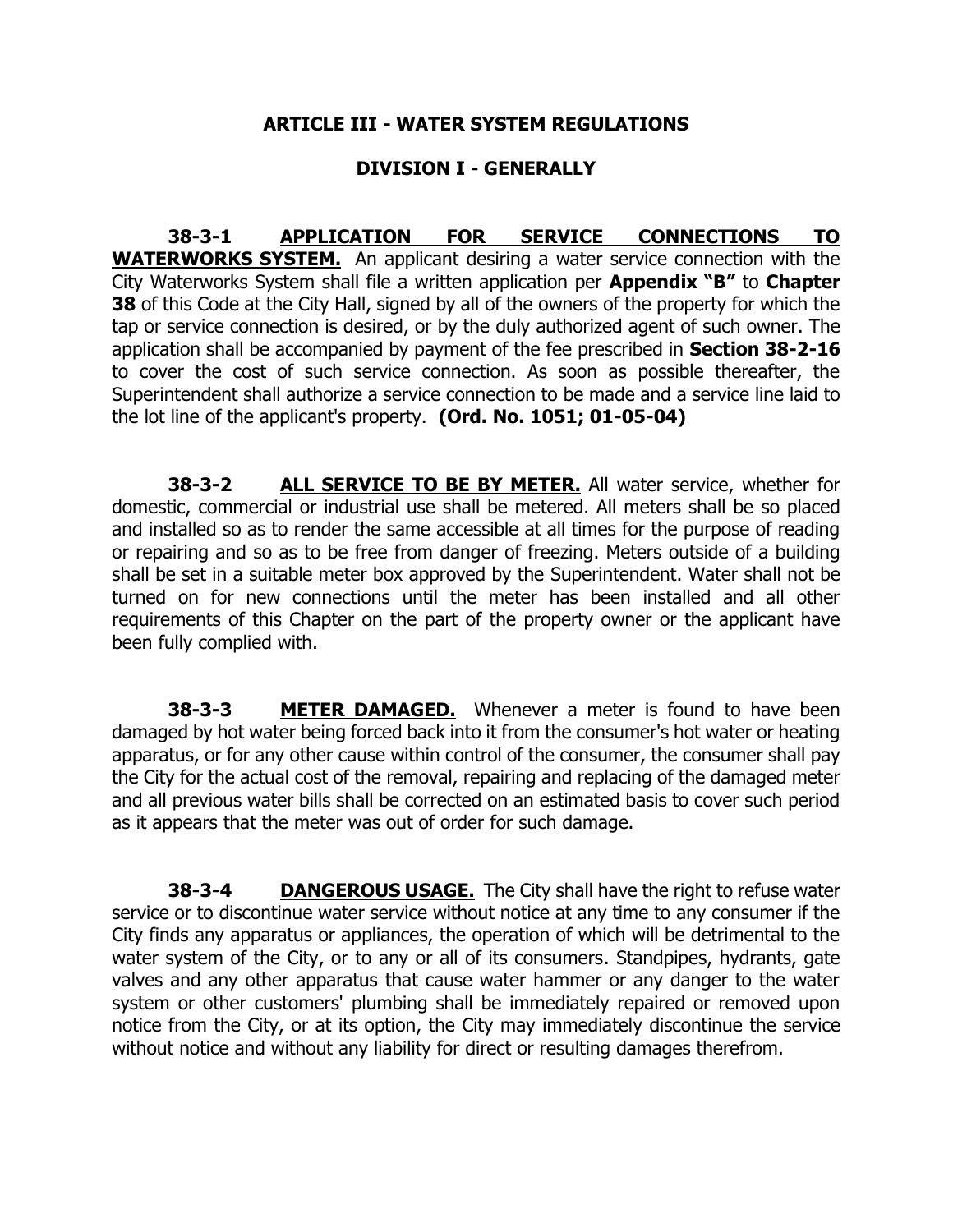## ARTICLE III - WATER SYSTEM REGULATIONS

### DIVISION I - GENERALLY

**38-3-1** **APPLICATION FOR SERVICE CONNECTIONS TO WATERWORKS SYSTEM.** An applicant desiring a water service connection with the City Waterworks System shall file a written application per **Appendix "B"** to **Chapter 38** of this Code at the City Hall, signed by all of the owners of the property for which the tap or service connection is desired, or by the duly authorized agent of such owner. The application shall be accompanied by payment of the fee prescribed in **Section 38-2-16** to cover the cost of such service connection. As soon as possible thereafter, the Superintendent shall authorize a service connection to be made and a service line laid to the lot line of the applicant's property. **(Ord. No. 1051; 01-05-04)**

**38-3-2** **ALL SERVICE TO BE BY METER.** All water service, whether for domestic, commercial or industrial use shall be metered. All meters shall be so placed and installed so as to render the same accessible at all times for the purpose of reading or repairing and so as to be free from danger of freezing. Meters outside of a building shall be set in a suitable meter box approved by the Superintendent. Water shall not be turned on for new connections until the meter has been installed and all other requirements of this Chapter on the part of the property owner or the applicant have been fully complied with.

**38-3-3** **METER DAMAGED.** Whenever a meter is found to have been damaged by hot water being forced back into it from the consumer's hot water or heating apparatus, or for any other cause within control of the consumer, the consumer shall pay the City for the actual cost of the removal, repairing and replacing of the damaged meter and all previous water bills shall be corrected on an estimated basis to cover such period as it appears that the meter was out of order for such damage.

**38-3-4** **DANGEROUS USAGE.** The City shall have the right to refuse water service or to discontinue water service without notice at any time to any consumer if the City finds any apparatus or appliances, the operation of which will be detrimental to the water system of the City, or to any or all of its consumers. Standpipes, hydrants, gate valves and any other apparatus that cause water hammer or any danger to the water system or other customers' plumbing shall be immediately repaired or removed upon notice from the City, or at its option, the City may immediately discontinue the service without notice and without any liability for direct or resulting damages therefrom.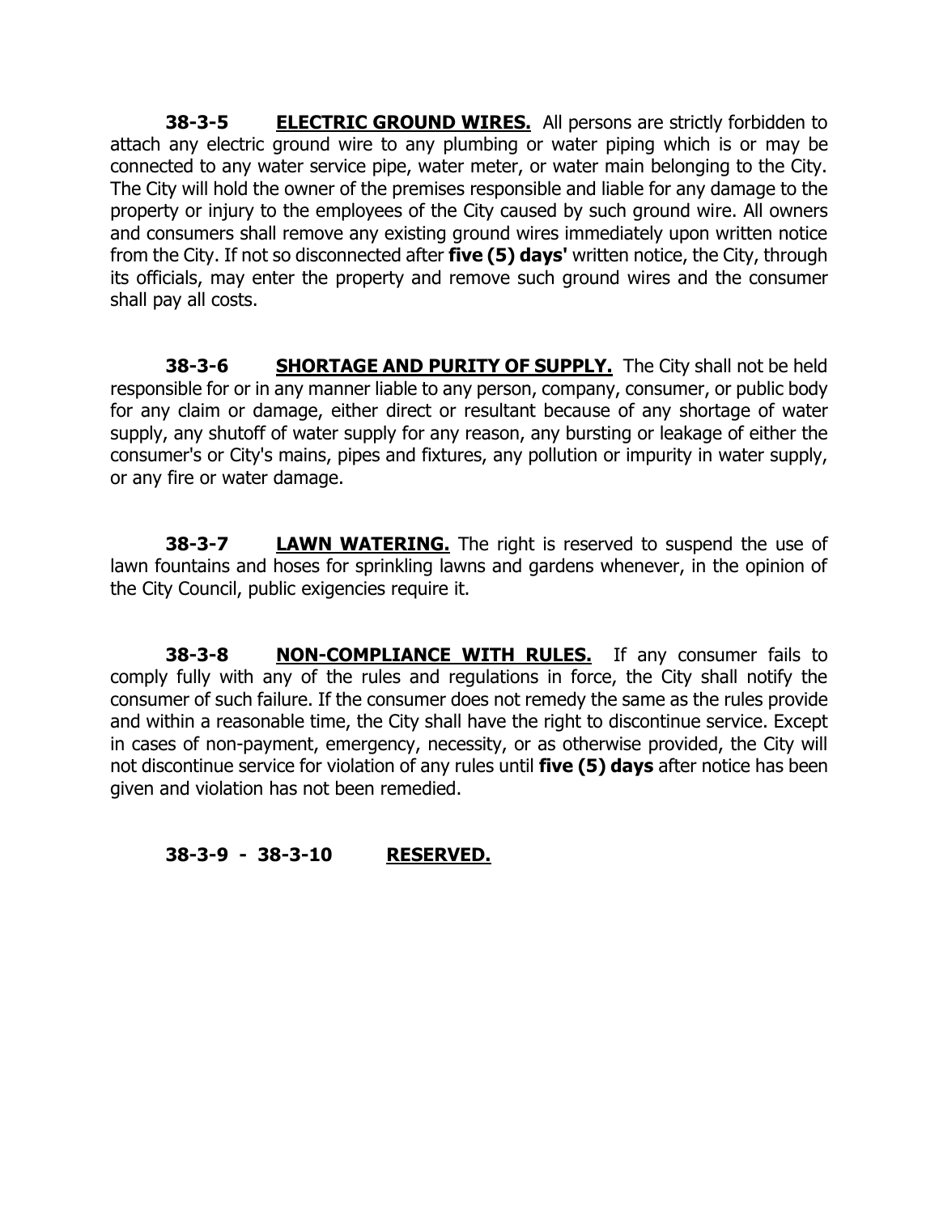**38-3-5 ELECTRIC GROUND WIRES.** All persons are strictly forbidden to attach any electric ground wire to any plumbing or water piping which is or may be connected to any water service pipe, water meter, or water main belonging to the City. The City will hold the owner of the premises responsible and liable for any damage to the property or injury to the employees of the City caused by such ground wire. All owners and consumers shall remove any existing ground wires immediately upon written notice from the City. If not so disconnected after **five (5) days'** written notice, the City, through its officials, may enter the property and remove such ground wires and the consumer shall pay all costs.

**38-3-6 SHORTAGE AND PURITY OF SUPPLY.** The City shall not be held responsible for or in any manner liable to any person, company, consumer, or public body for any claim or damage, either direct or resultant because of any shortage of water supply, any shutoff of water supply for any reason, any bursting or leakage of either the consumer's or City's mains, pipes and fixtures, any pollution or impurity in water supply, or any fire or water damage.

**38-3-7 LAWN WATERING.** The right is reserved to suspend the use of lawn fountains and hoses for sprinkling lawns and gardens whenever, in the opinion of the City Council, public exigencies require it.

**38-3-8 NON-COMPLIANCE WITH RULES.** If any consumer fails to comply fully with any of the rules and regulations in force, the City shall notify the consumer of such failure. If the consumer does not remedy the same as the rules provide and within a reasonable time, the City shall have the right to discontinue service. Except in cases of non-payment, emergency, necessity, or as otherwise provided, the City will not discontinue service for violation of any rules until **five (5) days** after notice has been given and violation has not been remedied.

**38-3-9 - 38-3-10 RESERVED.**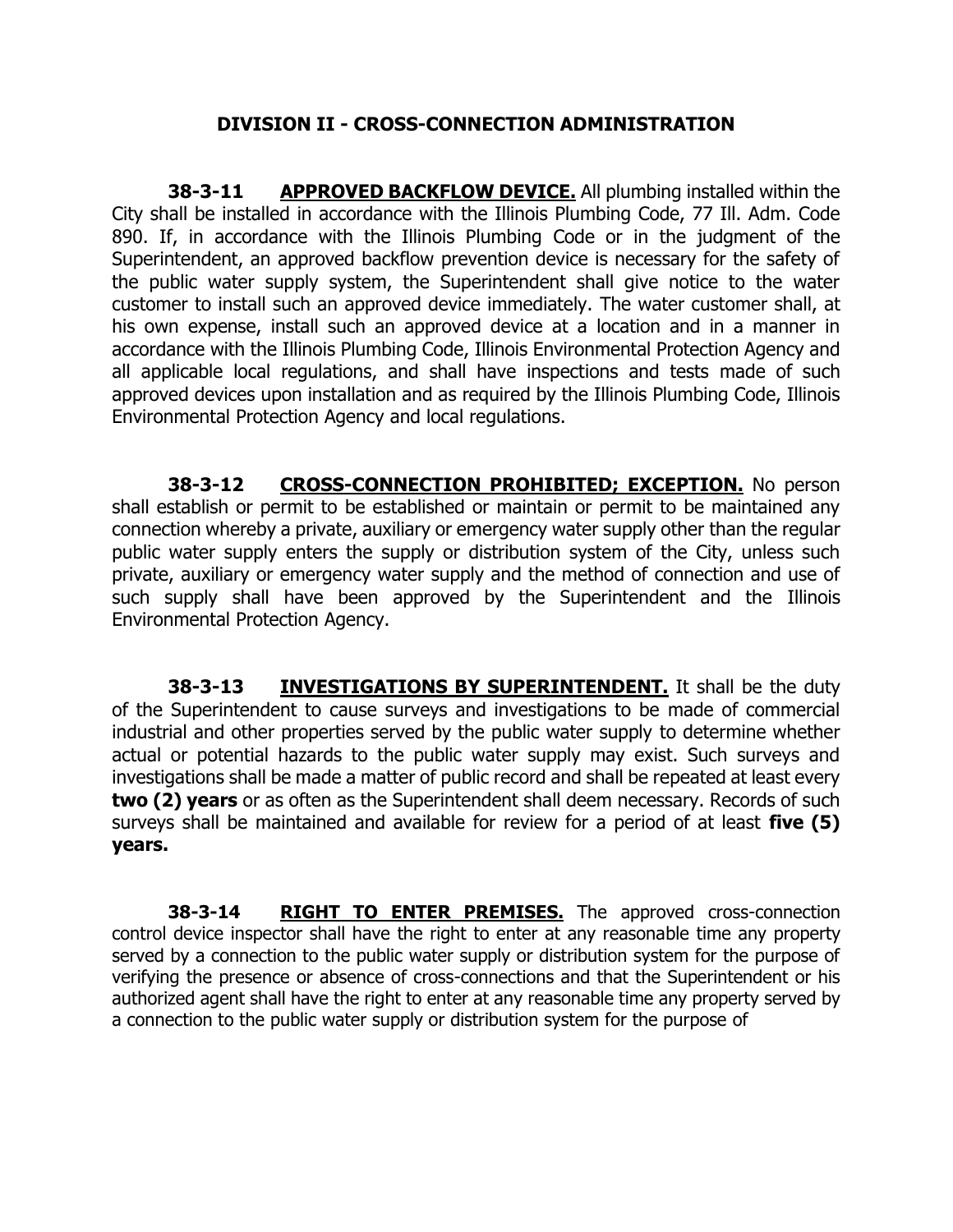## DIVISION II - CROSS-CONNECTION ADMINISTRATION

**38-3-11 APPROVED BACKFLOW DEVICE.** All plumbing installed within the City shall be installed in accordance with the Illinois Plumbing Code, 77 Ill. Adm. Code 890. If, in accordance with the Illinois Plumbing Code or in the judgment of the Superintendent, an approved backflow prevention device is necessary for the safety of the public water supply system, the Superintendent shall give notice to the water customer to install such an approved device immediately. The water customer shall, at his own expense, install such an approved device at a location and in a manner in accordance with the Illinois Plumbing Code, Illinois Environmental Protection Agency and all applicable local regulations, and shall have inspections and tests made of such approved devices upon installation and as required by the Illinois Plumbing Code, Illinois Environmental Protection Agency and local regulations.

**38-3-12 CROSS-CONNECTION PROHIBITED; EXCEPTION.** No person shall establish or permit to be established or maintain or permit to be maintained any connection whereby a private, auxiliary or emergency water supply other than the regular public water supply enters the supply or distribution system of the City, unless such private, auxiliary or emergency water supply and the method of connection and use of such supply shall have been approved by the Superintendent and the Illinois Environmental Protection Agency.

**38-3-13 INVESTIGATIONS BY SUPERINTENDENT.** It shall be the duty of the Superintendent to cause surveys and investigations to be made of commercial industrial and other properties served by the public water supply to determine whether actual or potential hazards to the public water supply may exist. Such surveys and investigations shall be made a matter of public record and shall be repeated at least every **two (2) years** or as often as the Superintendent shall deem necessary. Records of such surveys shall be maintained and available for review for a period of at least **five (5) years.**

**38-3-14 RIGHT TO ENTER PREMISES.** The approved cross-connection control device inspector shall have the right to enter at any reasonable time any property served by a connection to the public water supply or distribution system for the purpose of verifying the presence or absence of cross-connections and that the Superintendent or his authorized agent shall have the right to enter at any reasonable time any property served by a connection to the public water supply or distribution system for the purpose of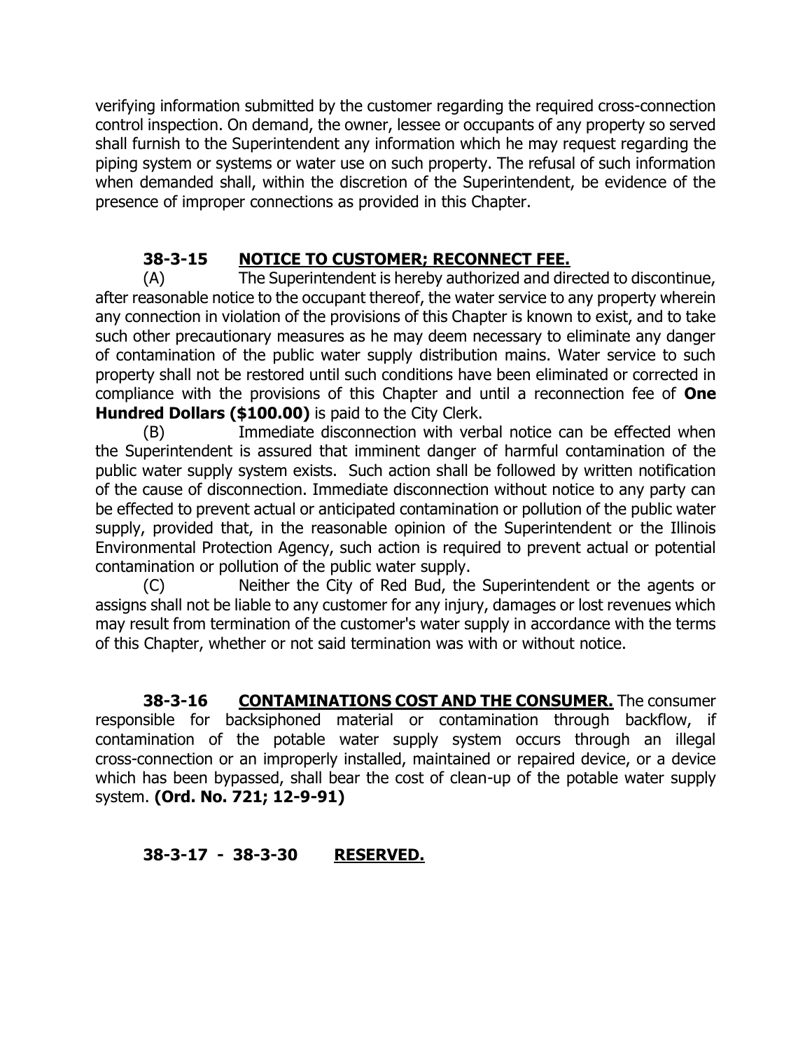verifying information submitted by the customer regarding the required cross-connection control inspection. On demand, the owner, lessee or occupants of any property so served shall furnish to the Superintendent any information which he may request regarding the piping system or systems or water use on such property. The refusal of such information when demanded shall, within the discretion of the Superintendent, be evidence of the presence of improper connections as provided in this Chapter.

**38-3-15 NOTICE TO CUSTOMER; RECONNECT FEE.**

(A) The Superintendent is hereby authorized and directed to discontinue, after reasonable notice to the occupant thereof, the water service to any property wherein any connection in violation of the provisions of this Chapter is known to exist, and to take such other precautionary measures as he may deem necessary to eliminate any danger of contamination of the public water supply distribution mains. Water service to such property shall not be restored until such conditions have been eliminated or corrected in compliance with the provisions of this Chapter and until a reconnection fee of **One Hundred Dollars ($100.00)** is paid to the City Clerk.

(B) Immediate disconnection with verbal notice can be effected when the Superintendent is assured that imminent danger of harmful contamination of the public water supply system exists. Such action shall be followed by written notification of the cause of disconnection. Immediate disconnection without notice to any party can be effected to prevent actual or anticipated contamination or pollution of the public water supply, provided that, in the reasonable opinion of the Superintendent or the Illinois Environmental Protection Agency, such action is required to prevent actual or potential contamination or pollution of the public water supply.

(C) Neither the City of Red Bud, the Superintendent or the agents or assigns shall not be liable to any customer for any injury, damages or lost revenues which may result from termination of the customer's water supply in accordance with the terms of this Chapter, whether or not said termination was with or without notice.

**38-3-16 CONTAMINATIONS COST AND THE CONSUMER.** The consumer responsible for backsiphoned material or contamination through backflow, if contamination of the potable water supply system occurs through an illegal cross-connection or an improperly installed, maintained or repaired device, or a device which has been bypassed, shall bear the cost of clean-up of the potable water supply system. **(Ord. No. 721; 12-9-91)**

**38-3-17 - 38-3-30 RESERVED.**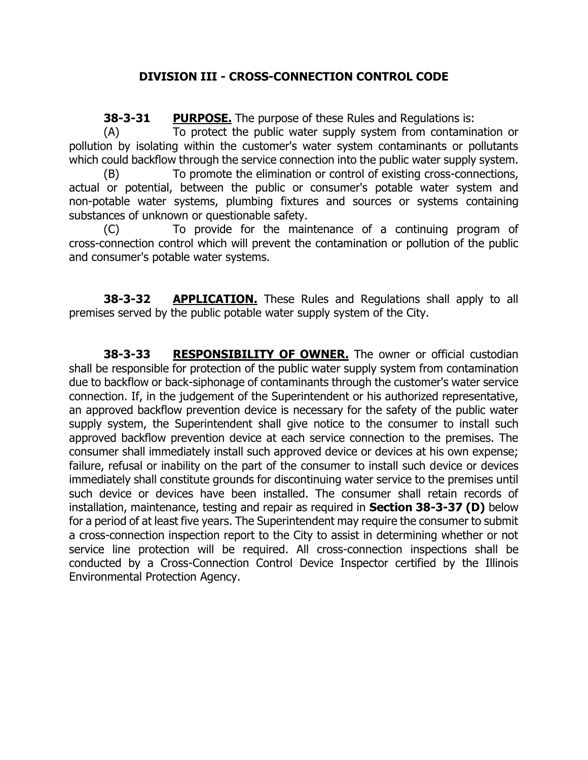## DIVISION III - CROSS-CONNECTION CONTROL CODE

**38-3-31** **PURPOSE.** The purpose of these Rules and Regulations is:

(A) To protect the public water supply system from contamination or pollution by isolating within the customer's water system contaminants or pollutants which could backflow through the service connection into the public water supply system.

(B) To promote the elimination or control of existing cross-connections, actual or potential, between the public or consumer's potable water system and non-potable water systems, plumbing fixtures and sources or systems containing substances of unknown or questionable safety.

(C) To provide for the maintenance of a continuing program of cross-connection control which will prevent the contamination or pollution of the public and consumer's potable water systems.

**38-3-32** **APPLICATION.** These Rules and Regulations shall apply to all premises served by the public potable water supply system of the City.

**38-3-33** **RESPONSIBILITY OF OWNER.** The owner or official custodian shall be responsible for protection of the public water supply system from contamination due to backflow or back-siphonage of contaminants through the customer's water service connection. If, in the judgement of the Superintendent or his authorized representative, an approved backflow prevention device is necessary for the safety of the public water supply system, the Superintendent shall give notice to the consumer to install such approved backflow prevention device at each service connection to the premises. The consumer shall immediately install such approved device or devices at his own expense; failure, refusal or inability on the part of the consumer to install such device or devices immediately shall constitute grounds for discontinuing water service to the premises until such device or devices have been installed. The consumer shall retain records of installation, maintenance, testing and repair as required in **Section 38-3-37 (D)** below for a period of at least five years. The Superintendent may require the consumer to submit a cross-connection inspection report to the City to assist in determining whether or not service line protection will be required. All cross-connection inspections shall be conducted by a Cross-Connection Control Device Inspector certified by the Illinois Environmental Protection Agency.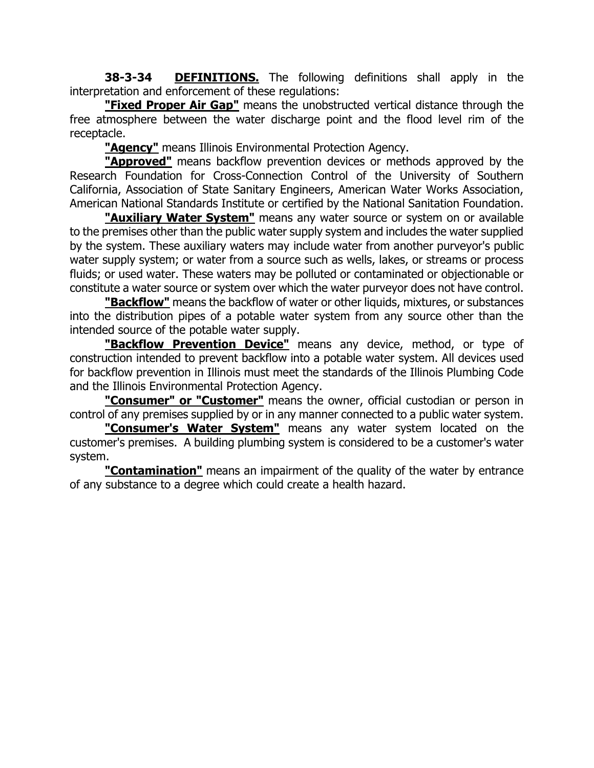**38-3-34** **DEFINITIONS.** The following definitions shall apply in the interpretation and enforcement of these regulations:

**"Fixed Proper Air Gap"** means the unobstructed vertical distance through the free atmosphere between the water discharge point and the flood level rim of the receptacle.

**"Agency"** means Illinois Environmental Protection Agency.

**"Approved"** means backflow prevention devices or methods approved by the Research Foundation for Cross-Connection Control of the University of Southern California, Association of State Sanitary Engineers, American Water Works Association, American National Standards Institute or certified by the National Sanitation Foundation.

**"Auxiliary Water System"** means any water source or system on or available to the premises other than the public water supply system and includes the water supplied by the system. These auxiliary waters may include water from another purveyor's public water supply system; or water from a source such as wells, lakes, or streams or process fluids; or used water. These waters may be polluted or contaminated or objectionable or constitute a water source or system over which the water purveyor does not have control.

**"Backflow"** means the backflow of water or other liquids, mixtures, or substances into the distribution pipes of a potable water system from any source other than the intended source of the potable water supply.

**"Backflow Prevention Device"** means any device, method, or type of construction intended to prevent backflow into a potable water system. All devices used for backflow prevention in Illinois must meet the standards of the Illinois Plumbing Code and the Illinois Environmental Protection Agency.

**"Consumer" or "Customer"** means the owner, official custodian or person in control of any premises supplied by or in any manner connected to a public water system.

**"Consumer's Water System"** means any water system located on the customer's premises. A building plumbing system is considered to be a customer's water system.

**"Contamination"** means an impairment of the quality of the water by entrance of any substance to a degree which could create a health hazard.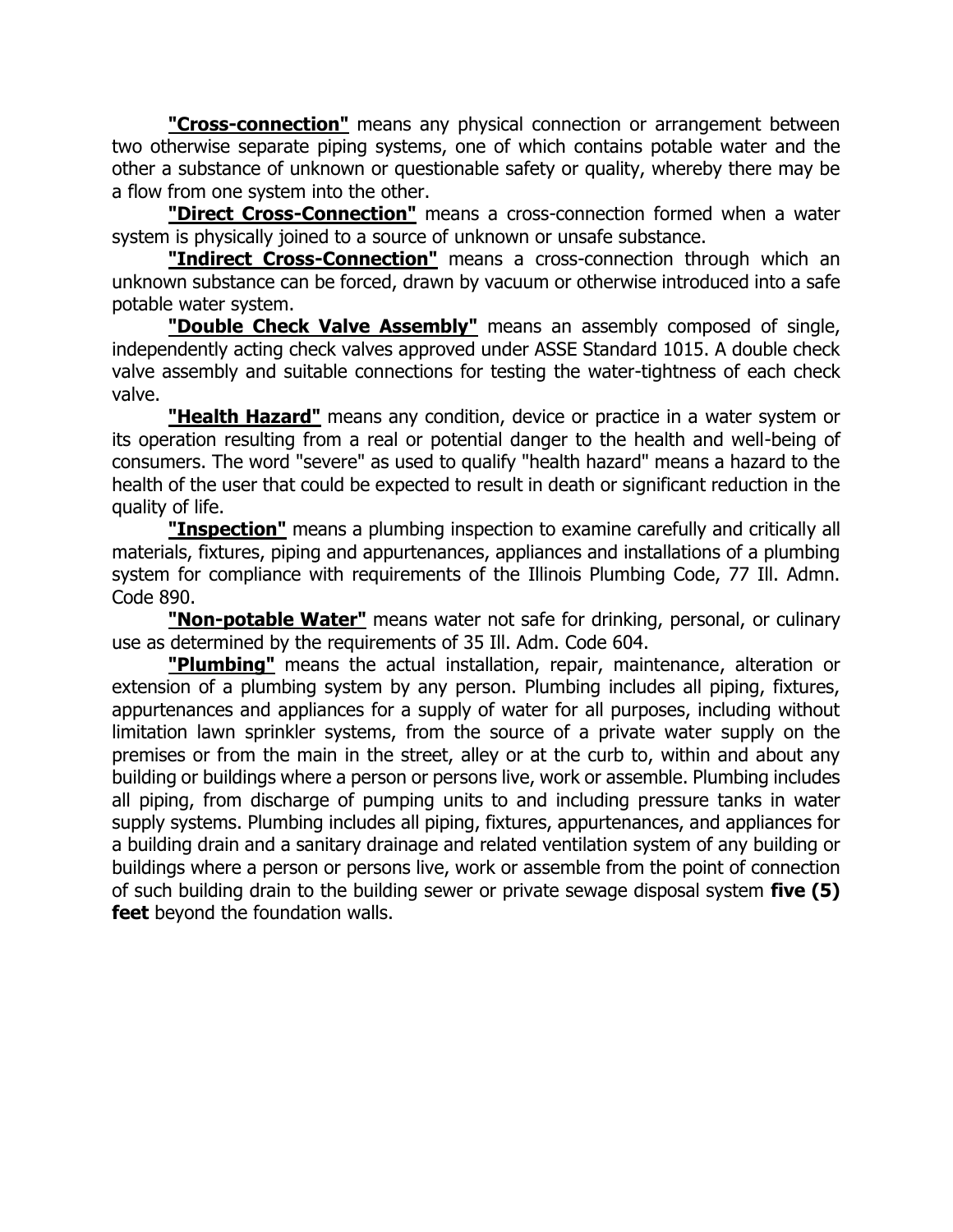**"Cross-connection"** means any physical connection or arrangement between two otherwise separate piping systems, one of which contains potable water and the other a substance of unknown or questionable safety or quality, whereby there may be a flow from one system into the other.

**"Direct Cross-Connection"** means a cross-connection formed when a water system is physically joined to a source of unknown or unsafe substance.

**"Indirect Cross-Connection"** means a cross-connection through which an unknown substance can be forced, drawn by vacuum or otherwise introduced into a safe potable water system.

**"Double Check Valve Assembly"** means an assembly composed of single, independently acting check valves approved under ASSE Standard 1015. A double check valve assembly and suitable connections for testing the water-tightness of each check valve.

**"Health Hazard"** means any condition, device or practice in a water system or its operation resulting from a real or potential danger to the health and well-being of consumers. The word "severe" as used to qualify "health hazard" means a hazard to the health of the user that could be expected to result in death or significant reduction in the quality of life.

**"Inspection"** means a plumbing inspection to examine carefully and critically all materials, fixtures, piping and appurtenances, appliances and installations of a plumbing system for compliance with requirements of the Illinois Plumbing Code, 77 Ill. Admn. Code 890.

**"Non-potable Water"** means water not safe for drinking, personal, or culinary use as determined by the requirements of 35 Ill. Adm. Code 604.

**"Plumbing"** means the actual installation, repair, maintenance, alteration or extension of a plumbing system by any person. Plumbing includes all piping, fixtures, appurtenances and appliances for a supply of water for all purposes, including without limitation lawn sprinkler systems, from the source of a private water supply on the premises or from the main in the street, alley or at the curb to, within and about any building or buildings where a person or persons live, work or assemble. Plumbing includes all piping, from discharge of pumping units to and including pressure tanks in water supply systems. Plumbing includes all piping, fixtures, appurtenances, and appliances for a building drain and a sanitary drainage and related ventilation system of any building or buildings where a person or persons live, work or assemble from the point of connection of such building drain to the building sewer or private sewage disposal system **five (5) feet** beyond the foundation walls.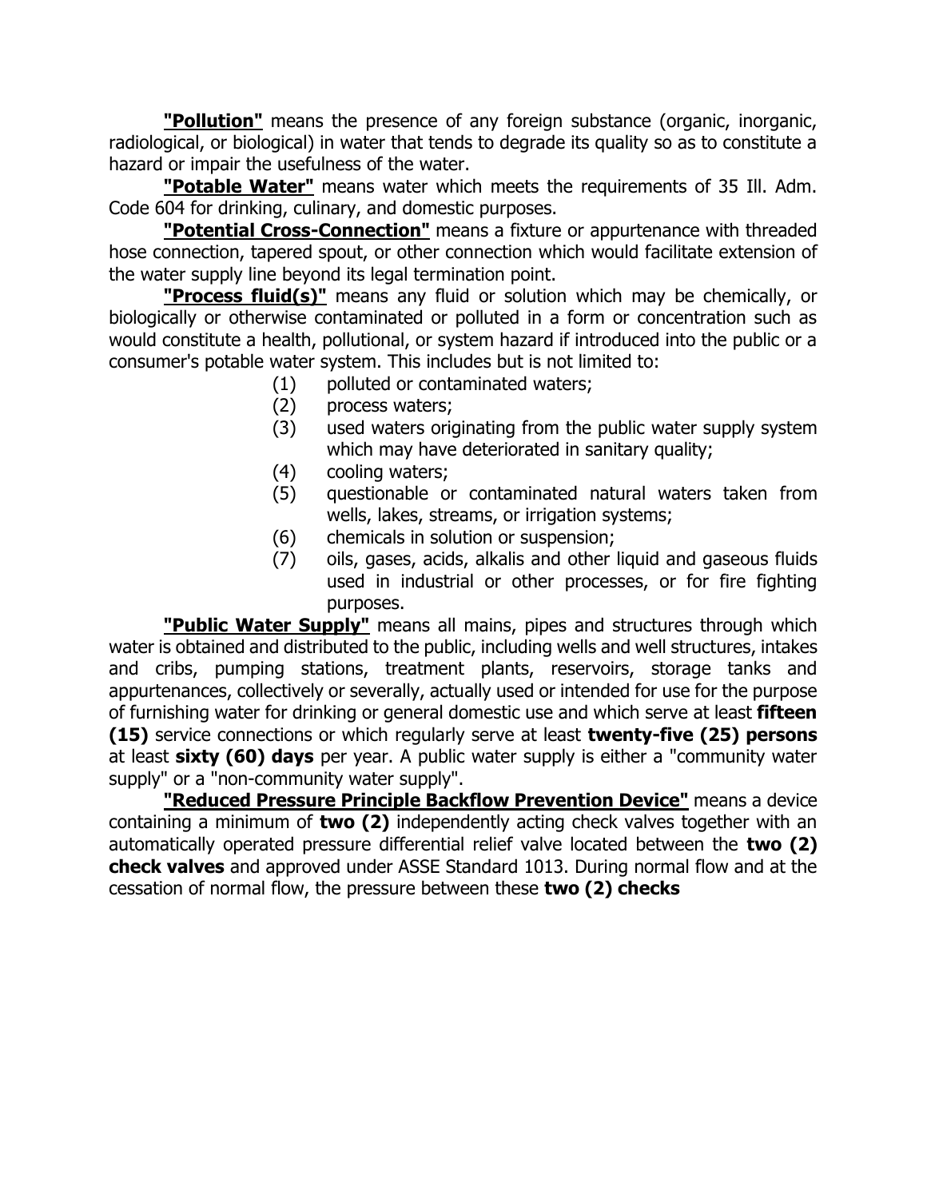**"Pollution"** means the presence of any foreign substance (organic, inorganic, radiological, or biological) in water that tends to degrade its quality so as to constitute a hazard or impair the usefulness of the water.

**"Potable Water"** means water which meets the requirements of 35 Ill. Adm. Code 604 for drinking, culinary, and domestic purposes.

**"Potential Cross-Connection"** means a fixture or appurtenance with threaded hose connection, tapered spout, or other connection which would facilitate extension of the water supply line beyond its legal termination point.

**"Process fluid(s)"** means any fluid or solution which may be chemically, or biologically or otherwise contaminated or polluted in a form or concentration such as would constitute a health, pollutional, or system hazard if introduced into the public or a consumer's potable water system. This includes but is not limited to:

(1) polluted or contaminated waters;
(2) process waters;
(3) used waters originating from the public water supply system which may have deteriorated in sanitary quality;
(4) cooling waters;
(5) questionable or contaminated natural waters taken from wells, lakes, streams, or irrigation systems;
(6) chemicals in solution or suspension;
(7) oils, gases, acids, alkalis and other liquid and gaseous fluids used in industrial or other processes, or for fire fighting purposes.

**"Public Water Supply"** means all mains, pipes and structures through which water is obtained and distributed to the public, including wells and well structures, intakes and cribs, pumping stations, treatment plants, reservoirs, storage tanks and appurtenances, collectively or severally, actually used or intended for use for the purpose of furnishing water for drinking or general domestic use and which serve at least **fifteen (15)** service connections or which regularly serve at least **twenty-five (25) persons** at least **sixty (60) days** per year. A public water supply is either a "community water supply" or a "non-community water supply".

**"Reduced Pressure Principle Backflow Prevention Device"** means a device containing a minimum of **two (2)** independently acting check valves together with an automatically operated pressure differential relief valve located between the **two (2) check valves** and approved under ASSE Standard 1013. During normal flow and at the cessation of normal flow, the pressure between these **two (2) checks**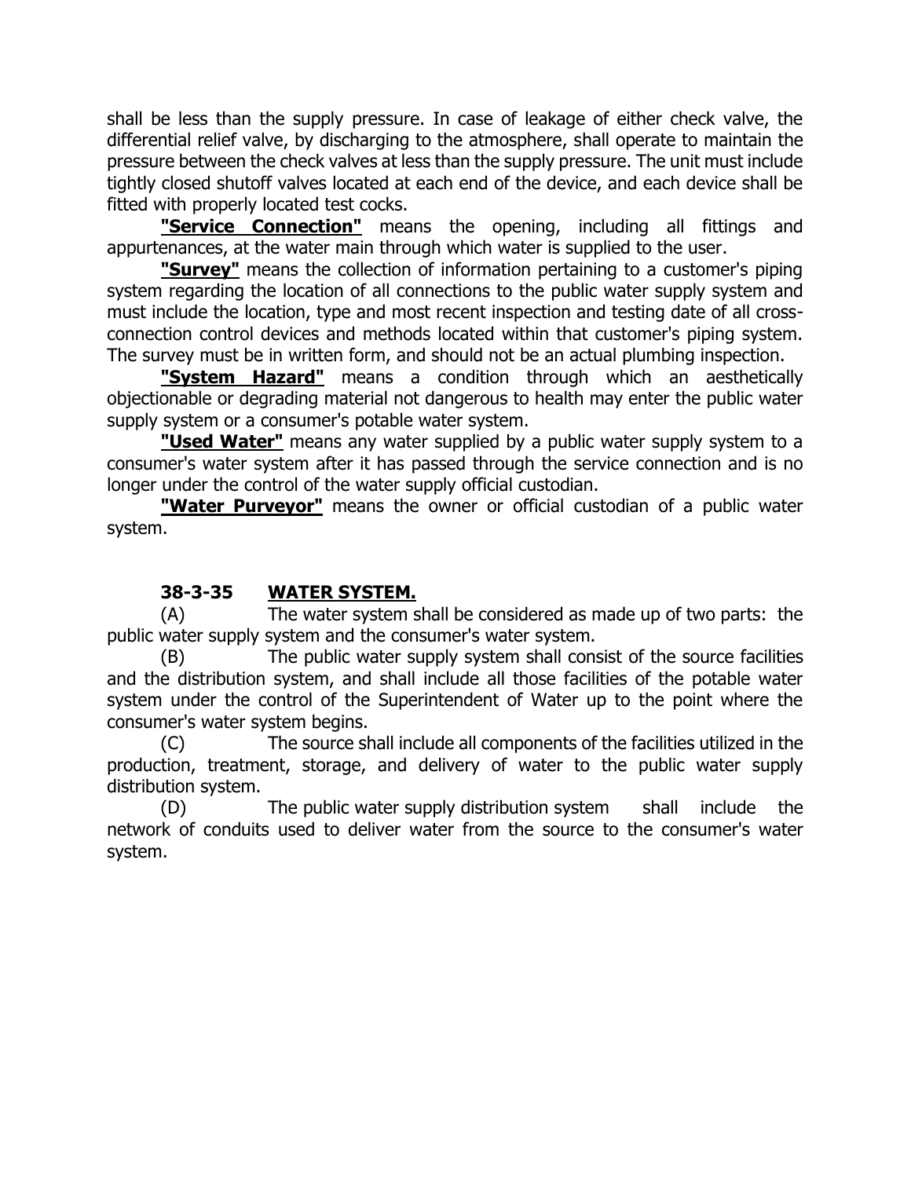shall be less than the supply pressure. In case of leakage of either check valve, the differential relief valve, by discharging to the atmosphere, shall operate to maintain the pressure between the check valves at less than the supply pressure. The unit must include tightly closed shutoff valves located at each end of the device, and each device shall be fitted with properly located test cocks.

**"Service Connection"** means the opening, including all fittings and appurtenances, at the water main through which water is supplied to the user.

**"Survey"** means the collection of information pertaining to a customer's piping system regarding the location of all connections to the public water supply system and must include the location, type and most recent inspection and testing date of all cross-connection control devices and methods located within that customer's piping system. The survey must be in written form, and should not be an actual plumbing inspection.

**"System Hazard"** means a condition through which an aesthetically objectionable or degrading material not dangerous to health may enter the public water supply system or a consumer's potable water system.

**"Used Water"** means any water supplied by a public water supply system to a consumer's water system after it has passed through the service connection and is no longer under the control of the water supply official custodian.

**"Water Purveyor"** means the owner or official custodian of a public water system.

### 38-3-35 WATER SYSTEM.

(A) The water system shall be considered as made up of two parts: the public water supply system and the consumer's water system.

(B) The public water supply system shall consist of the source facilities and the distribution system, and shall include all those facilities of the potable water system under the control of the Superintendent of Water up to the point where the consumer's water system begins.

(C) The source shall include all components of the facilities utilized in the production, treatment, storage, and delivery of water to the public water supply distribution system.

(D) The public water supply distribution system shall include the network of conduits used to deliver water from the source to the consumer's water system.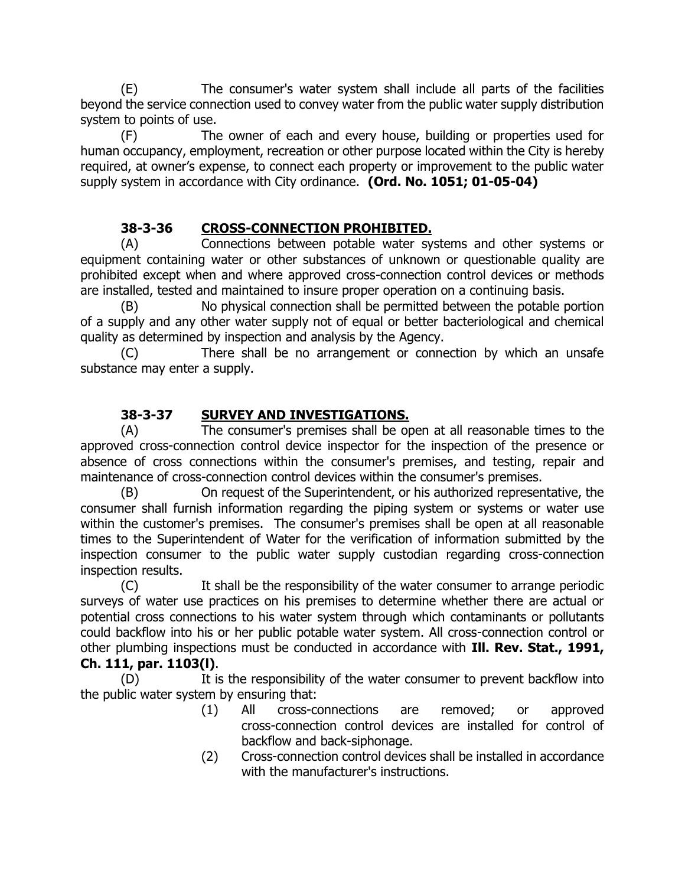(E) The consumer's water system shall include all parts of the facilities beyond the service connection used to convey water from the public water supply distribution system to points of use.

(F) The owner of each and every house, building or properties used for human occupancy, employment, recreation or other purpose located within the City is hereby required, at owner's expense, to connect each property or improvement to the public water supply system in accordance with City ordinance. **(Ord. No. 1051; 01-05-04)**

### 38-3-36 CROSS-CONNECTION PROHIBITED.

(A) Connections between potable water systems and other systems or equipment containing water or other substances of unknown or questionable quality are prohibited except when and where approved cross-connection control devices or methods are installed, tested and maintained to insure proper operation on a continuing basis.

(B) No physical connection shall be permitted between the potable portion of a supply and any other water supply not of equal or better bacteriological and chemical quality as determined by inspection and analysis by the Agency.

(C) There shall be no arrangement or connection by which an unsafe substance may enter a supply.

### 38-3-37 SURVEY AND INVESTIGATIONS.

(A) The consumer's premises shall be open at all reasonable times to the approved cross-connection control device inspector for the inspection of the presence or absence of cross connections within the consumer's premises, and testing, repair and maintenance of cross-connection control devices within the consumer's premises.

(B) On request of the Superintendent, or his authorized representative, the consumer shall furnish information regarding the piping system or systems or water use within the customer's premises. The consumer's premises shall be open at all reasonable times to the Superintendent of Water for the verification of information submitted by the inspection consumer to the public water supply custodian regarding cross-connection inspection results.

(C) It shall be the responsibility of the water consumer to arrange periodic surveys of water use practices on his premises to determine whether there are actual or potential cross connections to his water system through which contaminants or pollutants could backflow into his or her public potable water system. All cross-connection control or other plumbing inspections must be conducted in accordance with **Ill. Rev. Stat., 1991, Ch. 111, par. 1103(l)**.

(D) It is the responsibility of the water consumer to prevent backflow into the public water system by ensuring that:

(1) All cross-connections are removed; or approved cross-connection control devices are installed for control of backflow and back-siphonage.

(2) Cross-connection control devices shall be installed in accordance with the manufacturer's instructions.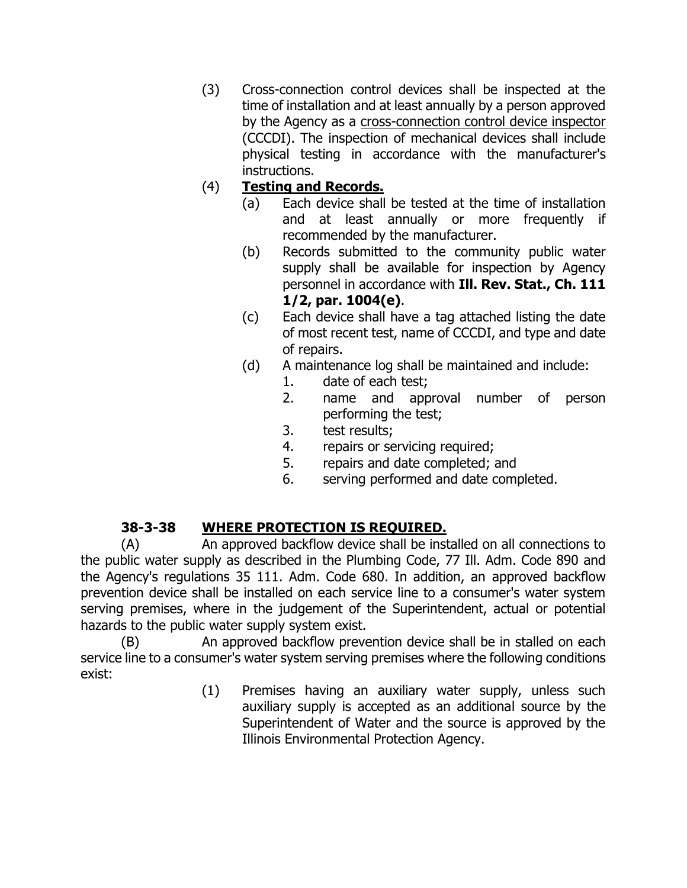(3) Cross-connection control devices shall be inspected at the time of installation and at least annually by a person approved by the Agency as a cross-connection control device inspector (CCCDI). The inspection of mechanical devices shall include physical testing in accordance with the manufacturer's instructions.

(4) **Testing and Records.**

(a) Each device shall be tested at the time of installation and at least annually or more frequently if recommended by the manufacturer.

(b) Records submitted to the community public water supply shall be available for inspection by Agency personnel in accordance with **Ill. Rev. Stat., Ch. 111 1/2, par. 1004(e)**.

(c) Each device shall have a tag attached listing the date of most recent test, name of CCCDI, and type and date of repairs.

(d) A maintenance log shall be maintained and include:

1. date of each test;
2. name and approval number of person performing the test;
3. test results;
4. repairs or servicing required;
5. repairs and date completed; and
6. serving performed and date completed.

## 38-3-38 WHERE PROTECTION IS REQUIRED.

(A) An approved backflow device shall be installed on all connections to the public water supply as described in the Plumbing Code, 77 Ill. Adm. Code 890 and the Agency's regulations 35 111. Adm. Code 680. In addition, an approved backflow prevention device shall be installed on each service line to a consumer's water system serving premises, where in the judgement of the Superintendent, actual or potential hazards to the public water supply system exist.

(B) An approved backflow prevention device shall be in stalled on each service line to a consumer's water system serving premises where the following conditions exist:

(1) Premises having an auxiliary water supply, unless such auxiliary supply is accepted as an additional source by the Superintendent of Water and the source is approved by the Illinois Environmental Protection Agency.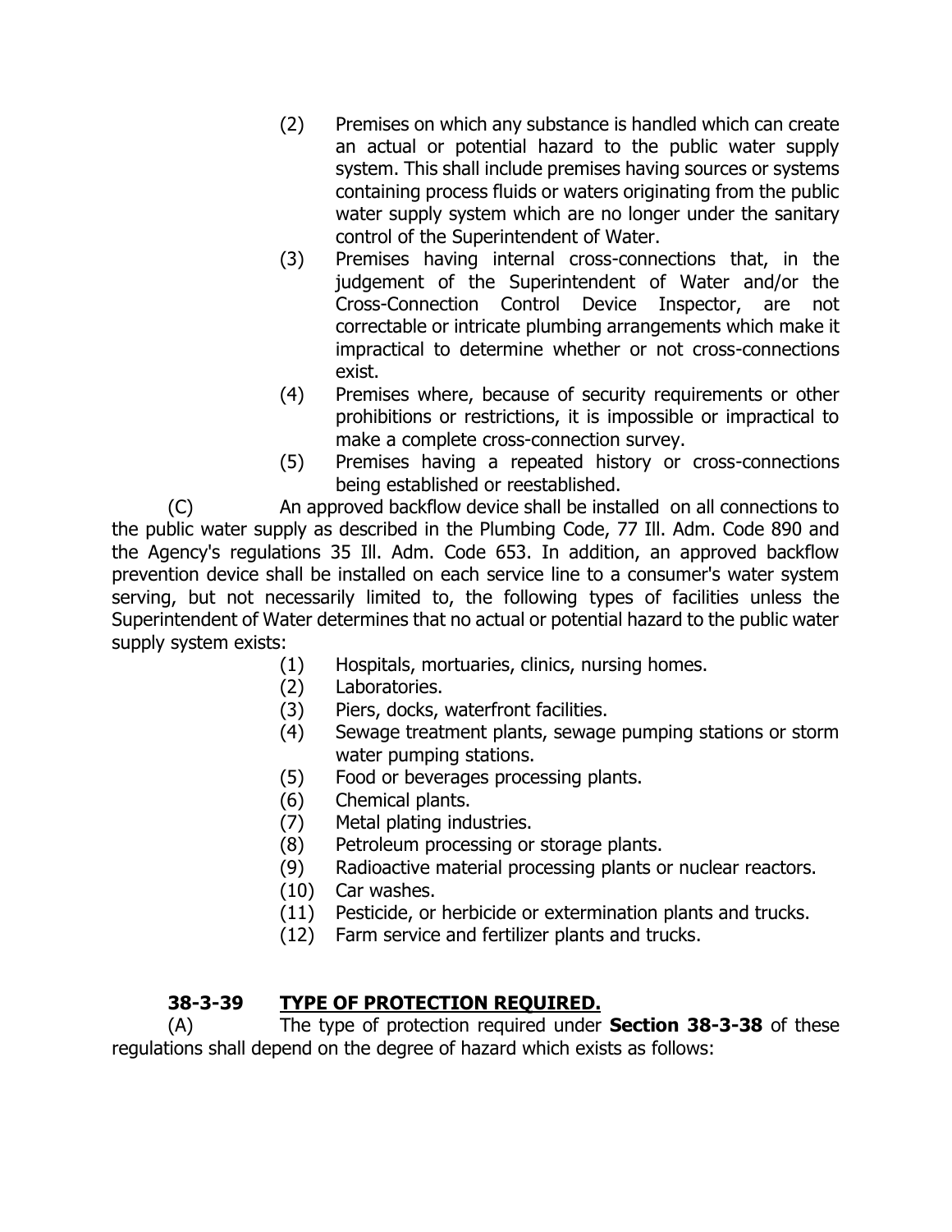(2) Premises on which any substance is handled which can create an actual or potential hazard to the public water supply system. This shall include premises having sources or systems containing process fluids or waters originating from the public water supply system which are no longer under the sanitary control of the Superintendent of Water.

(3) Premises having internal cross-connections that, in the judgement of the Superintendent of Water and/or the Cross-Connection Control Device Inspector, are not correctable or intricate plumbing arrangements which make it impractical to determine whether or not cross-connections exist.

(4) Premises where, because of security requirements or other prohibitions or restrictions, it is impossible or impractical to make a complete cross-connection survey.

(5) Premises having a repeated history or cross-connections being established or reestablished.

(C) An approved backflow device shall be installed on all connections to the public water supply as described in the Plumbing Code, 77 Ill. Adm. Code 890 and the Agency's regulations 35 Ill. Adm. Code 653. In addition, an approved backflow prevention device shall be installed on each service line to a consumer's water system serving, but not necessarily limited to, the following types of facilities unless the Superintendent of Water determines that no actual or potential hazard to the public water supply system exists:

(1) Hospitals, mortuaries, clinics, nursing homes.
(2) Laboratories.
(3) Piers, docks, waterfront facilities.
(4) Sewage treatment plants, sewage pumping stations or storm water pumping stations.
(5) Food or beverages processing plants.
(6) Chemical plants.
(7) Metal plating industries.
(8) Petroleum processing or storage plants.
(9) Radioactive material processing plants or nuclear reactors.
(10) Car washes.
(11) Pesticide, or herbicide or extermination plants and trucks.
(12) Farm service and fertilizer plants and trucks.

## 38-3-39 TYPE OF PROTECTION REQUIRED.

(A) The type of protection required under **Section 38-3-38** of these regulations shall depend on the degree of hazard which exists as follows: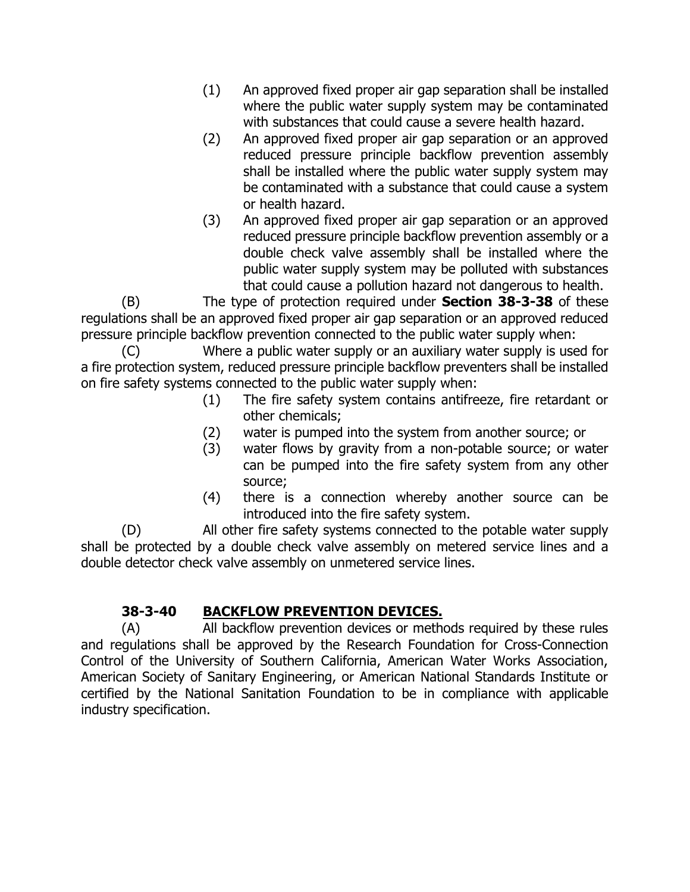(1) An approved fixed proper air gap separation shall be installed where the public water supply system may be contaminated with substances that could cause a severe health hazard.

(2) An approved fixed proper air gap separation or an approved reduced pressure principle backflow prevention assembly shall be installed where the public water supply system may be contaminated with a substance that could cause a system or health hazard.

(3) An approved fixed proper air gap separation or an approved reduced pressure principle backflow prevention assembly or a double check valve assembly shall be installed where the public water supply system may be polluted with substances that could cause a pollution hazard not dangerous to health.

(B) The type of protection required under **Section 38-3-38** of these regulations shall be an approved fixed proper air gap separation or an approved reduced pressure principle backflow prevention connected to the public water supply when:

(C) Where a public water supply or an auxiliary water supply is used for a fire protection system, reduced pressure principle backflow preventers shall be installed on fire safety systems connected to the public water supply when:

(1) The fire safety system contains antifreeze, fire retardant or other chemicals;

(2) water is pumped into the system from another source; or

(3) water flows by gravity from a non-potable source; or water can be pumped into the fire safety system from any other source;

(4) there is a connection whereby another source can be introduced into the fire safety system.

(D) All other fire safety systems connected to the potable water supply shall be protected by a double check valve assembly on metered service lines and a double detector check valve assembly on unmetered service lines.

### 38-3-40 BACKFLOW PREVENTION DEVICES.

(A) All backflow prevention devices or methods required by these rules and regulations shall be approved by the Research Foundation for Cross-Connection Control of the University of Southern California, American Water Works Association, American Society of Sanitary Engineering, or American National Standards Institute or certified by the National Sanitation Foundation to be in compliance with applicable industry specification.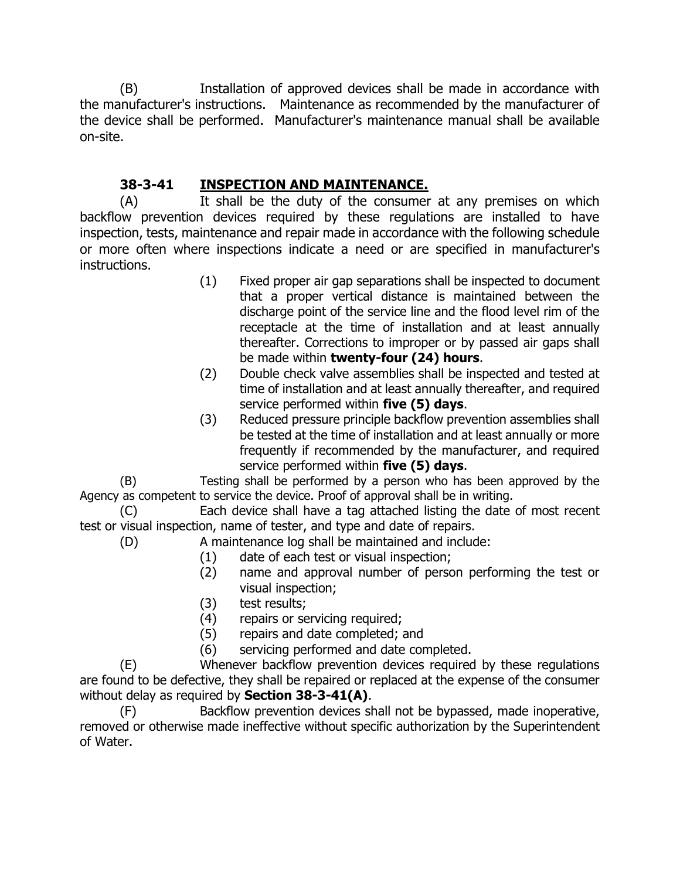(B) Installation of approved devices shall be made in accordance with the manufacturer's instructions. Maintenance as recommended by the manufacturer of the device shall be performed. Manufacturer's maintenance manual shall be available on-site.

### 38-3-41 INSPECTION AND MAINTENANCE.

(A) It shall be the duty of the consumer at any premises on which backflow prevention devices required by these regulations are installed to have inspection, tests, maintenance and repair made in accordance with the following schedule or more often where inspections indicate a need or are specified in manufacturer's instructions.

(1) Fixed proper air gap separations shall be inspected to document that a proper vertical distance is maintained between the discharge point of the service line and the flood level rim of the receptacle at the time of installation and at least annually thereafter. Corrections to improper or by passed air gaps shall be made within **twenty-four (24) hours**.

(2) Double check valve assemblies shall be inspected and tested at time of installation and at least annually thereafter, and required service performed within **five (5) days**.

(3) Reduced pressure principle backflow prevention assemblies shall be tested at the time of installation and at least annually or more frequently if recommended by the manufacturer, and required service performed within **five (5) days**.

(B) Testing shall be performed by a person who has been approved by the Agency as competent to service the device. Proof of approval shall be in writing.

(C) Each device shall have a tag attached listing the date of most recent test or visual inspection, name of tester, and type and date of repairs.

(D) A maintenance log shall be maintained and include:

(1) date of each test or visual inspection;
(2) name and approval number of person performing the test or visual inspection;
(3) test results;
(4) repairs or servicing required;
(5) repairs and date completed; and
(6) servicing performed and date completed.

(E) Whenever backflow prevention devices required by these regulations are found to be defective, they shall be repaired or replaced at the expense of the consumer without delay as required by **Section 38-3-41(A)**.

(F) Backflow prevention devices shall not be bypassed, made inoperative, removed or otherwise made ineffective without specific authorization by the Superintendent of Water.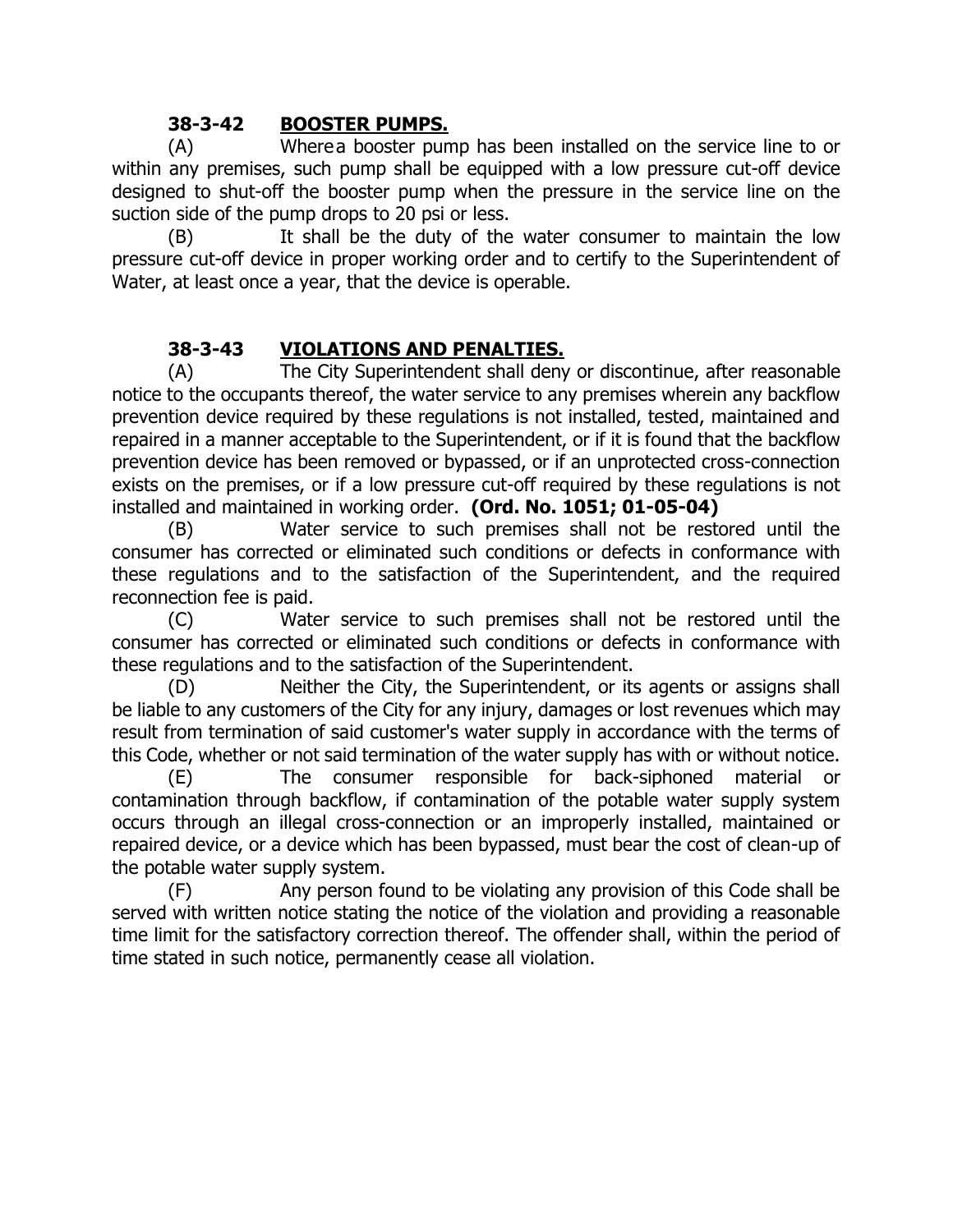### 38-3-42 BOOSTER PUMPS.

(A) Where a booster pump has been installed on the service line to or within any premises, such pump shall be equipped with a low pressure cut-off device designed to shut-off the booster pump when the pressure in the service line on the suction side of the pump drops to 20 psi or less.

(B) It shall be the duty of the water consumer to maintain the low pressure cut-off device in proper working order and to certify to the Superintendent of Water, at least once a year, that the device is operable.

### 38-3-43 VIOLATIONS AND PENALTIES.

(A) The City Superintendent shall deny or discontinue, after reasonable notice to the occupants thereof, the water service to any premises wherein any backflow prevention device required by these regulations is not installed, tested, maintained and repaired in a manner acceptable to the Superintendent, or if it is found that the backflow prevention device has been removed or bypassed, or if an unprotected cross-connection exists on the premises, or if a low pressure cut-off required by these regulations is not installed and maintained in working order. **(Ord. No. 1051; 01-05-04)**

(B) Water service to such premises shall not be restored until the consumer has corrected or eliminated such conditions or defects in conformance with these regulations and to the satisfaction of the Superintendent, and the required reconnection fee is paid.

(C) Water service to such premises shall not be restored until the consumer has corrected or eliminated such conditions or defects in conformance with these regulations and to the satisfaction of the Superintendent.

(D) Neither the City, the Superintendent, or its agents or assigns shall be liable to any customers of the City for any injury, damages or lost revenues which may result from termination of said customer's water supply in accordance with the terms of this Code, whether or not said termination of the water supply has with or without notice.

(E) The consumer responsible for back-siphoned material or contamination through backflow, if contamination of the potable water supply system occurs through an illegal cross-connection or an improperly installed, maintained or repaired device, or a device which has been bypassed, must bear the cost of clean-up of the potable water supply system.

(F) Any person found to be violating any provision of this Code shall be served with written notice stating the notice of the violation and providing a reasonable time limit for the satisfactory correction thereof. The offender shall, within the period of time stated in such notice, permanently cease all violation.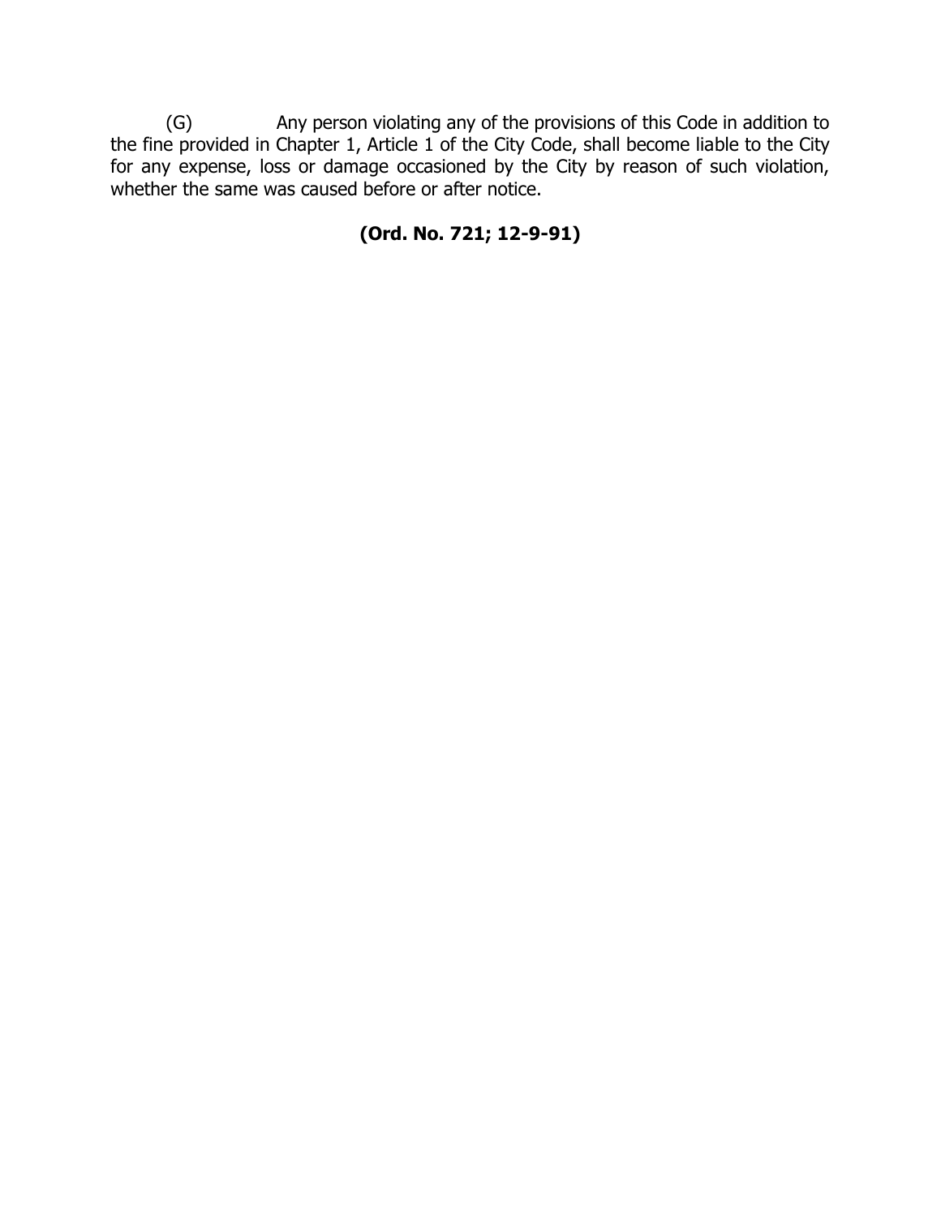(G) Any person violating any of the provisions of this Code in addition to the fine provided in Chapter 1, Article 1 of the City Code, shall become liable to the City for any expense, loss or damage occasioned by the City by reason of such violation, whether the same was caused before or after notice.

**(Ord. No. 721; 12-9-91)**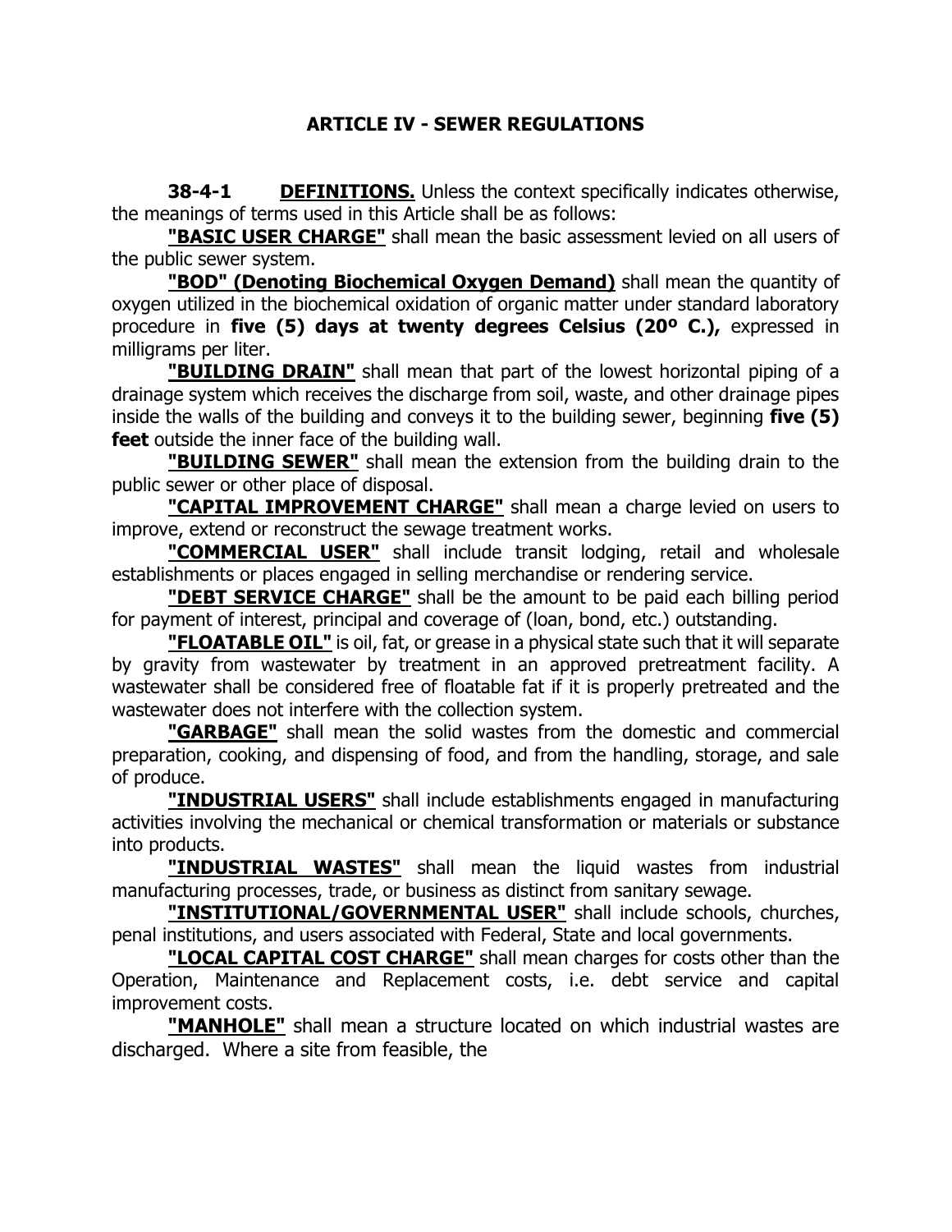## ARTICLE IV - SEWER REGULATIONS

**38-4-1 DEFINITIONS.** Unless the context specifically indicates otherwise, the meanings of terms used in this Article shall be as follows:

**"BASIC USER CHARGE"** shall mean the basic assessment levied on all users of the public sewer system.

**"BOD" (Denoting Biochemical Oxygen Demand)** shall mean the quantity of oxygen utilized in the biochemical oxidation of organic matter under standard laboratory procedure in **five (5) days at twenty degrees Celsius (20º C.),** expressed in milligrams per liter.

**"BUILDING DRAIN"** shall mean that part of the lowest horizontal piping of a drainage system which receives the discharge from soil, waste, and other drainage pipes inside the walls of the building and conveys it to the building sewer, beginning **five (5) feet** outside the inner face of the building wall.

**"BUILDING SEWER"** shall mean the extension from the building drain to the public sewer or other place of disposal.

**"CAPITAL IMPROVEMENT CHARGE"** shall mean a charge levied on users to improve, extend or reconstruct the sewage treatment works.

**"COMMERCIAL USER"** shall include transit lodging, retail and wholesale establishments or places engaged in selling merchandise or rendering service.

**"DEBT SERVICE CHARGE"** shall be the amount to be paid each billing period for payment of interest, principal and coverage of (loan, bond, etc.) outstanding.

**"FLOATABLE OIL"** is oil, fat, or grease in a physical state such that it will separate by gravity from wastewater by treatment in an approved pretreatment facility. A wastewater shall be considered free of floatable fat if it is properly pretreated and the wastewater does not interfere with the collection system.

**"GARBAGE"** shall mean the solid wastes from the domestic and commercial preparation, cooking, and dispensing of food, and from the handling, storage, and sale of produce.

**"INDUSTRIAL USERS"** shall include establishments engaged in manufacturing activities involving the mechanical or chemical transformation or materials or substance into products.

**"INDUSTRIAL WASTES"** shall mean the liquid wastes from industrial manufacturing processes, trade, or business as distinct from sanitary sewage.

**"INSTITUTIONAL/GOVERNMENTAL USER"** shall include schools, churches, penal institutions, and users associated with Federal, State and local governments.

**"LOCAL CAPITAL COST CHARGE"** shall mean charges for costs other than the Operation, Maintenance and Replacement costs, i.e. debt service and capital improvement costs.

**"MANHOLE"** shall mean a structure located on which industrial wastes are discharged. Where a site from feasible, the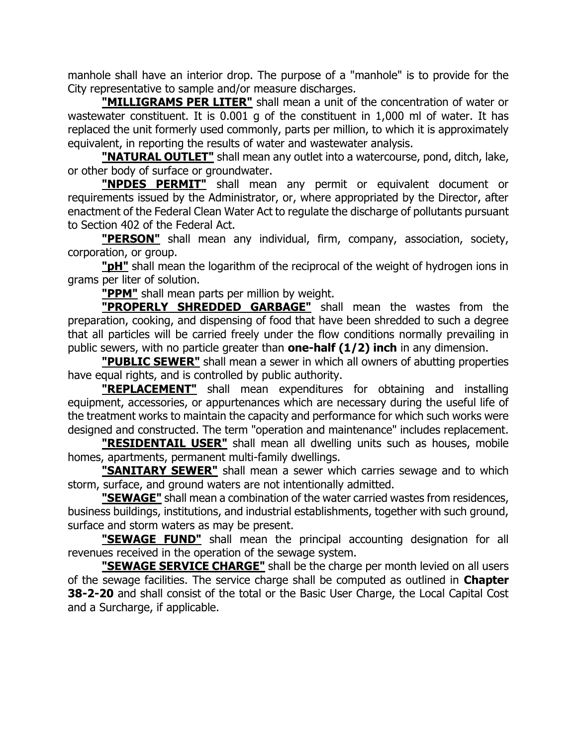manhole shall have an interior drop. The purpose of a "manhole" is to provide for the City representative to sample and/or measure discharges.

**"MILLIGRAMS PER LITER"** shall mean a unit of the concentration of water or wastewater constituent. It is 0.001 g of the constituent in 1,000 ml of water. It has replaced the unit formerly used commonly, parts per million, to which it is approximately equivalent, in reporting the results of water and wastewater analysis.

**"NATURAL OUTLET"** shall mean any outlet into a watercourse, pond, ditch, lake, or other body of surface or groundwater.

**"NPDES PERMIT"** shall mean any permit or equivalent document or requirements issued by the Administrator, or, where appropriated by the Director, after enactment of the Federal Clean Water Act to regulate the discharge of pollutants pursuant to Section 402 of the Federal Act.

**"PERSON"** shall mean any individual, firm, company, association, society, corporation, or group.

**"pH"** shall mean the logarithm of the reciprocal of the weight of hydrogen ions in grams per liter of solution.

**"PPM"** shall mean parts per million by weight.

**"PROPERLY SHREDDED GARBAGE"** shall mean the wastes from the preparation, cooking, and dispensing of food that have been shredded to such a degree that all particles will be carried freely under the flow conditions normally prevailing in public sewers, with no particle greater than **one-half (1/2) inch** in any dimension.

**"PUBLIC SEWER"** shall mean a sewer in which all owners of abutting properties have equal rights, and is controlled by public authority.

**"REPLACEMENT"** shall mean expenditures for obtaining and installing equipment, accessories, or appurtenances which are necessary during the useful life of the treatment works to maintain the capacity and performance for which such works were designed and constructed. The term "operation and maintenance" includes replacement.

**"RESIDENTAIL USER"** shall mean all dwelling units such as houses, mobile homes, apartments, permanent multi-family dwellings.

**"SANITARY SEWER"** shall mean a sewer which carries sewage and to which storm, surface, and ground waters are not intentionally admitted.

**"SEWAGE"** shall mean a combination of the water carried wastes from residences, business buildings, institutions, and industrial establishments, together with such ground, surface and storm waters as may be present.

**"SEWAGE FUND"** shall mean the principal accounting designation for all revenues received in the operation of the sewage system.

**"SEWAGE SERVICE CHARGE"** shall be the charge per month levied on all users of the sewage facilities. The service charge shall be computed as outlined in **Chapter 38-2-20** and shall consist of the total or the Basic User Charge, the Local Capital Cost and a Surcharge, if applicable.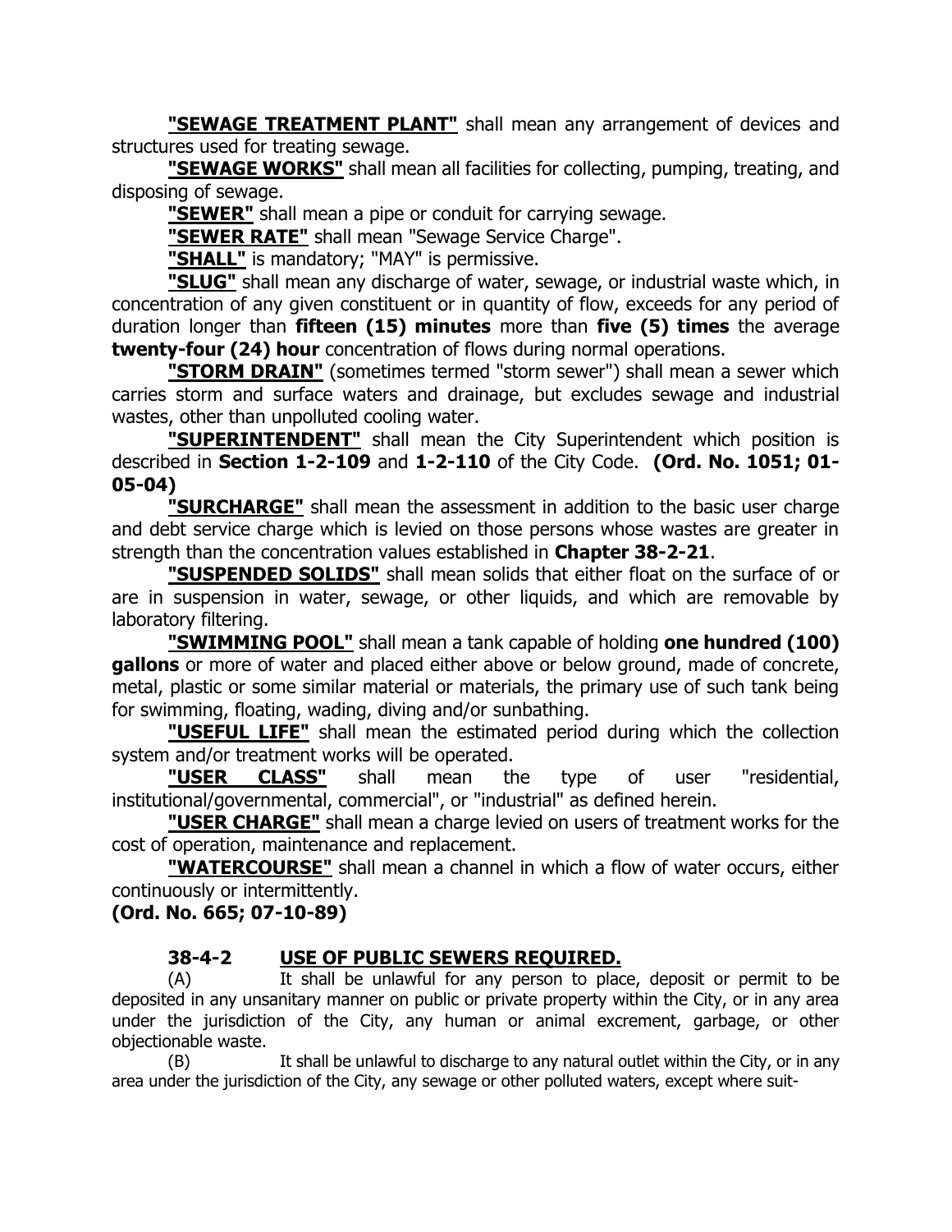**"SEWAGE TREATMENT PLANT"** shall mean any arrangement of devices and structures used for treating sewage.

**"SEWAGE WORKS"** shall mean all facilities for collecting, pumping, treating, and disposing of sewage.

**"SEWER"** shall mean a pipe or conduit for carrying sewage.

**"SEWER RATE"** shall mean "Sewage Service Charge".

**"SHALL"** is mandatory; "MAY" is permissive.

**"SLUG"** shall mean any discharge of water, sewage, or industrial waste which, in concentration of any given constituent or in quantity of flow, exceeds for any period of duration longer than **fifteen (15) minutes** more than **five (5) times** the average **twenty-four (24) hour** concentration of flows during normal operations.

**"STORM DRAIN"** (sometimes termed "storm sewer") shall mean a sewer which carries storm and surface waters and drainage, but excludes sewage and industrial wastes, other than unpolluted cooling water.

**"SUPERINTENDENT"** shall mean the City Superintendent which position is described in **Section 1-2-109** and **1-2-110** of the City Code. **(Ord. No. 1051; 01-05-04)**

**"SURCHARGE"** shall mean the assessment in addition to the basic user charge and debt service charge which is levied on those persons whose wastes are greater in strength than the concentration values established in **Chapter 38-2-21**.

**"SUSPENDED SOLIDS"** shall mean solids that either float on the surface of or are in suspension in water, sewage, or other liquids, and which are removable by laboratory filtering.

**"SWIMMING POOL"** shall mean a tank capable of holding **one hundred (100) gallons** or more of water and placed either above or below ground, made of concrete, metal, plastic or some similar material or materials, the primary use of such tank being for swimming, floating, wading, diving and/or sunbathing.

**"USEFUL LIFE"** shall mean the estimated period during which the collection system and/or treatment works will be operated.

**"USER CLASS"** shall mean the type of user "residential, institutional/governmental, commercial", or "industrial" as defined herein.

**"USER CHARGE"** shall mean a charge levied on users of treatment works for the cost of operation, maintenance and replacement.

**"WATERCOURSE"** shall mean a channel in which a flow of water occurs, either continuously or intermittently.

**(Ord. No. 665; 07-10-89)**

### 38-4-2 USE OF PUBLIC SEWERS REQUIRED.

(A) It shall be unlawful for any person to place, deposit or permit to be deposited in any unsanitary manner on public or private property within the City, or in any area under the jurisdiction of the City, any human or animal excrement, garbage, or other objectionable waste.

(B) It shall be unlawful to discharge to any natural outlet within the City, or in any area under the jurisdiction of the City, any sewage or other polluted waters, except where suit-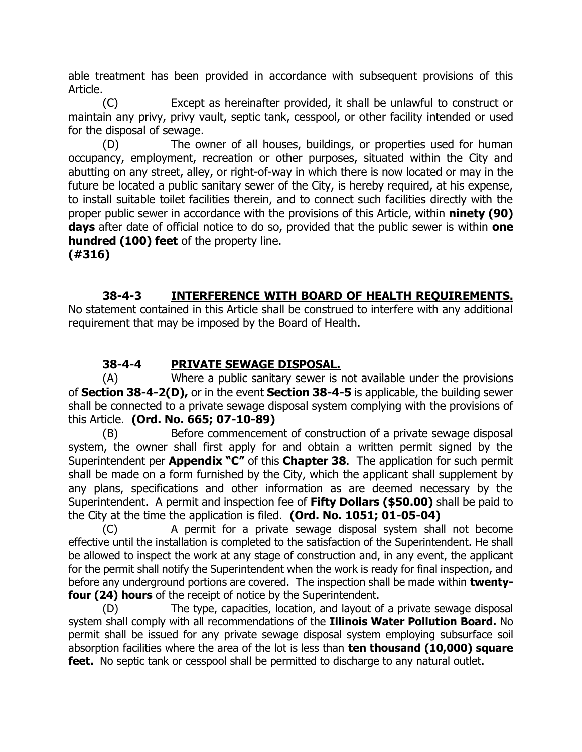able treatment has been provided in accordance with subsequent provisions of this Article.

(C) Except as hereinafter provided, it shall be unlawful to construct or maintain any privy, privy vault, septic tank, cesspool, or other facility intended or used for the disposal of sewage.

(D) The owner of all houses, buildings, or properties used for human occupancy, employment, recreation or other purposes, situated within the City and abutting on any street, alley, or right-of-way in which there is now located or may in the future be located a public sanitary sewer of the City, is hereby required, at his expense, to install suitable toilet facilities therein, and to connect such facilities directly with the proper public sewer in accordance with the provisions of this Article, within **ninety (90) days** after date of official notice to do so, provided that the public sewer is within **one hundred (100) feet** of the property line.
**(#316)**

### 38-4-3 INTERFERENCE WITH BOARD OF HEALTH REQUIREMENTS.

No statement contained in this Article shall be construed to interfere with any additional requirement that may be imposed by the Board of Health.

### 38-4-4 PRIVATE SEWAGE DISPOSAL.

(A) Where a public sanitary sewer is not available under the provisions of **Section 38-4-2(D),** or in the event **Section 38-4-5** is applicable, the building sewer shall be connected to a private sewage disposal system complying with the provisions of this Article. **(Ord. No. 665; 07-10-89)**

(B) Before commencement of construction of a private sewage disposal system, the owner shall first apply for and obtain a written permit signed by the Superintendent per **Appendix "C"** of this **Chapter 38**. The application for such permit shall be made on a form furnished by the City, which the applicant shall supplement by any plans, specifications and other information as are deemed necessary by the Superintendent. A permit and inspection fee of **Fifty Dollars ($50.00)** shall be paid to the City at the time the application is filed. **(Ord. No. 1051; 01-05-04)**

(C) A permit for a private sewage disposal system shall not become effective until the installation is completed to the satisfaction of the Superintendent. He shall be allowed to inspect the work at any stage of construction and, in any event, the applicant for the permit shall notify the Superintendent when the work is ready for final inspection, and before any underground portions are covered. The inspection shall be made within **twenty-four (24) hours** of the receipt of notice by the Superintendent.

(D) The type, capacities, location, and layout of a private sewage disposal system shall comply with all recommendations of the **Illinois Water Pollution Board.** No permit shall be issued for any private sewage disposal system employing subsurface soil absorption facilities where the area of the lot is less than **ten thousand (10,000) square feet.** No septic tank or cesspool shall be permitted to discharge to any natural outlet.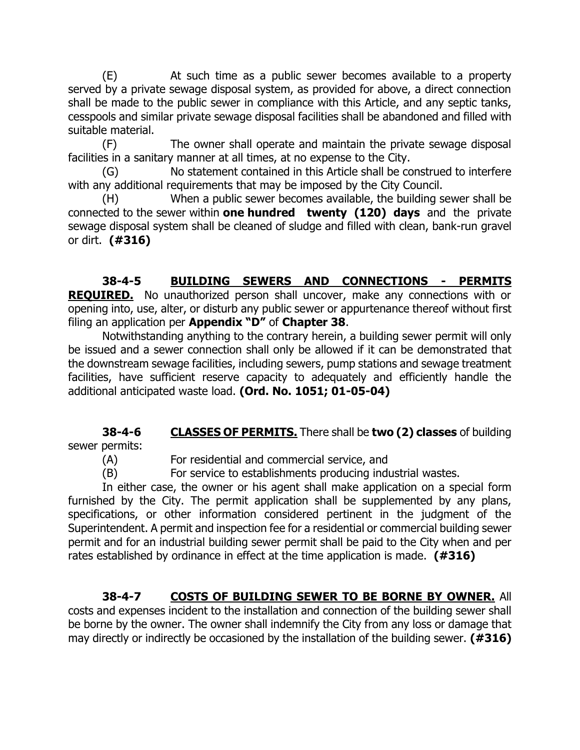(E) At such time as a public sewer becomes available to a property served by a private sewage disposal system, as provided for above, a direct connection shall be made to the public sewer in compliance with this Article, and any septic tanks, cesspools and similar private sewage disposal facilities shall be abandoned and filled with suitable material.

(F) The owner shall operate and maintain the private sewage disposal facilities in a sanitary manner at all times, at no expense to the City.

(G) No statement contained in this Article shall be construed to interfere with any additional requirements that may be imposed by the City Council.

(H) When a public sewer becomes available, the building sewer shall be connected to the sewer within **one hundred twenty (120) days** and the private sewage disposal system shall be cleaned of sludge and filled with clean, bank-run gravel or dirt. **(#316)**

**38-4-5 <u>BUILDING SEWERS AND CONNECTIONS - PERMITS REQUIRED.</u>** No unauthorized person shall uncover, make any connections with or opening into, use, alter, or disturb any public sewer or appurtenance thereof without first filing an application per **Appendix "D"** of **Chapter 38**.

Notwithstanding anything to the contrary herein, a building sewer permit will only be issued and a sewer connection shall only be allowed if it can be demonstrated that the downstream sewage facilities, including sewers, pump stations and sewage treatment facilities, have sufficient reserve capacity to adequately and efficiently handle the additional anticipated waste load. **(Ord. No. 1051; 01-05-04)**

**38-4-6 <u>CLASSES OF PERMITS.</u>** There shall be **two (2) classes** of building sewer permits:

(A) For residential and commercial service, and

(B) For service to establishments producing industrial wastes.

In either case, the owner or his agent shall make application on a special form furnished by the City. The permit application shall be supplemented by any plans, specifications, or other information considered pertinent in the judgment of the Superintendent. A permit and inspection fee for a residential or commercial building sewer permit and for an industrial building sewer permit shall be paid to the City when and per rates established by ordinance in effect at the time application is made. **(#316)**

**38-4-7 <u>COSTS OF BUILDING SEWER TO BE BORNE BY OWNER.</u>** All costs and expenses incident to the installation and connection of the building sewer shall be borne by the owner. The owner shall indemnify the City from any loss or damage that may directly or indirectly be occasioned by the installation of the building sewer. **(#316)**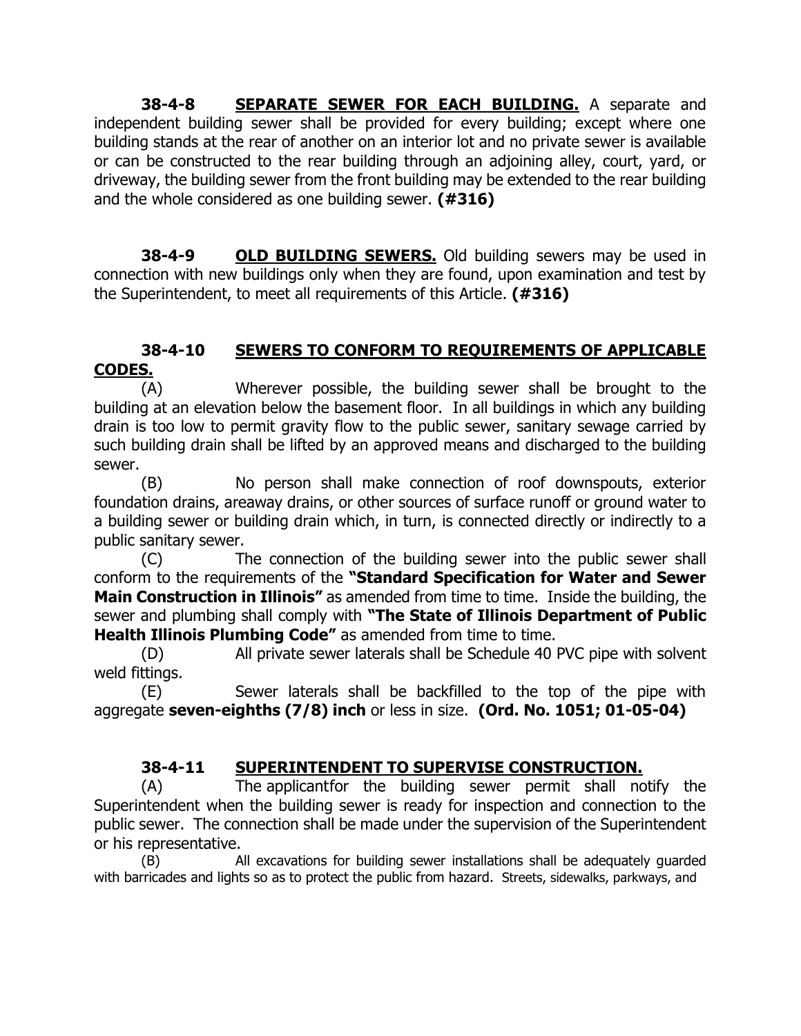**38-4-8 SEPARATE SEWER FOR EACH BUILDING.** A separate and independent building sewer shall be provided for every building; except where one building stands at the rear of another on an interior lot and no private sewer is available or can be constructed to the rear building through an adjoining alley, court, yard, or driveway, the building sewer from the front building may be extended to the rear building and the whole considered as one building sewer. **(#316)**

**38-4-9 OLD BUILDING SEWERS.** Old building sewers may be used in connection with new buildings only when they are found, upon examination and test by the Superintendent, to meet all requirements of this Article. **(#316)**

**38-4-10 SEWERS TO CONFORM TO REQUIREMENTS OF APPLICABLE CODES.**

(A) Wherever possible, the building sewer shall be brought to the building at an elevation below the basement floor. In all buildings in which any building drain is too low to permit gravity flow to the public sewer, sanitary sewage carried by such building drain shall be lifted by an approved means and discharged to the building sewer.

(B) No person shall make connection of roof downspouts, exterior foundation drains, areaway drains, or other sources of surface runoff or ground water to a building sewer or building drain which, in turn, is connected directly or indirectly to a public sanitary sewer.

(C) The connection of the building sewer into the public sewer shall conform to the requirements of the **"Standard Specification for Water and Sewer Main Construction in Illinois"** as amended from time to time. Inside the building, the sewer and plumbing shall comply with **"The State of Illinois Department of Public Health Illinois Plumbing Code"** as amended from time to time.

(D) All private sewer laterals shall be Schedule 40 PVC pipe with solvent weld fittings.

(E) Sewer laterals shall be backfilled to the top of the pipe with aggregate **seven-eighths (7/8) inch** or less in size. **(Ord. No. 1051; 01-05-04)**

**38-4-11 SUPERINTENDENT TO SUPERVISE CONSTRUCTION.**

(A) The applicantfor the building sewer permit shall notify the Superintendent when the building sewer is ready for inspection and connection to the public sewer. The connection shall be made under the supervision of the Superintendent or his representative.

(B) All excavations for building sewer installations shall be adequately guarded with barricades and lights so as to protect the public from hazard. Streets, sidewalks, parkways, and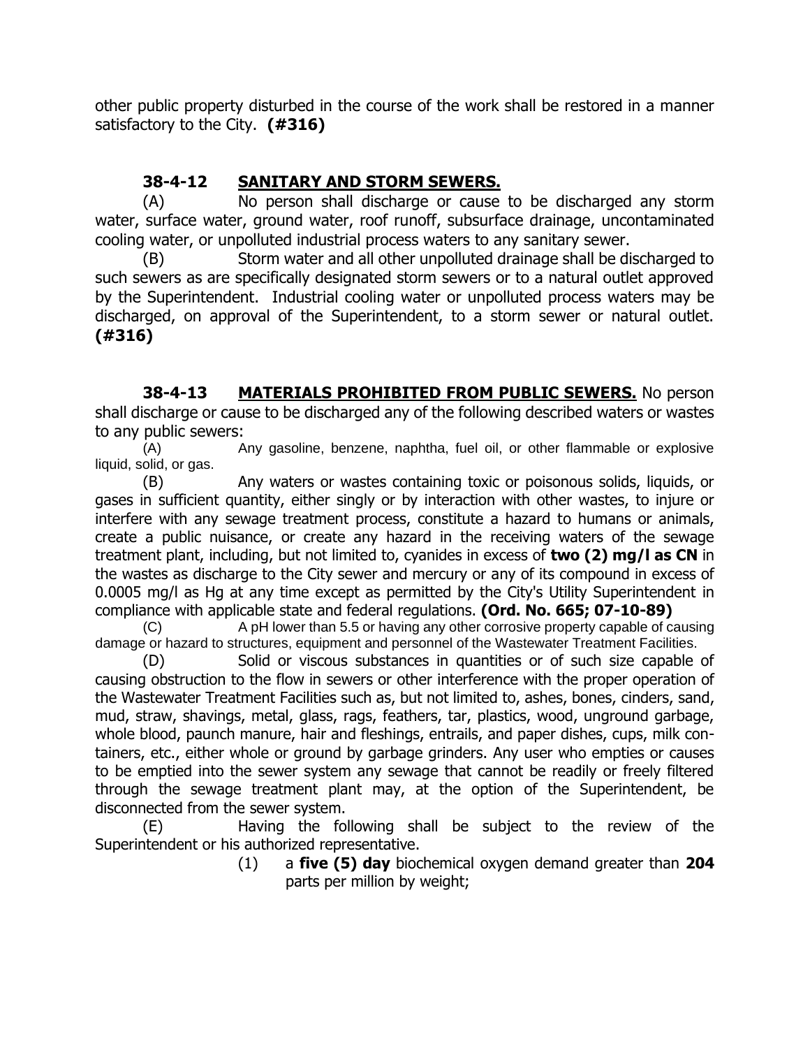other public property disturbed in the course of the work shall be restored in a manner satisfactory to the City. **(#316)**

### 38-4-12 SANITARY AND STORM SEWERS.

(A) No person shall discharge or cause to be discharged any storm water, surface water, ground water, roof runoff, subsurface drainage, uncontaminated cooling water, or unpolluted industrial process waters to any sanitary sewer.

(B) Storm water and all other unpolluted drainage shall be discharged to such sewers as are specifically designated storm sewers or to a natural outlet approved by the Superintendent. Industrial cooling water or unpolluted process waters may be discharged, on approval of the Superintendent, to a storm sewer or natural outlet. **(#316)**

### 38-4-13 MATERIALS PROHIBITED FROM PUBLIC SEWERS.

No person shall discharge or cause to be discharged any of the following described waters or wastes to any public sewers:

(A) Any gasoline, benzene, naphtha, fuel oil, or other flammable or explosive liquid, solid, or gas.

(B) Any waters or wastes containing toxic or poisonous solids, liquids, or gases in sufficient quantity, either singly or by interaction with other wastes, to injure or interfere with any sewage treatment process, constitute a hazard to humans or animals, create a public nuisance, or create any hazard in the receiving waters of the sewage treatment plant, including, but not limited to, cyanides in excess of **two (2) mg/l as CN** in the wastes as discharge to the City sewer and mercury or any of its compound in excess of 0.0005 mg/l as Hg at any time except as permitted by the City's Utility Superintendent in compliance with applicable state and federal regulations. **(Ord. No. 665; 07-10-89)**

(C) A pH lower than 5.5 or having any other corrosive property capable of causing damage or hazard to structures, equipment and personnel of the Wastewater Treatment Facilities.

(D) Solid or viscous substances in quantities or of such size capable of causing obstruction to the flow in sewers or other interference with the proper operation of the Wastewater Treatment Facilities such as, but not limited to, ashes, bones, cinders, sand, mud, straw, shavings, metal, glass, rags, feathers, tar, plastics, wood, unground garbage, whole blood, paunch manure, hair and fleshings, entrails, and paper dishes, cups, milk containers, etc., either whole or ground by garbage grinders. Any user who empties or causes to be emptied into the sewer system any sewage that cannot be readily or freely filtered through the sewage treatment plant may, at the option of the Superintendent, be disconnected from the sewer system.

(E) Having the following shall be subject to the review of the Superintendent or his authorized representative.

(1) a **five (5) day** biochemical oxygen demand greater than **204** parts per million by weight;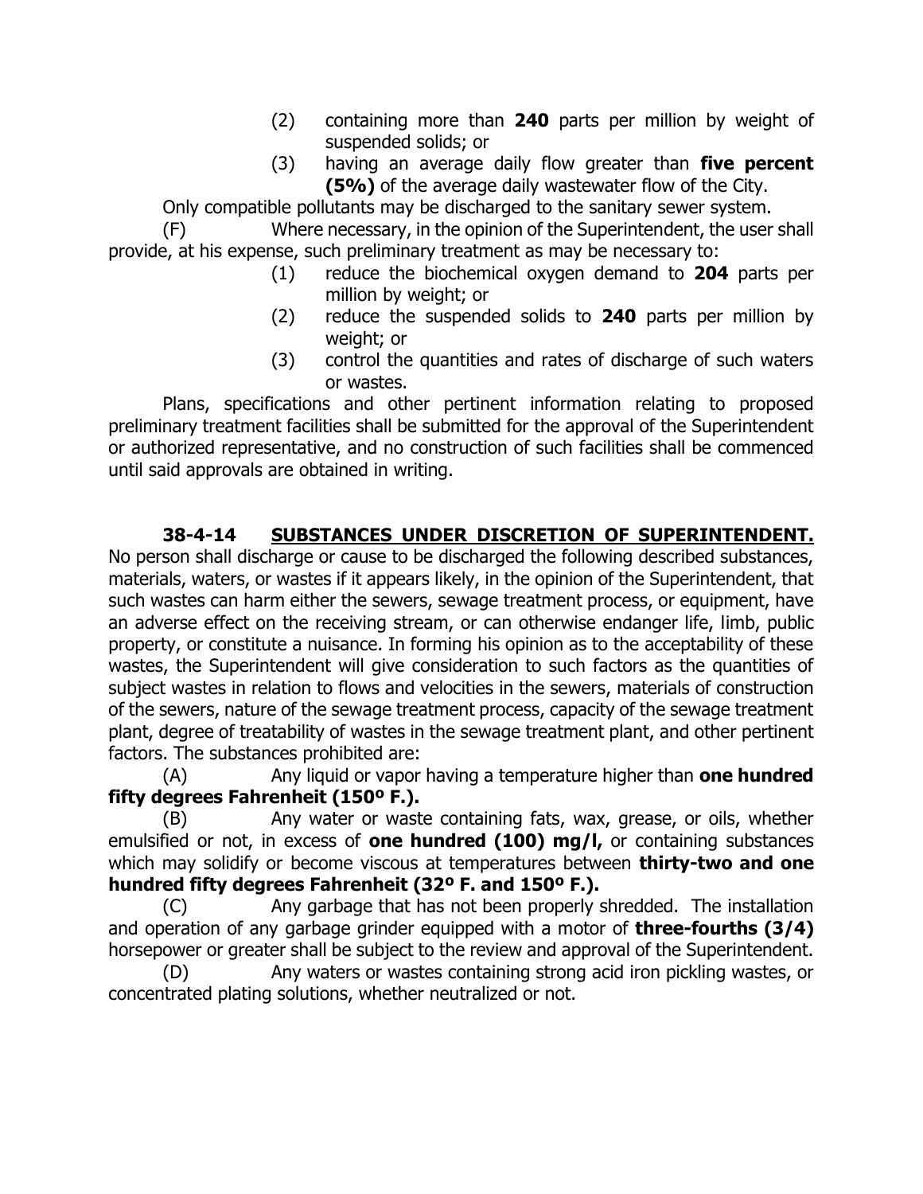(2) containing more than **240** parts per million by weight of suspended solids; or

(3) having an average daily flow greater than **five percent (5%)** of the average daily wastewater flow of the City.

Only compatible pollutants may be discharged to the sanitary sewer system.

(F) Where necessary, in the opinion of the Superintendent, the user shall provide, at his expense, such preliminary treatment as may be necessary to:

(1) reduce the biochemical oxygen demand to **204** parts per million by weight; or

(2) reduce the suspended solids to **240** parts per million by weight; or

(3) control the quantities and rates of discharge of such waters or wastes.

Plans, specifications and other pertinent information relating to proposed preliminary treatment facilities shall be submitted for the approval of the Superintendent or authorized representative, and no construction of such facilities shall be commenced until said approvals are obtained in writing.

**38-4-14 SUBSTANCES UNDER DISCRETION OF SUPERINTENDENT.** No person shall discharge or cause to be discharged the following described substances, materials, waters, or wastes if it appears likely, in the opinion of the Superintendent, that such wastes can harm either the sewers, sewage treatment process, or equipment, have an adverse effect on the receiving stream, or can otherwise endanger life, limb, public property, or constitute a nuisance. In forming his opinion as to the acceptability of these wastes, the Superintendent will give consideration to such factors as the quantities of subject wastes in relation to flows and velocities in the sewers, materials of construction of the sewers, nature of the sewage treatment process, capacity of the sewage treatment plant, degree of treatability of wastes in the sewage treatment plant, and other pertinent factors. The substances prohibited are:

(A) Any liquid or vapor having a temperature higher than **one hundred fifty degrees Fahrenheit (150º F.).**

(B) Any water or waste containing fats, wax, grease, or oils, whether emulsified or not, in excess of **one hundred (100) mg/l,** or containing substances which may solidify or become viscous at temperatures between **thirty-two and one hundred fifty degrees Fahrenheit (32º F. and 150º F.).**

(C) Any garbage that has not been properly shredded. The installation and operation of any garbage grinder equipped with a motor of **three-fourths (3/4)** horsepower or greater shall be subject to the review and approval of the Superintendent.

(D) Any waters or wastes containing strong acid iron pickling wastes, or concentrated plating solutions, whether neutralized or not.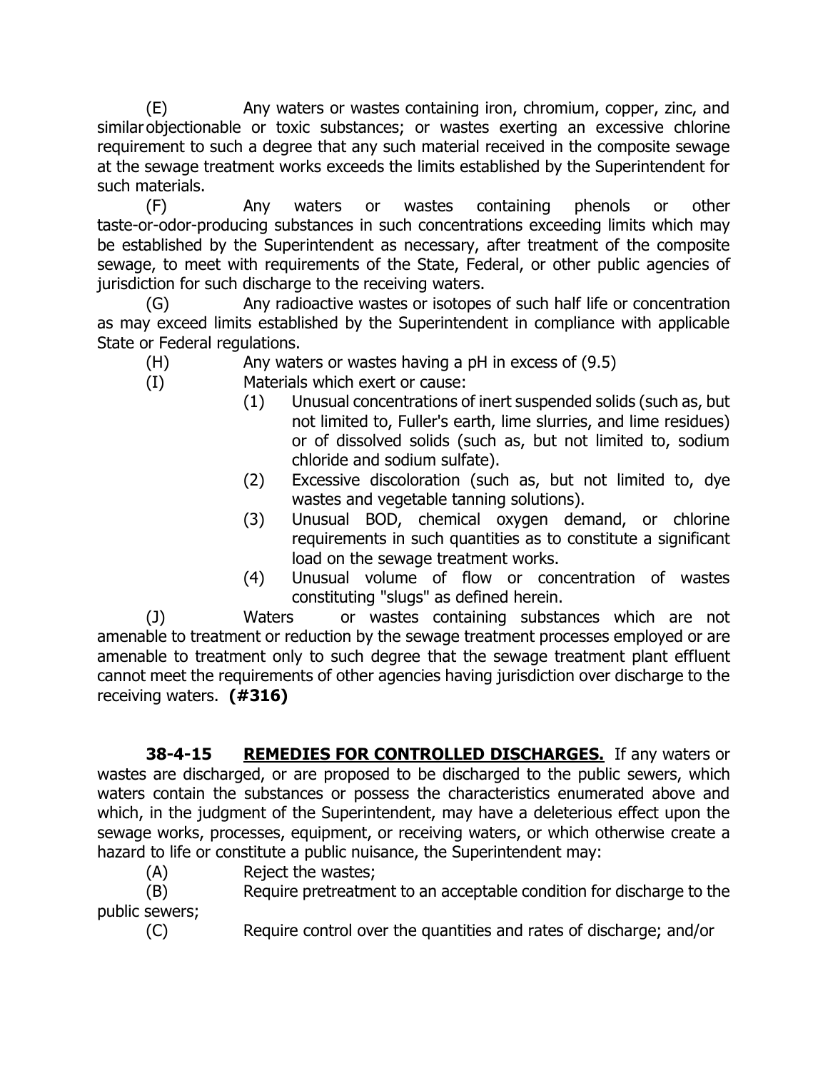(E) Any waters or wastes containing iron, chromium, copper, zinc, and similar objectionable or toxic substances; or wastes exerting an excessive chlorine requirement to such a degree that any such material received in the composite sewage at the sewage treatment works exceeds the limits established by the Superintendent for such materials.

(F) Any waters or wastes containing phenols or other taste-or-odor-producing substances in such concentrations exceeding limits which may be established by the Superintendent as necessary, after treatment of the composite sewage, to meet with requirements of the State, Federal, or other public agencies of jurisdiction for such discharge to the receiving waters.

(G) Any radioactive wastes or isotopes of such half life or concentration as may exceed limits established by the Superintendent in compliance with applicable State or Federal regulations.

(H) Any waters or wastes having a pH in excess of (9.5)

(I) Materials which exert or cause:

- (1) Unusual concentrations of inert suspended solids (such as, but not limited to, Fuller's earth, lime slurries, and lime residues) or of dissolved solids (such as, but not limited to, sodium chloride and sodium sulfate).
- (2) Excessive discoloration (such as, but not limited to, dye wastes and vegetable tanning solutions).
- (3) Unusual BOD, chemical oxygen demand, or chlorine requirements in such quantities as to constitute a significant load on the sewage treatment works.
- (4) Unusual volume of flow or concentration of wastes constituting "slugs" as defined herein.

(J) Waters or wastes containing substances which are not amenable to treatment or reduction by the sewage treatment processes employed or are amenable to treatment only to such degree that the sewage treatment plant effluent cannot meet the requirements of other agencies having jurisdiction over discharge to the receiving waters. **(#316)**

**38-4-15 REMEDIES FOR CONTROLLED DISCHARGES.** If any waters or wastes are discharged, or are proposed to be discharged to the public sewers, which waters contain the substances or possess the characteristics enumerated above and which, in the judgment of the Superintendent, may have a deleterious effect upon the sewage works, processes, equipment, or receiving waters, or which otherwise create a hazard to life or constitute a public nuisance, the Superintendent may:

(A) Reject the wastes;

(B) Require pretreatment to an acceptable condition for discharge to the public sewers;

(C) Require control over the quantities and rates of discharge; and/or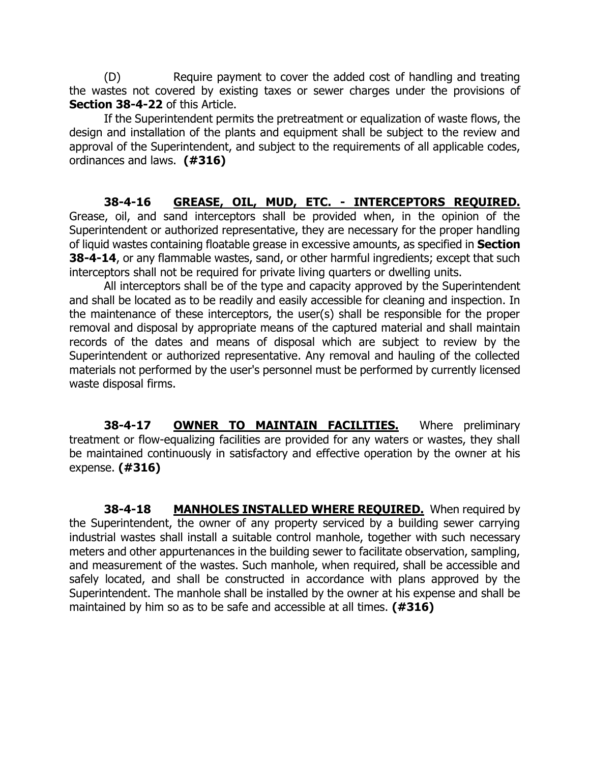(D) Require payment to cover the added cost of handling and treating the wastes not covered by existing taxes or sewer charges under the provisions of **Section 38-4-22** of this Article.

If the Superintendent permits the pretreatment or equalization of waste flows, the design and installation of the plants and equipment shall be subject to the review and approval of the Superintendent, and subject to the requirements of all applicable codes, ordinances and laws. **(#316)**

**38-4-16 <u>GREASE, OIL, MUD, ETC. - INTERCEPTORS REQUIRED.</u>** Grease, oil, and sand interceptors shall be provided when, in the opinion of the Superintendent or authorized representative, they are necessary for the proper handling of liquid wastes containing floatable grease in excessive amounts, as specified in **Section 38-4-14**, or any flammable wastes, sand, or other harmful ingredients; except that such interceptors shall not be required for private living quarters or dwelling units.

All interceptors shall be of the type and capacity approved by the Superintendent and shall be located as to be readily and easily accessible for cleaning and inspection. In the maintenance of these interceptors, the user(s) shall be responsible for the proper removal and disposal by appropriate means of the captured material and shall maintain records of the dates and means of disposal which are subject to review by the Superintendent or authorized representative. Any removal and hauling of the collected materials not performed by the user's personnel must be performed by currently licensed waste disposal firms.

**38-4-17 <u>OWNER TO MAINTAIN FACILITIES.</u>** Where preliminary treatment or flow-equalizing facilities are provided for any waters or wastes, they shall be maintained continuously in satisfactory and effective operation by the owner at his expense. **(#316)**

**38-4-18 <u>MANHOLES INSTALLED WHERE REQUIRED.</u>** When required by the Superintendent, the owner of any property serviced by a building sewer carrying industrial wastes shall install a suitable control manhole, together with such necessary meters and other appurtenances in the building sewer to facilitate observation, sampling, and measurement of the wastes. Such manhole, when required, shall be accessible and safely located, and shall be constructed in accordance with plans approved by the Superintendent. The manhole shall be installed by the owner at his expense and shall be maintained by him so as to be safe and accessible at all times. **(#316)**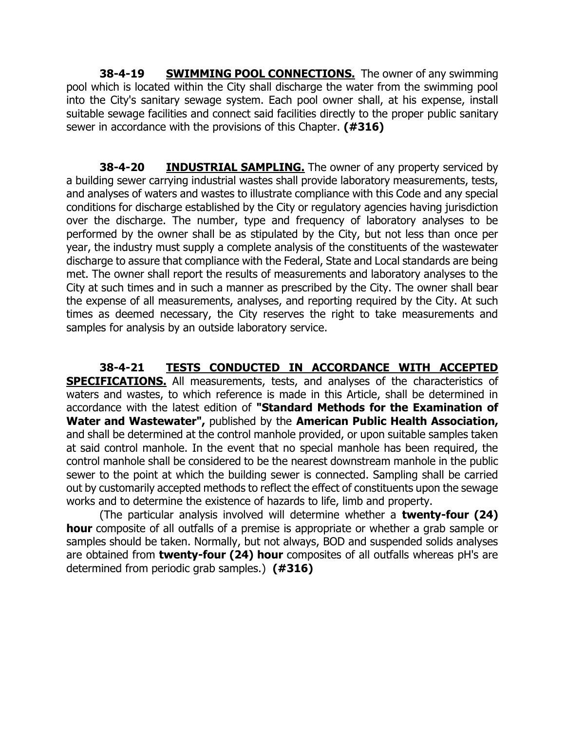**38-4-19 SWIMMING POOL CONNECTIONS.** The owner of any swimming pool which is located within the City shall discharge the water from the swimming pool into the City's sanitary sewage system. Each pool owner shall, at his expense, install suitable sewage facilities and connect said facilities directly to the proper public sanitary sewer in accordance with the provisions of this Chapter. **(#316)**

**38-4-20 INDUSTRIAL SAMPLING.** The owner of any property serviced by a building sewer carrying industrial wastes shall provide laboratory measurements, tests, and analyses of waters and wastes to illustrate compliance with this Code and any special conditions for discharge established by the City or regulatory agencies having jurisdiction over the discharge. The number, type and frequency of laboratory analyses to be performed by the owner shall be as stipulated by the City, but not less than once per year, the industry must supply a complete analysis of the constituents of the wastewater discharge to assure that compliance with the Federal, State and Local standards are being met. The owner shall report the results of measurements and laboratory analyses to the City at such times and in such a manner as prescribed by the City. The owner shall bear the expense of all measurements, analyses, and reporting required by the City. At such times as deemed necessary, the City reserves the right to take measurements and samples for analysis by an outside laboratory service.

**38-4-21 TESTS CONDUCTED IN ACCORDANCE WITH ACCEPTED SPECIFICATIONS.** All measurements, tests, and analyses of the characteristics of waters and wastes, to which reference is made in this Article, shall be determined in accordance with the latest edition of **"Standard Methods for the Examination of Water and Wastewater",** published by the **American Public Health Association,** and shall be determined at the control manhole provided, or upon suitable samples taken at said control manhole. In the event that no special manhole has been required, the control manhole shall be considered to be the nearest downstream manhole in the public sewer to the point at which the building sewer is connected. Sampling shall be carried out by customarily accepted methods to reflect the effect of constituents upon the sewage works and to determine the existence of hazards to life, limb and property.

(The particular analysis involved will determine whether a **twenty-four (24) hour** composite of all outfalls of a premise is appropriate or whether a grab sample or samples should be taken. Normally, but not always, BOD and suspended solids analyses are obtained from **twenty-four (24) hour** composites of all outfalls whereas pH's are determined from periodic grab samples.) **(#316)**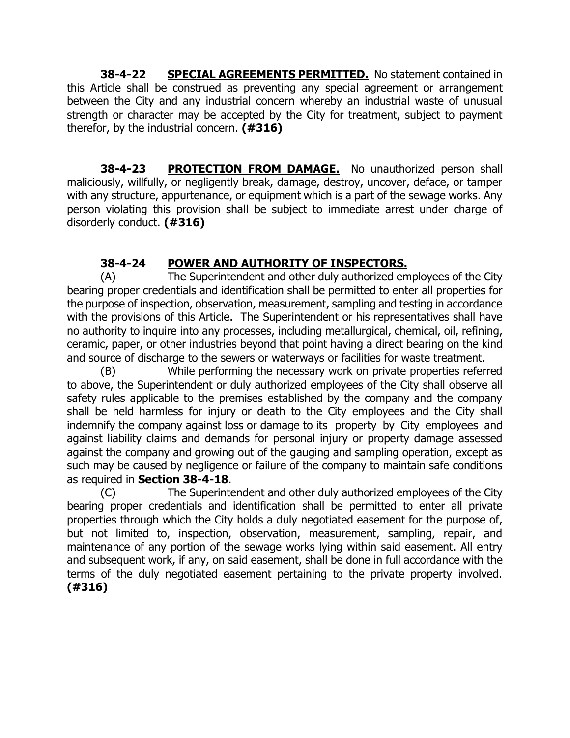**38-4-22 <u>SPECIAL AGREEMENTS PERMITTED.</u>** No statement contained in this Article shall be construed as preventing any special agreement or arrangement between the City and any industrial concern whereby an industrial waste of unusual strength or character may be accepted by the City for treatment, subject to payment therefor, by the industrial concern. **(#316)**

**38-4-23 <u>PROTECTION FROM DAMAGE.</u>** No unauthorized person shall maliciously, willfully, or negligently break, damage, destroy, uncover, deface, or tamper with any structure, appurtenance, or equipment which is a part of the sewage works. Any person violating this provision shall be subject to immediate arrest under charge of disorderly conduct. **(#316)**

**38-4-24 <u>POWER AND AUTHORITY OF INSPECTORS.</u>**

(A) The Superintendent and other duly authorized employees of the City bearing proper credentials and identification shall be permitted to enter all properties for the purpose of inspection, observation, measurement, sampling and testing in accordance with the provisions of this Article. The Superintendent or his representatives shall have no authority to inquire into any processes, including metallurgical, chemical, oil, refining, ceramic, paper, or other industries beyond that point having a direct bearing on the kind and source of discharge to the sewers or waterways or facilities for waste treatment.

(B) While performing the necessary work on private properties referred to above, the Superintendent or duly authorized employees of the City shall observe all safety rules applicable to the premises established by the company and the company shall be held harmless for injury or death to the City employees and the City shall indemnify the company against loss or damage to its property by City employees and against liability claims and demands for personal injury or property damage assessed against the company and growing out of the gauging and sampling operation, except as such may be caused by negligence or failure of the company to maintain safe conditions as required in **Section 38-4-18**.

(C) The Superintendent and other duly authorized employees of the City bearing proper credentials and identification shall be permitted to enter all private properties through which the City holds a duly negotiated easement for the purpose of, but not limited to, inspection, observation, measurement, sampling, repair, and maintenance of any portion of the sewage works lying within said easement. All entry and subsequent work, if any, on said easement, shall be done in full accordance with the terms of the duly negotiated easement pertaining to the private property involved. **(#316)**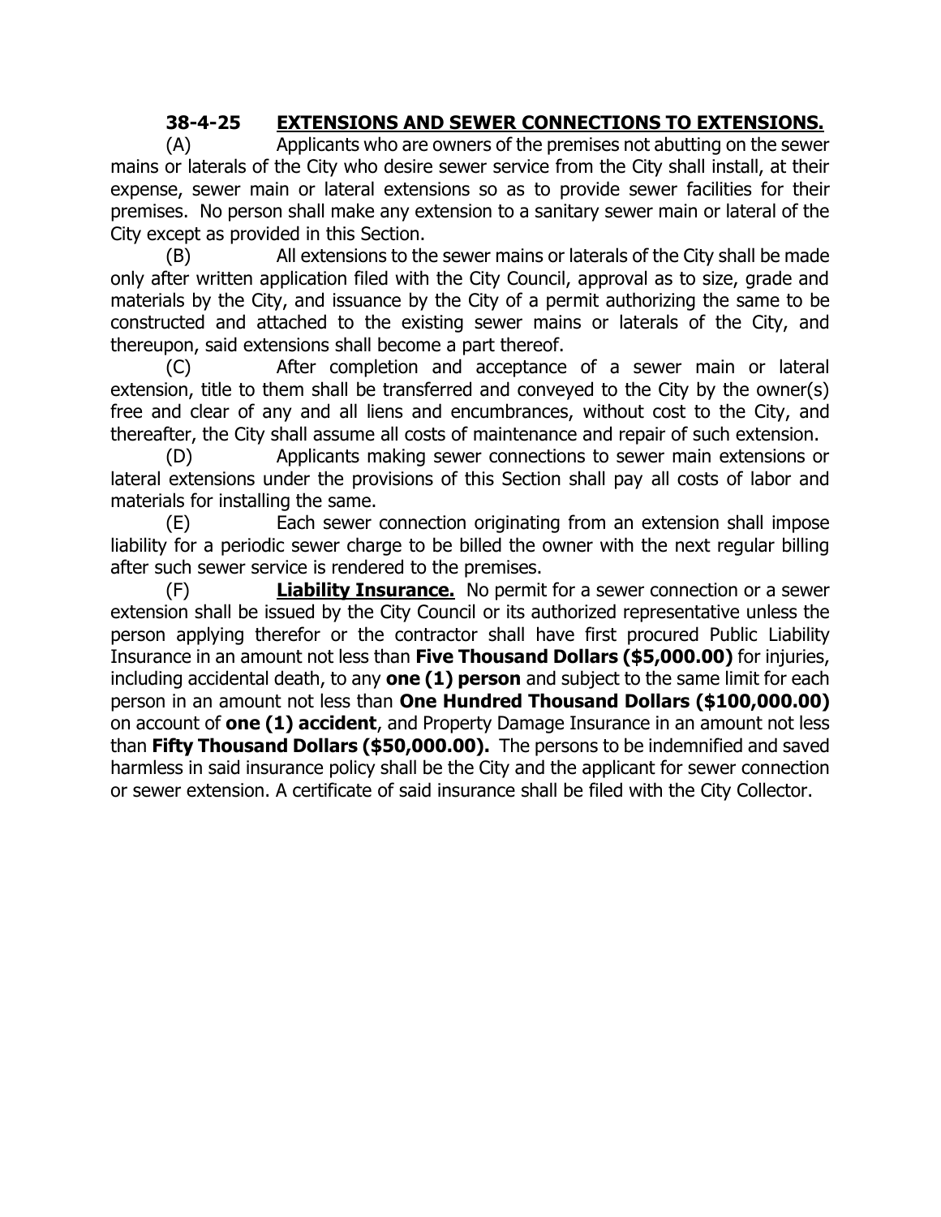## 38-4-25 EXTENSIONS AND SEWER CONNECTIONS TO EXTENSIONS.

(A) Applicants who are owners of the premises not abutting on the sewer mains or laterals of the City who desire sewer service from the City shall install, at their expense, sewer main or lateral extensions so as to provide sewer facilities for their premises. No person shall make any extension to a sanitary sewer main or lateral of the City except as provided in this Section.

(B) All extensions to the sewer mains or laterals of the City shall be made only after written application filed with the City Council, approval as to size, grade and materials by the City, and issuance by the City of a permit authorizing the same to be constructed and attached to the existing sewer mains or laterals of the City, and thereupon, said extensions shall become a part thereof.

(C) After completion and acceptance of a sewer main or lateral extension, title to them shall be transferred and conveyed to the City by the owner(s) free and clear of any and all liens and encumbrances, without cost to the City, and thereafter, the City shall assume all costs of maintenance and repair of such extension.

(D) Applicants making sewer connections to sewer main extensions or lateral extensions under the provisions of this Section shall pay all costs of labor and materials for installing the same.

(E) Each sewer connection originating from an extension shall impose liability for a periodic sewer charge to be billed the owner with the next regular billing after such sewer service is rendered to the premises.

(F) **Liability Insurance.** No permit for a sewer connection or a sewer extension shall be issued by the City Council or its authorized representative unless the person applying therefor or the contractor shall have first procured Public Liability Insurance in an amount not less than **Five Thousand Dollars ($5,000.00)** for injuries, including accidental death, to any **one (1) person** and subject to the same limit for each person in an amount not less than **One Hundred Thousand Dollars ($100,000.00)** on account of **one (1) accident**, and Property Damage Insurance in an amount not less than **Fifty Thousand Dollars ($50,000.00).** The persons to be indemnified and saved harmless in said insurance policy shall be the City and the applicant for sewer connection or sewer extension. A certificate of said insurance shall be filed with the City Collector.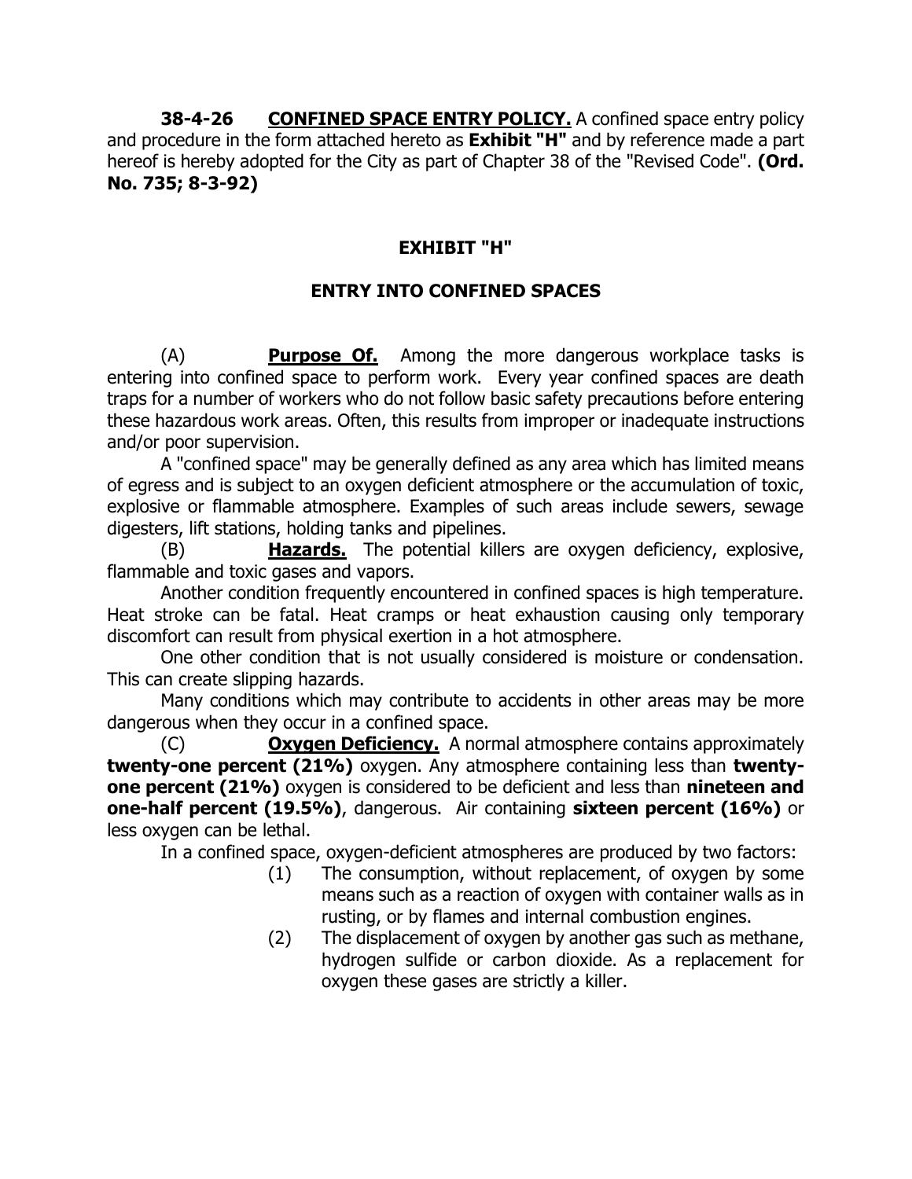**38-4-26 <u>CONFINED SPACE ENTRY POLICY.</u>** A confined space entry policy and procedure in the form attached hereto as **Exhibit "H"** and by reference made a part hereof is hereby adopted for the City as part of Chapter 38 of the "Revised Code". **(Ord. No. 735; 8-3-92)**

## EXHIBIT "H"

## ENTRY INTO CONFINED SPACES

(A) **<u>Purpose Of.</u>** Among the more dangerous workplace tasks is entering into confined space to perform work. Every year confined spaces are death traps for a number of workers who do not follow basic safety precautions before entering these hazardous work areas. Often, this results from improper or inadequate instructions and/or poor supervision.

A "confined space" may be generally defined as any area which has limited means of egress and is subject to an oxygen deficient atmosphere or the accumulation of toxic, explosive or flammable atmosphere. Examples of such areas include sewers, sewage digesters, lift stations, holding tanks and pipelines.

(B) **<u>Hazards.</u>** The potential killers are oxygen deficiency, explosive, flammable and toxic gases and vapors.

Another condition frequently encountered in confined spaces is high temperature. Heat stroke can be fatal. Heat cramps or heat exhaustion causing only temporary discomfort can result from physical exertion in a hot atmosphere.

One other condition that is not usually considered is moisture or condensation. This can create slipping hazards.

Many conditions which may contribute to accidents in other areas may be more dangerous when they occur in a confined space.

(C) **<u>Oxygen Deficiency.</u>** A normal atmosphere contains approximately **twenty-one percent (21%)** oxygen. Any atmosphere containing less than **twenty-one percent (21%)** oxygen is considered to be deficient and less than **nineteen and one-half percent (19.5%)**, dangerous. Air containing **sixteen percent (16%)** or less oxygen can be lethal.

In a confined space, oxygen-deficient atmospheres are produced by two factors:

(1) The consumption, without replacement, of oxygen by some means such as a reaction of oxygen with container walls as in rusting, or by flames and internal combustion engines.

(2) The displacement of oxygen by another gas such as methane, hydrogen sulfide or carbon dioxide. As a replacement for oxygen these gases are strictly a killer.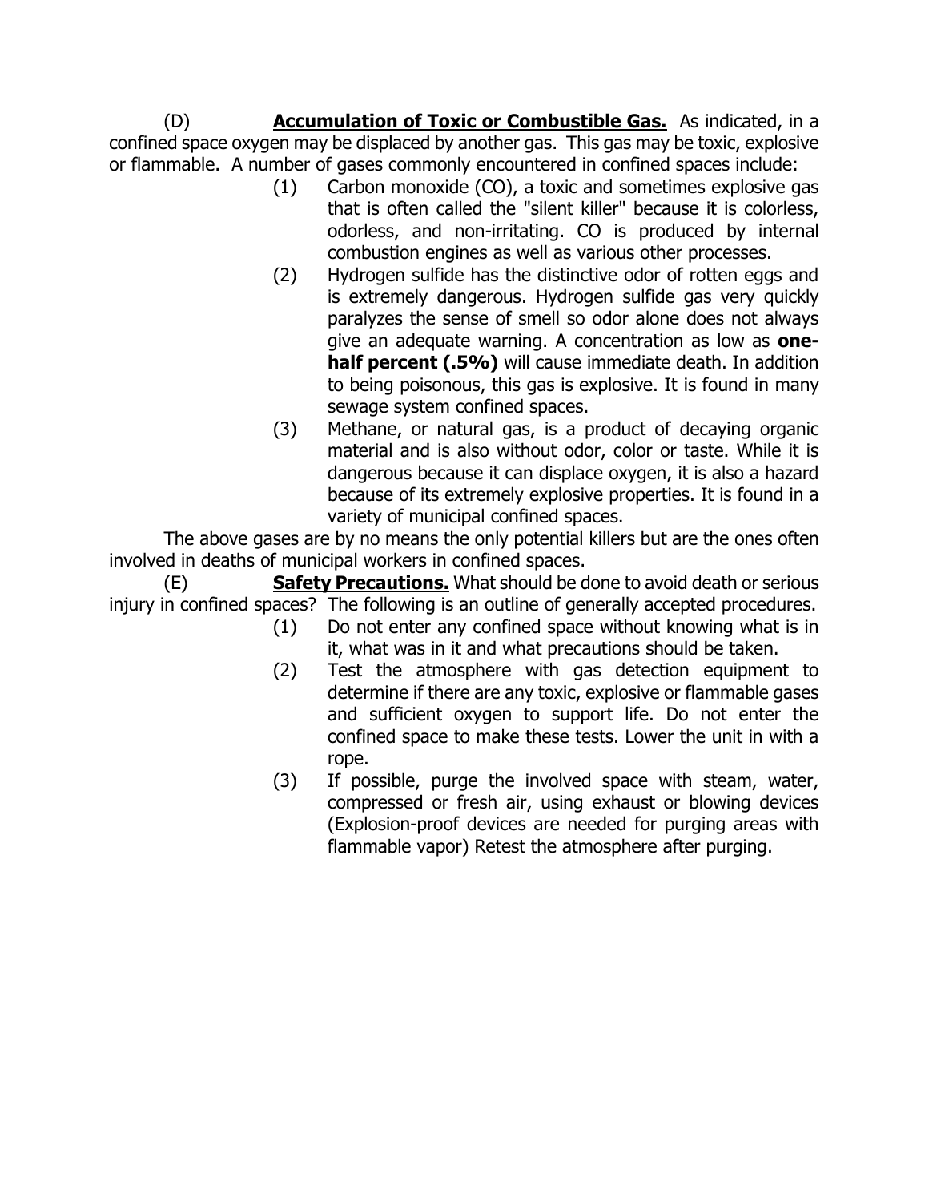(D) **<u>Accumulation of Toxic or Combustible Gas.</u>** As indicated, in a confined space oxygen may be displaced by another gas. This gas may be toxic, explosive or flammable. A number of gases commonly encountered in confined spaces include:

(1) Carbon monoxide (CO), a toxic and sometimes explosive gas that is often called the "silent killer" because it is colorless, odorless, and non-irritating. CO is produced by internal combustion engines as well as various other processes.

(2) Hydrogen sulfide has the distinctive odor of rotten eggs and is extremely dangerous. Hydrogen sulfide gas very quickly paralyzes the sense of smell so odor alone does not always give an adequate warning. A concentration as low as **one-half percent (.5%)** will cause immediate death. In addition to being poisonous, this gas is explosive. It is found in many sewage system confined spaces.

(3) Methane, or natural gas, is a product of decaying organic material and is also without odor, color or taste. While it is dangerous because it can displace oxygen, it is also a hazard because of its extremely explosive properties. It is found in a variety of municipal confined spaces.

The above gases are by no means the only potential killers but are the ones often involved in deaths of municipal workers in confined spaces.

(E) **<u>Safety Precautions.</u>** What should be done to avoid death or serious injury in confined spaces? The following is an outline of generally accepted procedures.

(1) Do not enter any confined space without knowing what is in it, what was in it and what precautions should be taken.

(2) Test the atmosphere with gas detection equipment to determine if there are any toxic, explosive or flammable gases and sufficient oxygen to support life. Do not enter the confined space to make these tests. Lower the unit in with a rope.

(3) If possible, purge the involved space with steam, water, compressed or fresh air, using exhaust or blowing devices (Explosion-proof devices are needed for purging areas with flammable vapor) Retest the atmosphere after purging.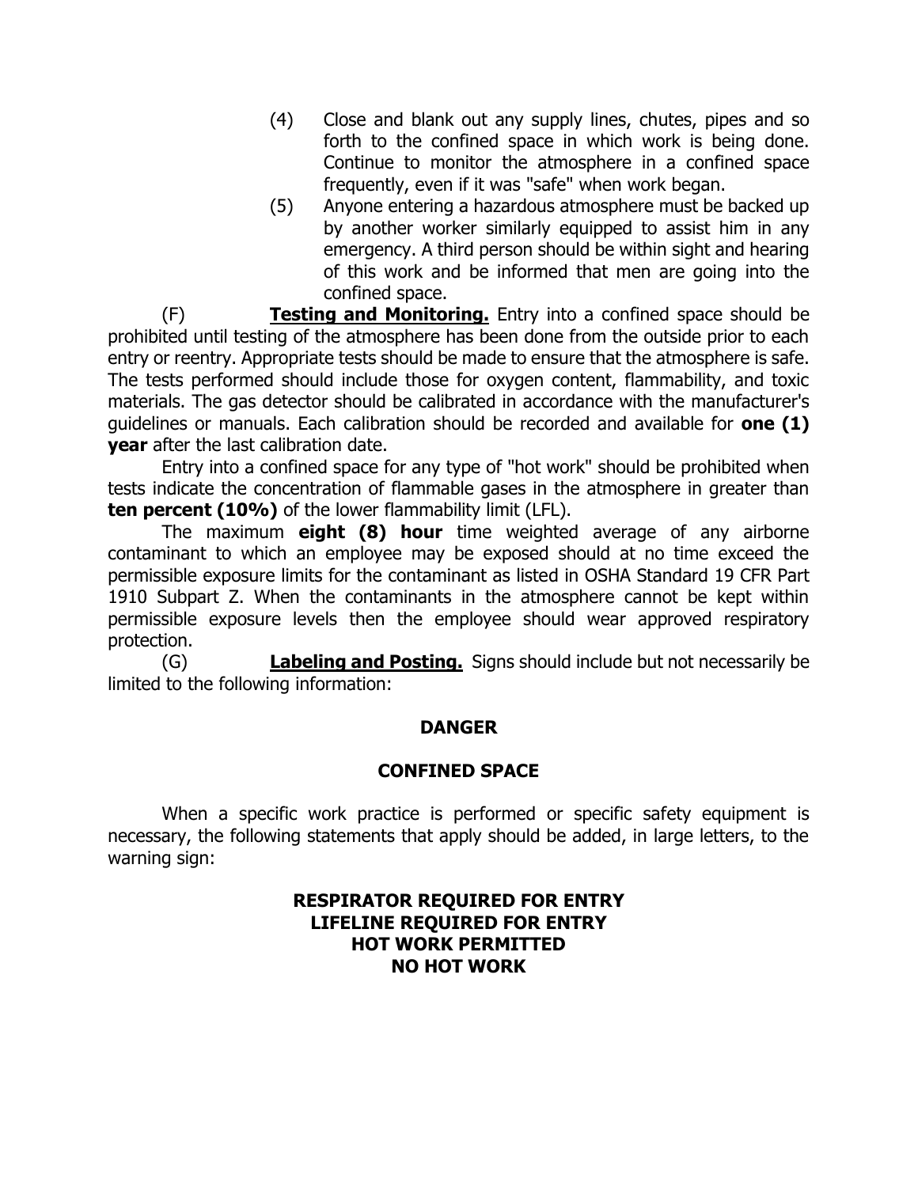(4) Close and blank out any supply lines, chutes, pipes and so forth to the confined space in which work is being done. Continue to monitor the atmosphere in a confined space frequently, even if it was "safe" when work began.

(5) Anyone entering a hazardous atmosphere must be backed up by another worker similarly equipped to assist him in any emergency. A third person should be within sight and hearing of this work and be informed that men are going into the confined space.

(F) **Testing and Monitoring.** Entry into a confined space should be prohibited until testing of the atmosphere has been done from the outside prior to each entry or reentry. Appropriate tests should be made to ensure that the atmosphere is safe. The tests performed should include those for oxygen content, flammability, and toxic materials. The gas detector should be calibrated in accordance with the manufacturer's guidelines or manuals. Each calibration should be recorded and available for **one (1) year** after the last calibration date.

Entry into a confined space for any type of "hot work" should be prohibited when tests indicate the concentration of flammable gases in the atmosphere in greater than **ten percent (10%)** of the lower flammability limit (LFL).

The maximum **eight (8) hour** time weighted average of any airborne contaminant to which an employee may be exposed should at no time exceed the permissible exposure limits for the contaminant as listed in OSHA Standard 19 CFR Part 1910 Subpart Z. When the contaminants in the atmosphere cannot be kept within permissible exposure levels then the employee should wear approved respiratory protection.

(G) **Labeling and Posting.** Signs should include but not necessarily be limited to the following information:

**DANGER**

**CONFINED SPACE**

When a specific work practice is performed or specific safety equipment is necessary, the following statements that apply should be added, in large letters, to the warning sign:

**RESPIRATOR REQUIRED FOR ENTRY**
**LIFELINE REQUIRED FOR ENTRY**
**HOT WORK PERMITTED**
**NO HOT WORK**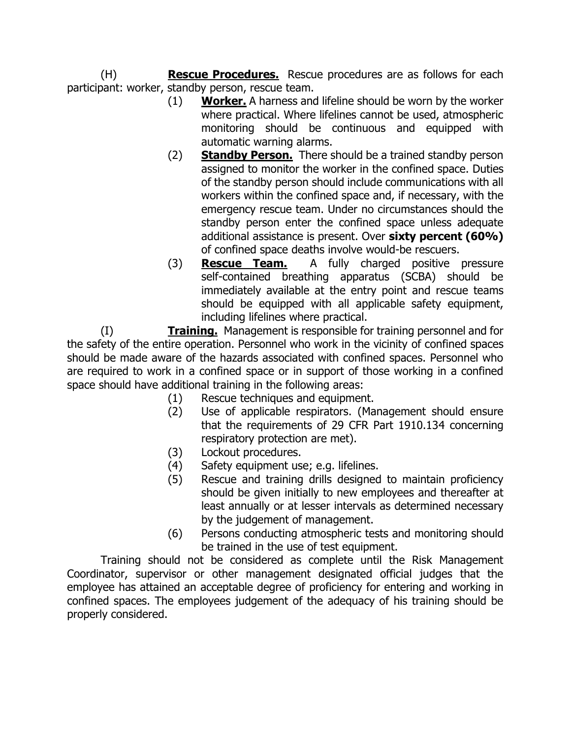(H) **Rescue Procedures.** Rescue procedures are as follows for each participant: worker, standby person, rescue team.

(1) **Worker.** A harness and lifeline should be worn by the worker where practical. Where lifelines cannot be used, atmospheric monitoring should be continuous and equipped with automatic warning alarms.

(2) **Standby Person.** There should be a trained standby person assigned to monitor the worker in the confined space. Duties of the standby person should include communications with all workers within the confined space and, if necessary, with the emergency rescue team. Under no circumstances should the standby person enter the confined space unless adequate additional assistance is present. Over **sixty percent (60%)** of confined space deaths involve would-be rescuers.

(3) **Rescue Team.** A fully charged positive pressure self-contained breathing apparatus (SCBA) should be immediately available at the entry point and rescue teams should be equipped with all applicable safety equipment, including lifelines where practical.

(I) **Training.** Management is responsible for training personnel and for the safety of the entire operation. Personnel who work in the vicinity of confined spaces should be made aware of the hazards associated with confined spaces. Personnel who are required to work in a confined space or in support of those working in a confined space should have additional training in the following areas:

(1) Rescue techniques and equipment.

(2) Use of applicable respirators. (Management should ensure that the requirements of 29 CFR Part 1910.134 concerning respiratory protection are met).

(3) Lockout procedures.

(4) Safety equipment use; e.g. lifelines.

(5) Rescue and training drills designed to maintain proficiency should be given initially to new employees and thereafter at least annually or at lesser intervals as determined necessary by the judgement of management.

(6) Persons conducting atmospheric tests and monitoring should be trained in the use of test equipment.

Training should not be considered as complete until the Risk Management Coordinator, supervisor or other management designated official judges that the employee has attained an acceptable degree of proficiency for entering and working in confined spaces. The employees judgement of the adequacy of his training should be properly considered.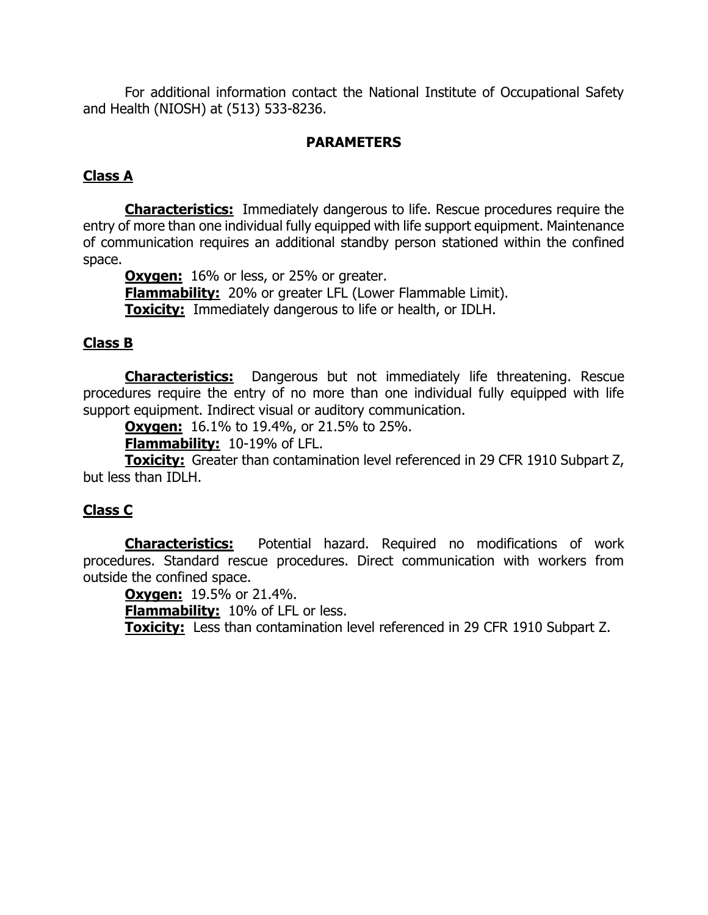For additional information contact the National Institute of Occupational Safety and Health (NIOSH) at (513) 533-8236.

## PARAMETERS

### Class A

**Characteristics:** Immediately dangerous to life. Rescue procedures require the entry of more than one individual fully equipped with life support equipment. Maintenance of communication requires an additional standby person stationed within the confined space.

**Oxygen:** 16% or less, or 25% or greater.

**Flammability:** 20% or greater LFL (Lower Flammable Limit).

**Toxicity:** Immediately dangerous to life or health, or IDLH.

### Class B

**Characteristics:** Dangerous but not immediately life threatening. Rescue procedures require the entry of no more than one individual fully equipped with life support equipment. Indirect visual or auditory communication.

**Oxygen:** 16.1% to 19.4%, or 21.5% to 25%.

**Flammability:** 10-19% of LFL.

**Toxicity:** Greater than contamination level referenced in 29 CFR 1910 Subpart Z, but less than IDLH.

### Class C

**Characteristics:** Potential hazard. Required no modifications of work procedures. Standard rescue procedures. Direct communication with workers from outside the confined space.

**Oxygen:** 19.5% or 21.4%.

**Flammability:** 10% of LFL or less.

**Toxicity:** Less than contamination level referenced in 29 CFR 1910 Subpart Z.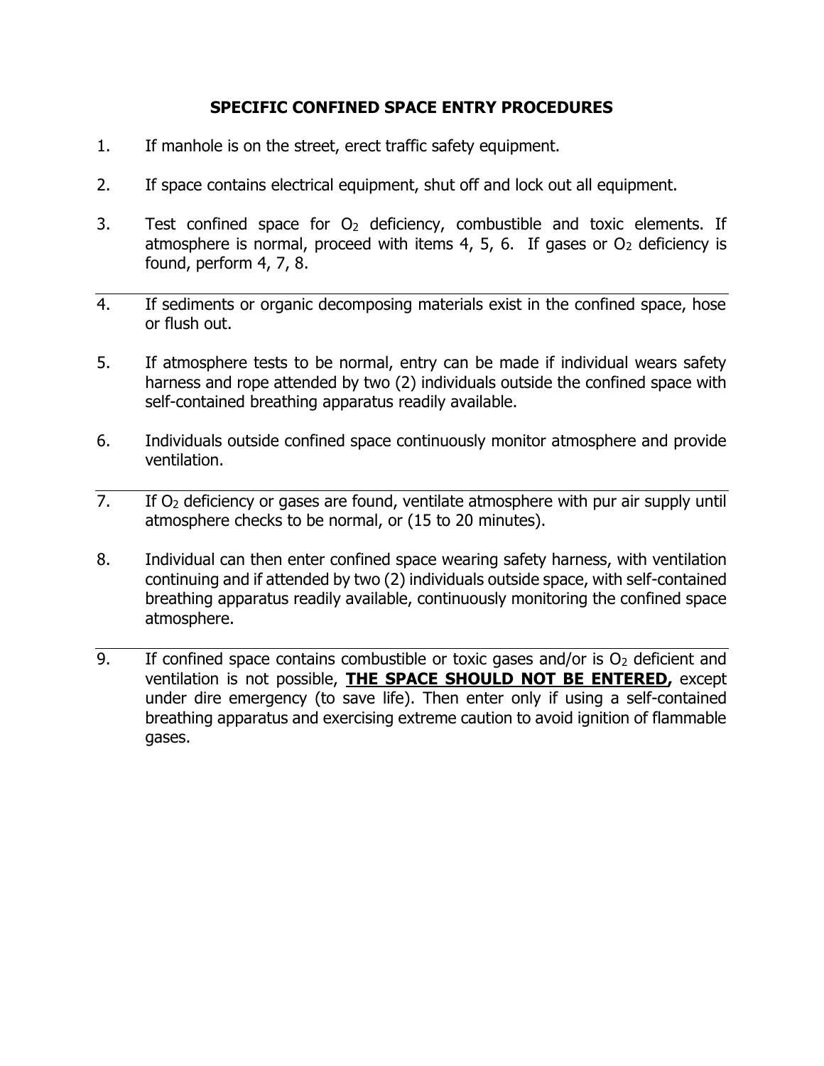## SPECIFIC CONFINED SPACE ENTRY PROCEDURES

1. If manhole is on the street, erect traffic safety equipment.

2. If space contains electrical equipment, shut off and lock out all equipment.

3. Test confined space for $O_2$ deficiency, combustible and toxic elements. If atmosphere is normal, proceed with items 4, 5, 6. If gases or $O_2$ deficiency is found, perform 4, 7, 8.

---

4. If sediments or organic decomposing materials exist in the confined space, hose or flush out.

5. If atmosphere tests to be normal, entry can be made if individual wears safety harness and rope attended by two (2) individuals outside the confined space with self-contained breathing apparatus readily available.

6. Individuals outside confined space continuously monitor atmosphere and provide ventilation.

---

7. If $O_2$ deficiency or gases are found, ventilate atmosphere with pur air supply until atmosphere checks to be normal, or (15 to 20 minutes).

8. Individual can then enter confined space wearing safety harness, with ventilation continuing and if attended by two (2) individuals outside space, with self-contained breathing apparatus readily available, continuously monitoring the confined space atmosphere.

---

9. If confined space contains combustible or toxic gases and/or is $O_2$ deficient and ventilation is not possible, **THE SPACE SHOULD NOT BE ENTERED,** except under dire emergency (to save life). Then enter only if using a self-contained breathing apparatus and exercising extreme caution to avoid ignition of flammable gases.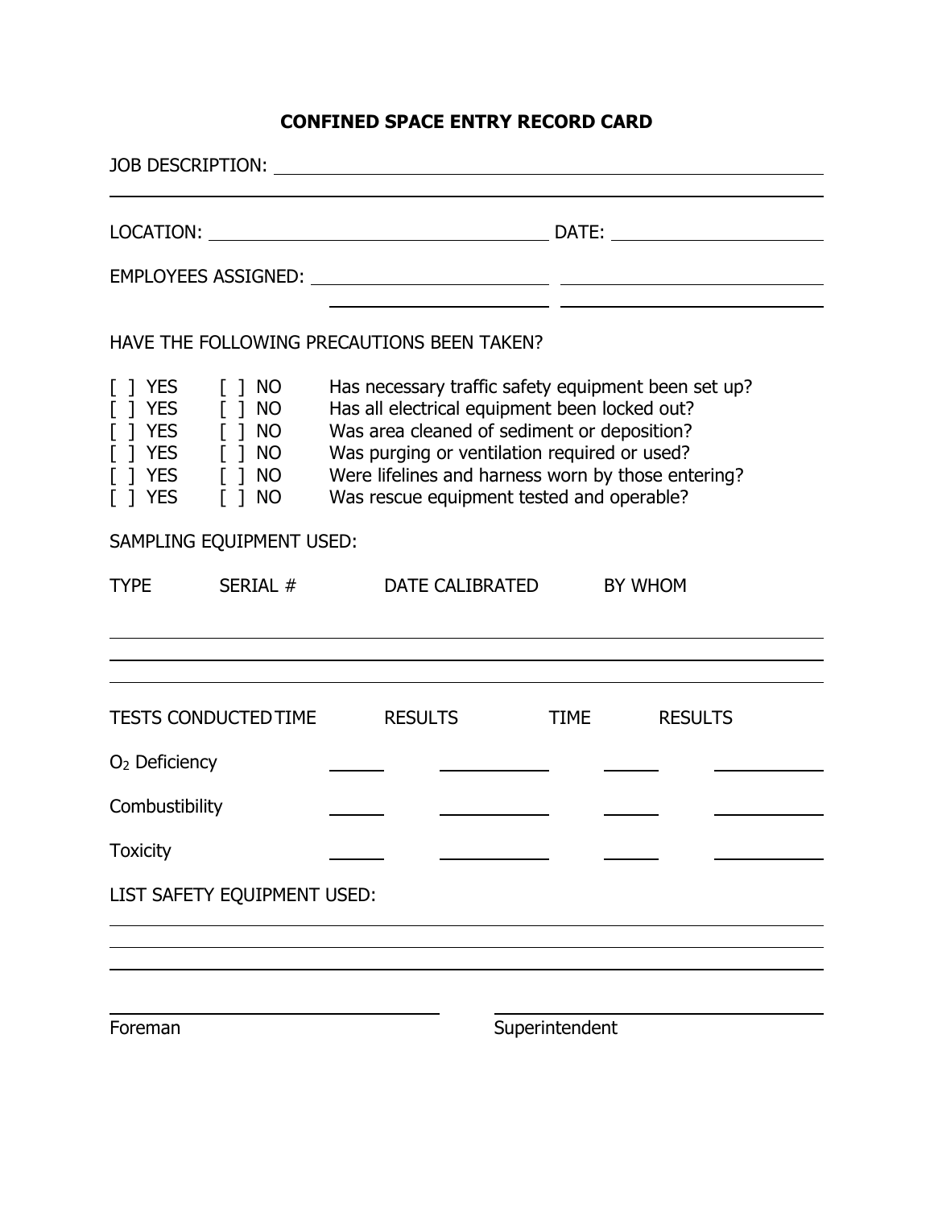# CONFINED SPACE ENTRY RECORD CARD

JOB DESCRIPTION: ______________________________________________

______________________________________________________________

LOCATION: ______________________________ DATE: ________________

EMPLOYEES ASSIGNED: __________________ ______________________

__________________ ______________________

HAVE THE FOLLOWING PRECAUTIONS BEEN TAKEN?

[ ] YES [ ] NO Has necessary traffic safety equipment been set up?
[ ] YES [ ] NO Has all electrical equipment been locked out?
[ ] YES [ ] NO Was area cleaned of sediment or deposition?
[ ] YES [ ] NO Was purging or ventilation required or used?
[ ] YES [ ] NO Were lifelines and harness worn by those entering?
[ ] YES [ ] NO Was rescue equipment tested and operable?

SAMPLING EQUIPMENT USED:

| TYPE | SERIAL # | DATE CALIBRATED | BY WHOM |
|---|---|---|---|
| | | | |
| | | | |
| | | | |

| TESTS CONDUCTED | TIME | RESULTS | TIME | RESULTS |
|---|---|---|---|---|
| $O_2$ Deficiency | ______ | __________ | ______ | __________ |
| Combustibility | ______ | __________ | ______ | __________ |
| Toxicity | ______ | __________ | ______ | __________ |

LIST SAFETY EQUIPMENT USED:

______________________________________________________________

______________________________________________________________

______________________________________________________________

______________________________ ______________________________

Foreman Superintendent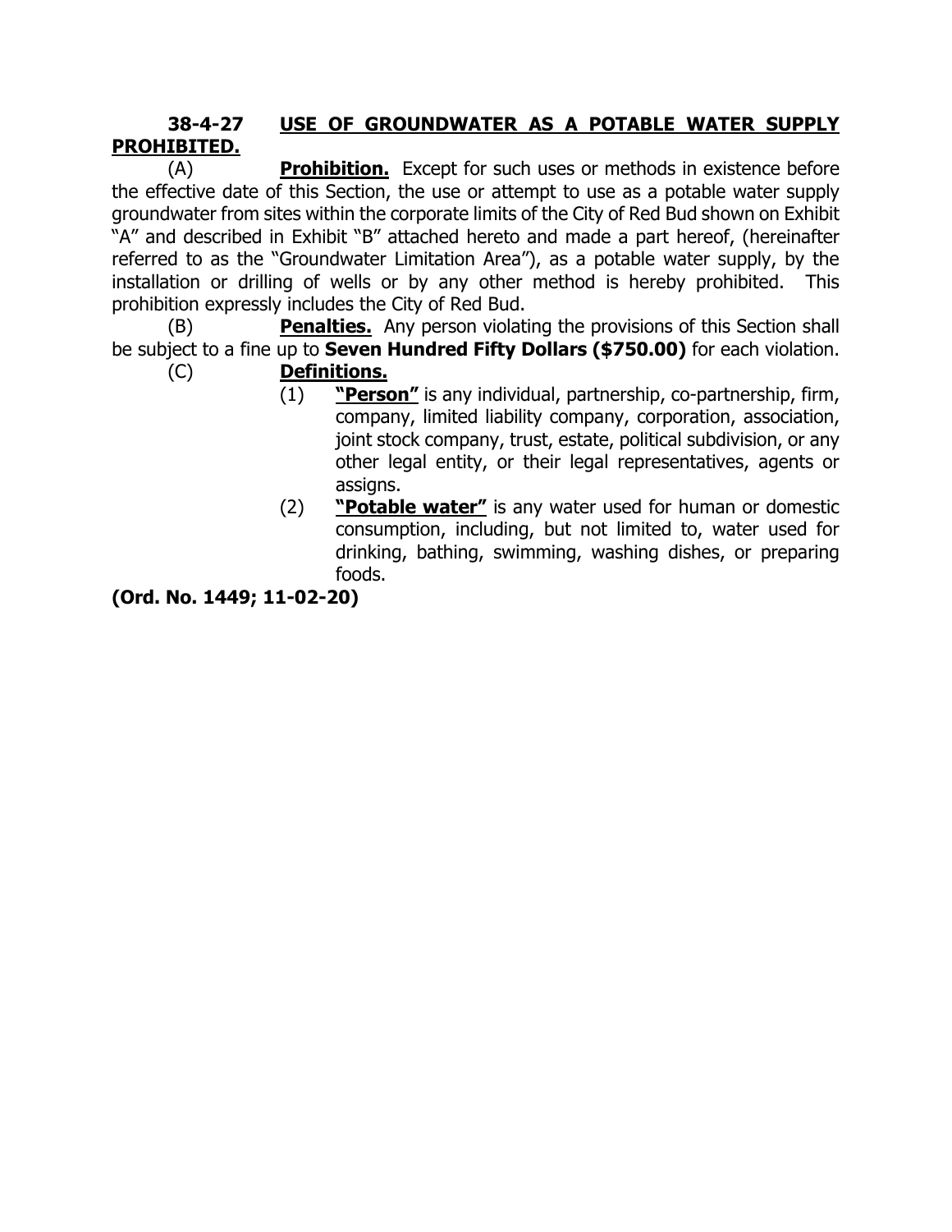**38-4-27 <u>USE OF GROUNDWATER AS A POTABLE WATER SUPPLY PROHIBITED.</u>**

(A) **<u>Prohibition.</u>** Except for such uses or methods in existence before the effective date of this Section, the use or attempt to use as a potable water supply groundwater from sites within the corporate limits of the City of Red Bud shown on Exhibit "A" and described in Exhibit "B" attached hereto and made a part hereof, (hereinafter referred to as the "Groundwater Limitation Area"), as a potable water supply, by the installation or drilling of wells or by any other method is hereby prohibited. This prohibition expressly includes the City of Red Bud.

(B) **<u>Penalties.</u>** Any person violating the provisions of this Section shall be subject to a fine up to **Seven Hundred Fifty Dollars ($750.00)** for each violation.

(C) **<u>Definitions.</u>**

(1) **<u>"Person"</u>** is any individual, partnership, co-partnership, firm, company, limited liability company, corporation, association, joint stock company, trust, estate, political subdivision, or any other legal entity, or their legal representatives, agents or assigns.

(2) **<u>"Potable water"</u>** is any water used for human or domestic consumption, including, but not limited to, water used for drinking, bathing, swimming, washing dishes, or preparing foods.

**(Ord. No. 1449; 11-02-20)**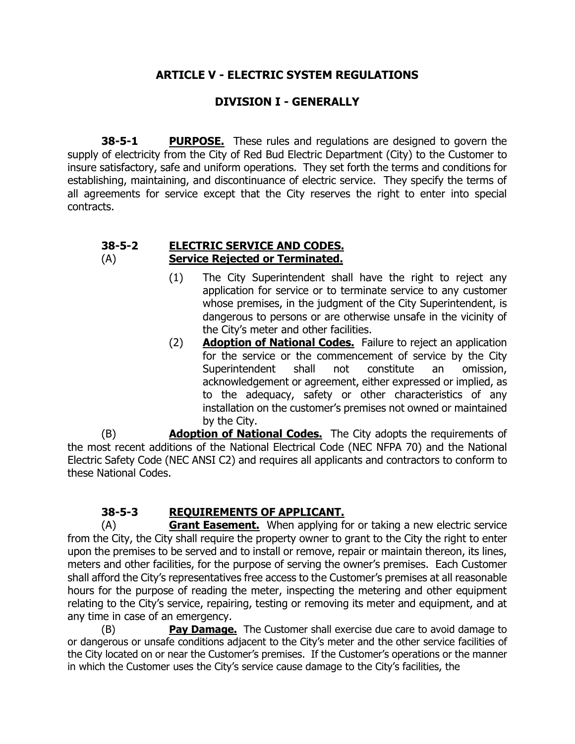# ARTICLE V - ELECTRIC SYSTEM REGULATIONS

## DIVISION I - GENERALLY

**38-5-1 PURPOSE.** These rules and regulations are designed to govern the supply of electricity from the City of Red Bud Electric Department (City) to the Customer to insure satisfactory, safe and uniform operations. They set forth the terms and conditions for establishing, maintaining, and discontinuance of electric service. They specify the terms of all agreements for service except that the City reserves the right to enter into special contracts.

**38-5-2 ELECTRIC SERVICE AND CODES.**

(A) **Service Rejected or Terminated.**

(1) The City Superintendent shall have the right to reject any application for service or to terminate service to any customer whose premises, in the judgment of the City Superintendent, is dangerous to persons or are otherwise unsafe in the vicinity of the City's meter and other facilities.

(2) **Adoption of National Codes.** Failure to reject an application for the service or the commencement of service by the City Superintendent shall not constitute an omission, acknowledgement or agreement, either expressed or implied, as to the adequacy, safety or other characteristics of any installation on the customer's premises not owned or maintained by the City.

(B) **Adoption of National Codes.** The City adopts the requirements of the most recent additions of the National Electrical Code (NEC NFPA 70) and the National Electric Safety Code (NEC ANSI C2) and requires all applicants and contractors to conform to these National Codes.

**38-5-3 REQUIREMENTS OF APPLICANT.**

(A) **Grant Easement.** When applying for or taking a new electric service from the City, the City shall require the property owner to grant to the City the right to enter upon the premises to be served and to install or remove, repair or maintain thereon, its lines, meters and other facilities, for the purpose of serving the owner's premises. Each Customer shall afford the City's representatives free access to the Customer's premises at all reasonable hours for the purpose of reading the meter, inspecting the metering and other equipment relating to the City's service, repairing, testing or removing its meter and equipment, and at any time in case of an emergency.

(B) **Pay Damage.** The Customer shall exercise due care to avoid damage to or dangerous or unsafe conditions adjacent to the City's meter and the other service facilities of the City located on or near the Customer's premises. If the Customer's operations or the manner in which the Customer uses the City's service cause damage to the City's facilities, the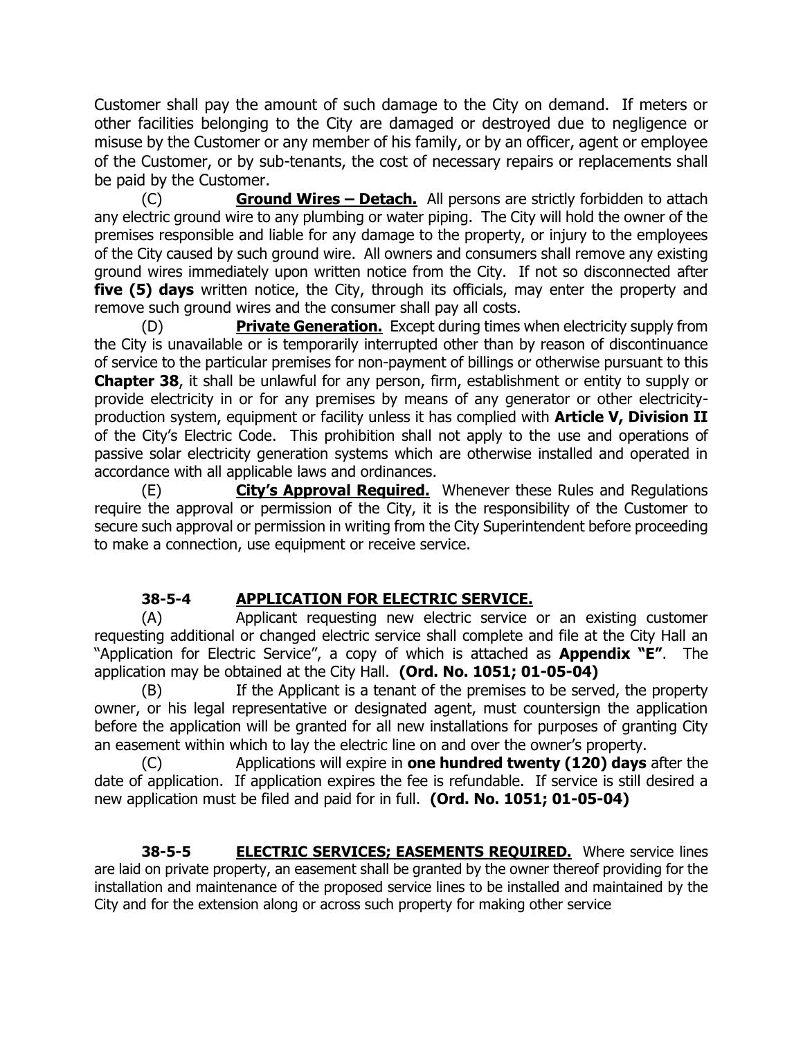Customer shall pay the amount of such damage to the City on demand. If meters or other facilities belonging to the City are damaged or destroyed due to negligence or misuse by the Customer or any member of his family, or by an officer, agent or employee of the Customer, or by sub-tenants, the cost of necessary repairs or replacements shall be paid by the Customer.

(C) **Ground Wires – Detach.** All persons are strictly forbidden to attach any electric ground wire to any plumbing or water piping. The City will hold the owner of the premises responsible and liable for any damage to the property, or injury to the employees of the City caused by such ground wire. All owners and consumers shall remove any existing ground wires immediately upon written notice from the City. If not so disconnected after **five (5) days** written notice, the City, through its officials, may enter the property and remove such ground wires and the consumer shall pay all costs.

(D) **Private Generation.** Except during times when electricity supply from the City is unavailable or is temporarily interrupted other than by reason of discontinuance of service to the particular premises for non-payment of billings or otherwise pursuant to this **Chapter 38**, it shall be unlawful for any person, firm, establishment or entity to supply or provide electricity in or for any premises by means of any generator or other electricity-production system, equipment or facility unless it has complied with **Article V, Division II** of the City's Electric Code. This prohibition shall not apply to the use and operations of passive solar electricity generation systems which are otherwise installed and operated in accordance with all applicable laws and ordinances.

(E) **City's Approval Required.** Whenever these Rules and Regulations require the approval or permission of the City, it is the responsibility of the Customer to secure such approval or permission in writing from the City Superintendent before proceeding to make a connection, use equipment or receive service.

**38-5-4 APPLICATION FOR ELECTRIC SERVICE.**

(A) Applicant requesting new electric service or an existing customer requesting additional or changed electric service shall complete and file at the City Hall an "Application for Electric Service", a copy of which is attached as **Appendix "E"**. The application may be obtained at the City Hall. **(Ord. No. 1051; 01-05-04)**

(B) If the Applicant is a tenant of the premises to be served, the property owner, or his legal representative or designated agent, must countersign the application before the application will be granted for all new installations for purposes of granting City an easement within which to lay the electric line on and over the owner's property.

(C) Applications will expire in **one hundred twenty (120) days** after the date of application. If application expires the fee is refundable. If service is still desired a new application must be filed and paid for in full. **(Ord. No. 1051; 01-05-04)**

**38-5-5 ELECTRIC SERVICES; EASEMENTS REQUIRED.** Where service lines are laid on private property, an easement shall be granted by the owner thereof providing for the installation and maintenance of the proposed service lines to be installed and maintained by the City and for the extension along or across such property for making other service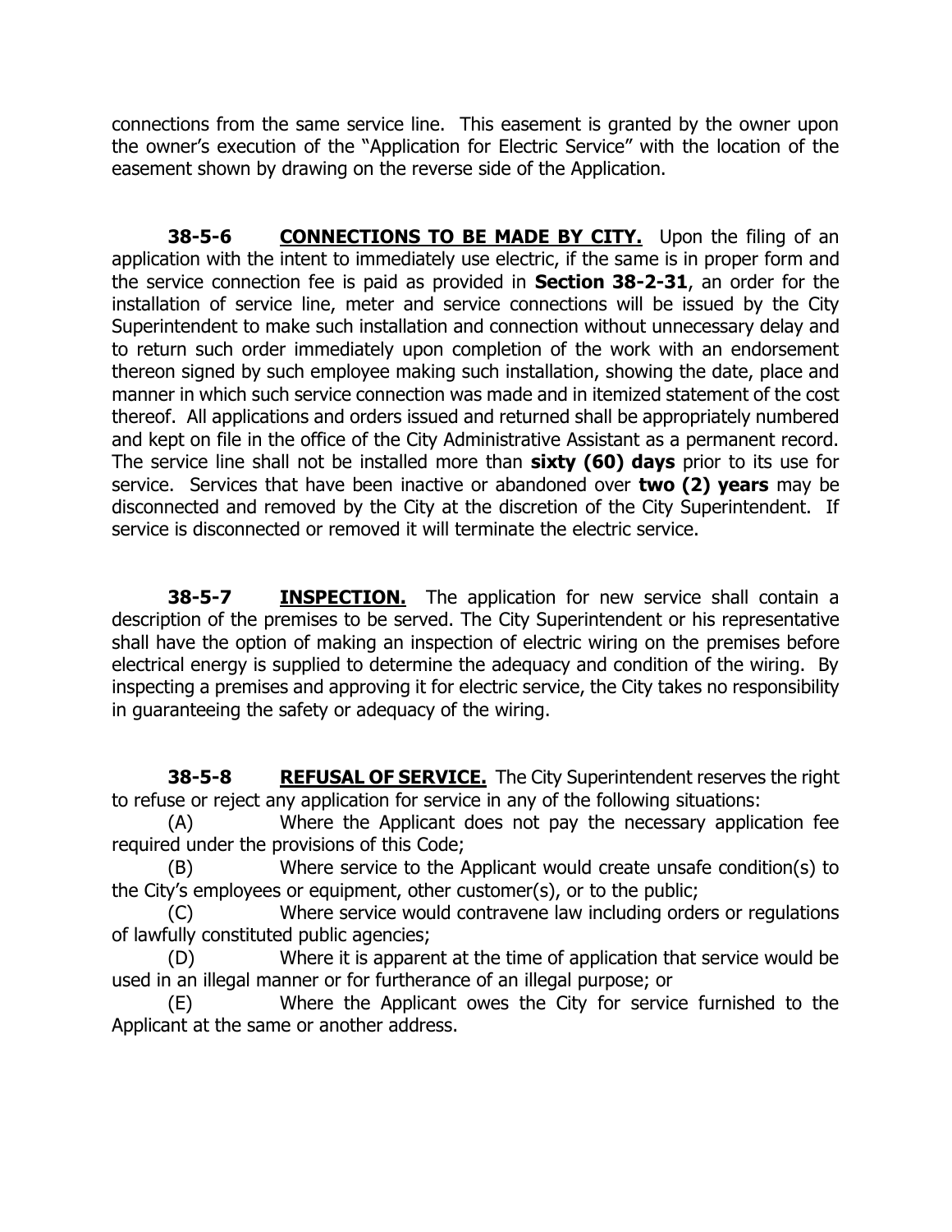connections from the same service line. This easement is granted by the owner upon the owner's execution of the "Application for Electric Service" with the location of the easement shown by drawing on the reverse side of the Application.

**38-5-6** **<u>CONNECTIONS TO BE MADE BY CITY.</u>** Upon the filing of an application with the intent to immediately use electric, if the same is in proper form and the service connection fee is paid as provided in **Section 38-2-31**, an order for the installation of service line, meter and service connections will be issued by the City Superintendent to make such installation and connection without unnecessary delay and to return such order immediately upon completion of the work with an endorsement thereon signed by such employee making such installation, showing the date, place and manner in which such service connection was made and in itemized statement of the cost thereof. All applications and orders issued and returned shall be appropriately numbered and kept on file in the office of the City Administrative Assistant as a permanent record. The service line shall not be installed more than **sixty (60) days** prior to its use for service. Services that have been inactive or abandoned over **two (2) years** may be disconnected and removed by the City at the discretion of the City Superintendent. If service is disconnected or removed it will terminate the electric service.

**38-5-7** **<u>INSPECTION.</u>** The application for new service shall contain a description of the premises to be served. The City Superintendent or his representative shall have the option of making an inspection of electric wiring on the premises before electrical energy is supplied to determine the adequacy and condition of the wiring. By inspecting a premises and approving it for electric service, the City takes no responsibility in guaranteeing the safety or adequacy of the wiring.

**38-5-8** **<u>REFUSAL OF SERVICE.</u>** The City Superintendent reserves the right to refuse or reject any application for service in any of the following situations:

(A) Where the Applicant does not pay the necessary application fee required under the provisions of this Code;

(B) Where service to the Applicant would create unsafe condition(s) to the City's employees or equipment, other customer(s), or to the public;

(C) Where service would contravene law including orders or regulations of lawfully constituted public agencies;

(D) Where it is apparent at the time of application that service would be used in an illegal manner or for furtherance of an illegal purpose; or

(E) Where the Applicant owes the City for service furnished to the Applicant at the same or another address.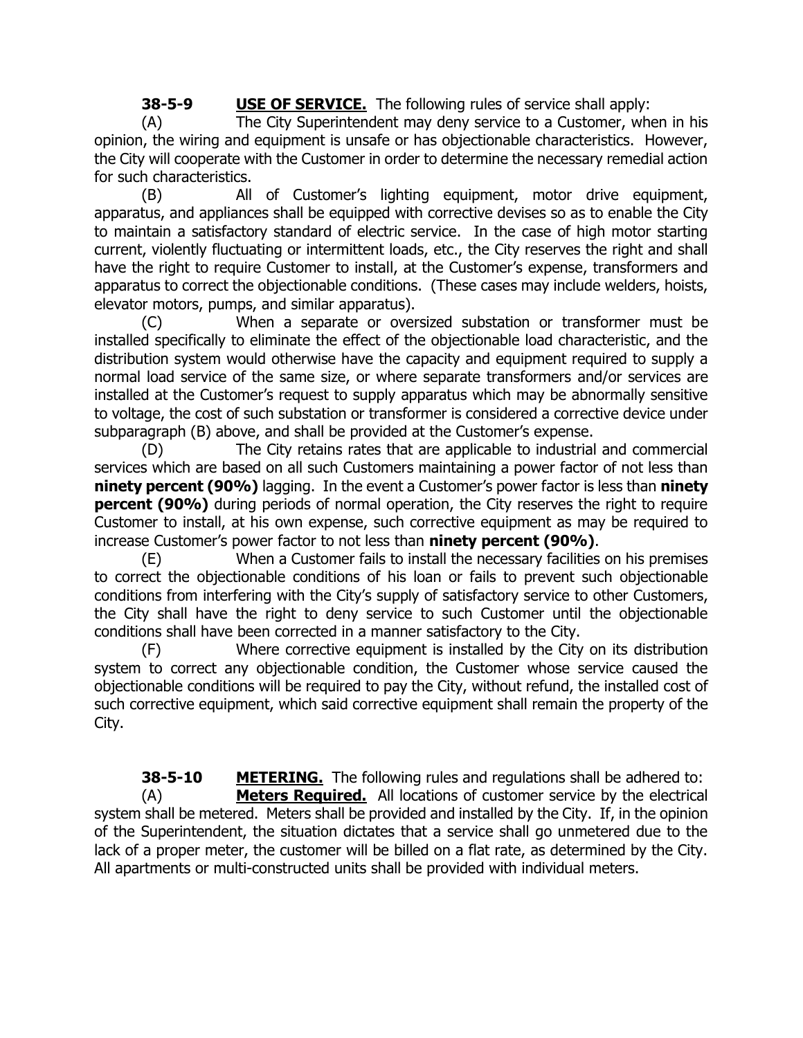**38-5-9 USE OF SERVICE.** The following rules of service shall apply:

(A) The City Superintendent may deny service to a Customer, when in his opinion, the wiring and equipment is unsafe or has objectionable characteristics. However, the City will cooperate with the Customer in order to determine the necessary remedial action for such characteristics.

(B) All of Customer's lighting equipment, motor drive equipment, apparatus, and appliances shall be equipped with corrective devises so as to enable the City to maintain a satisfactory standard of electric service. In the case of high motor starting current, violently fluctuating or intermittent loads, etc., the City reserves the right and shall have the right to require Customer to install, at the Customer's expense, transformers and apparatus to correct the objectionable conditions. (These cases may include welders, hoists, elevator motors, pumps, and similar apparatus).

(C) When a separate or oversized substation or transformer must be installed specifically to eliminate the effect of the objectionable load characteristic, and the distribution system would otherwise have the capacity and equipment required to supply a normal load service of the same size, or where separate transformers and/or services are installed at the Customer's request to supply apparatus which may be abnormally sensitive to voltage, the cost of such substation or transformer is considered a corrective device under subparagraph (B) above, and shall be provided at the Customer's expense.

(D) The City retains rates that are applicable to industrial and commercial services which are based on all such Customers maintaining a power factor of not less than **ninety percent (90%)** lagging. In the event a Customer's power factor is less than **ninety percent (90%)** during periods of normal operation, the City reserves the right to require Customer to install, at his own expense, such corrective equipment as may be required to increase Customer's power factor to not less than **ninety percent (90%)**.

(E) When a Customer fails to install the necessary facilities on his premises to correct the objectionable conditions of his loan or fails to prevent such objectionable conditions from interfering with the City's supply of satisfactory service to other Customers, the City shall have the right to deny service to such Customer until the objectionable conditions shall have been corrected in a manner satisfactory to the City.

(F) Where corrective equipment is installed by the City on its distribution system to correct any objectionable condition, the Customer whose service caused the objectionable conditions will be required to pay the City, without refund, the installed cost of such corrective equipment, which said corrective equipment shall remain the property of the City.

**38-5-10 METERING.** The following rules and regulations shall be adhered to:

(A) **Meters Required.** All locations of customer service by the electrical system shall be metered. Meters shall be provided and installed by the City. If, in the opinion of the Superintendent, the situation dictates that a service shall go unmetered due to the lack of a proper meter, the customer will be billed on a flat rate, as determined by the City. All apartments or multi-constructed units shall be provided with individual meters.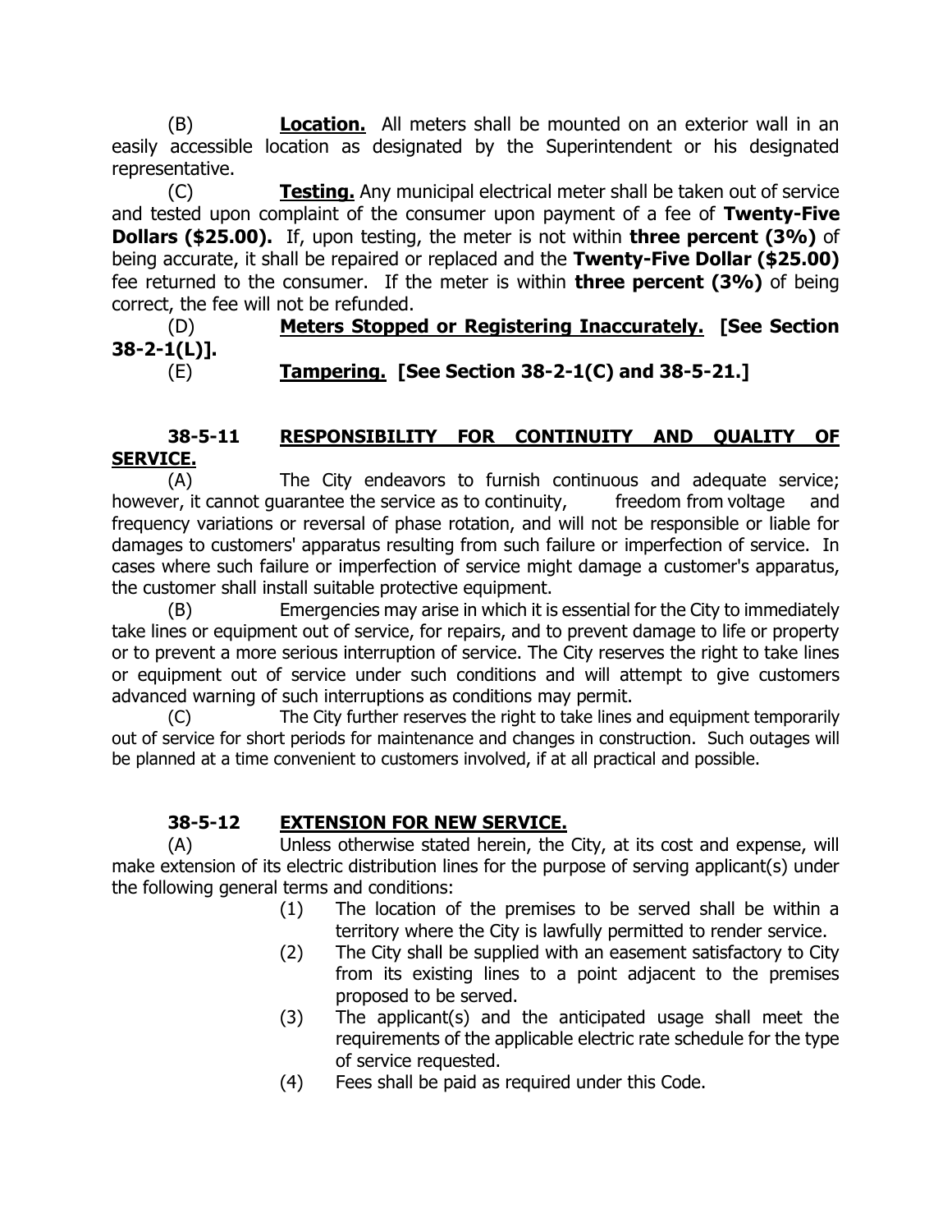(B) **Location.** All meters shall be mounted on an exterior wall in an easily accessible location as designated by the Superintendent or his designated representative.

(C) **Testing.** Any municipal electrical meter shall be taken out of service and tested upon complaint of the consumer upon payment of a fee of **Twenty-Five Dollars ($25.00).** If, upon testing, the meter is not within **three percent (3%)** of being accurate, it shall be repaired or replaced and the **Twenty-Five Dollar ($25.00)** fee returned to the consumer. If the meter is within **three percent (3%)** of being correct, the fee will not be refunded.

(D) **Meters Stopped or Registering Inaccurately. [See Section 38-2-1(L)].**

(E) **Tampering. [See Section 38-2-1(C) and 38-5-21.]**

## 38-5-11 RESPONSIBILITY FOR CONTINUITY AND QUALITY OF SERVICE.

(A) The City endeavors to furnish continuous and adequate service; however, it cannot guarantee the service as to continuity, freedom from voltage and frequency variations or reversal of phase rotation, and will not be responsible or liable for damages to customers' apparatus resulting from such failure or imperfection of service. In cases where such failure or imperfection of service might damage a customer's apparatus, the customer shall install suitable protective equipment.

(B) Emergencies may arise in which it is essential for the City to immediately take lines or equipment out of service, for repairs, and to prevent damage to life or property or to prevent a more serious interruption of service. The City reserves the right to take lines or equipment out of service under such conditions and will attempt to give customers advanced warning of such interruptions as conditions may permit.

(C) The City further reserves the right to take lines and equipment temporarily out of service for short periods for maintenance and changes in construction. Such outages will be planned at a time convenient to customers involved, if at all practical and possible.

## 38-5-12 EXTENSION FOR NEW SERVICE.

(A) Unless otherwise stated herein, the City, at its cost and expense, will make extension of its electric distribution lines for the purpose of serving applicant(s) under the following general terms and conditions:

(1) The location of the premises to be served shall be within a territory where the City is lawfully permitted to render service.

(2) The City shall be supplied with an easement satisfactory to City from its existing lines to a point adjacent to the premises proposed to be served.

(3) The applicant(s) and the anticipated usage shall meet the requirements of the applicable electric rate schedule for the type of service requested.

(4) Fees shall be paid as required under this Code.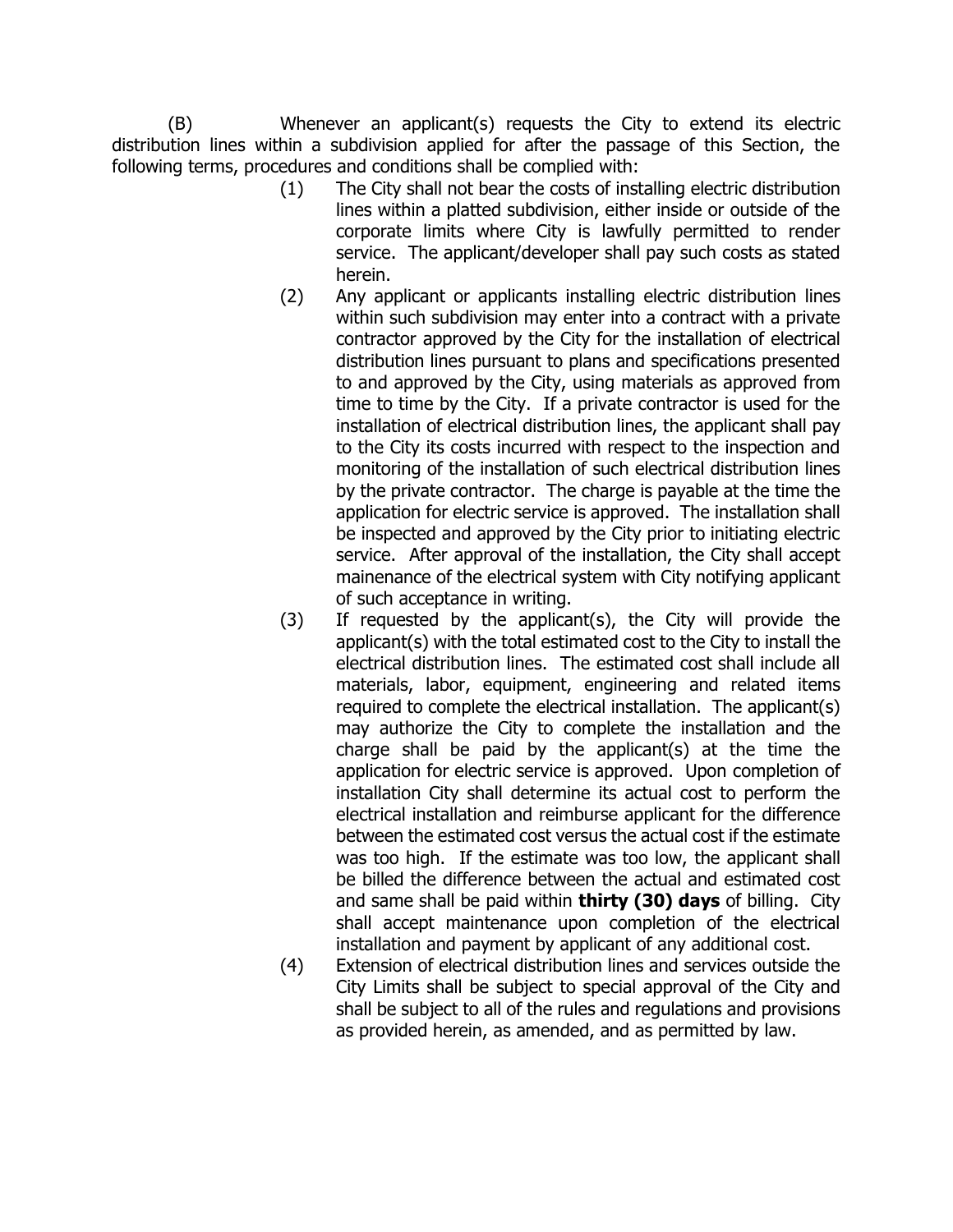(B) Whenever an applicant(s) requests the City to extend its electric distribution lines within a subdivision applied for after the passage of this Section, the following terms, procedures and conditions shall be complied with:

(1) The City shall not bear the costs of installing electric distribution lines within a platted subdivision, either inside or outside of the corporate limits where City is lawfully permitted to render service. The applicant/developer shall pay such costs as stated herein.

(2) Any applicant or applicants installing electric distribution lines within such subdivision may enter into a contract with a private contractor approved by the City for the installation of electrical distribution lines pursuant to plans and specifications presented to and approved by the City, using materials as approved from time to time by the City. If a private contractor is used for the installation of electrical distribution lines, the applicant shall pay to the City its costs incurred with respect to the inspection and monitoring of the installation of such electrical distribution lines by the private contractor. The charge is payable at the time the application for electric service is approved. The installation shall be inspected and approved by the City prior to initiating electric service. After approval of the installation, the City shall accept mainenance of the electrical system with City notifying applicant of such acceptance in writing.

(3) If requested by the applicant(s), the City will provide the applicant(s) with the total estimated cost to the City to install the electrical distribution lines. The estimated cost shall include all materials, labor, equipment, engineering and related items required to complete the electrical installation. The applicant(s) may authorize the City to complete the installation and the charge shall be paid by the applicant(s) at the time the application for electric service is approved. Upon completion of installation City shall determine its actual cost to perform the electrical installation and reimburse applicant for the difference between the estimated cost versus the actual cost if the estimate was too high. If the estimate was too low, the applicant shall be billed the difference between the actual and estimated cost and same shall be paid within **thirty (30) days** of billing. City shall accept maintenance upon completion of the electrical installation and payment by applicant of any additional cost.

(4) Extension of electrical distribution lines and services outside the City Limits shall be subject to special approval of the City and shall be subject to all of the rules and regulations and provisions as provided herein, as amended, and as permitted by law.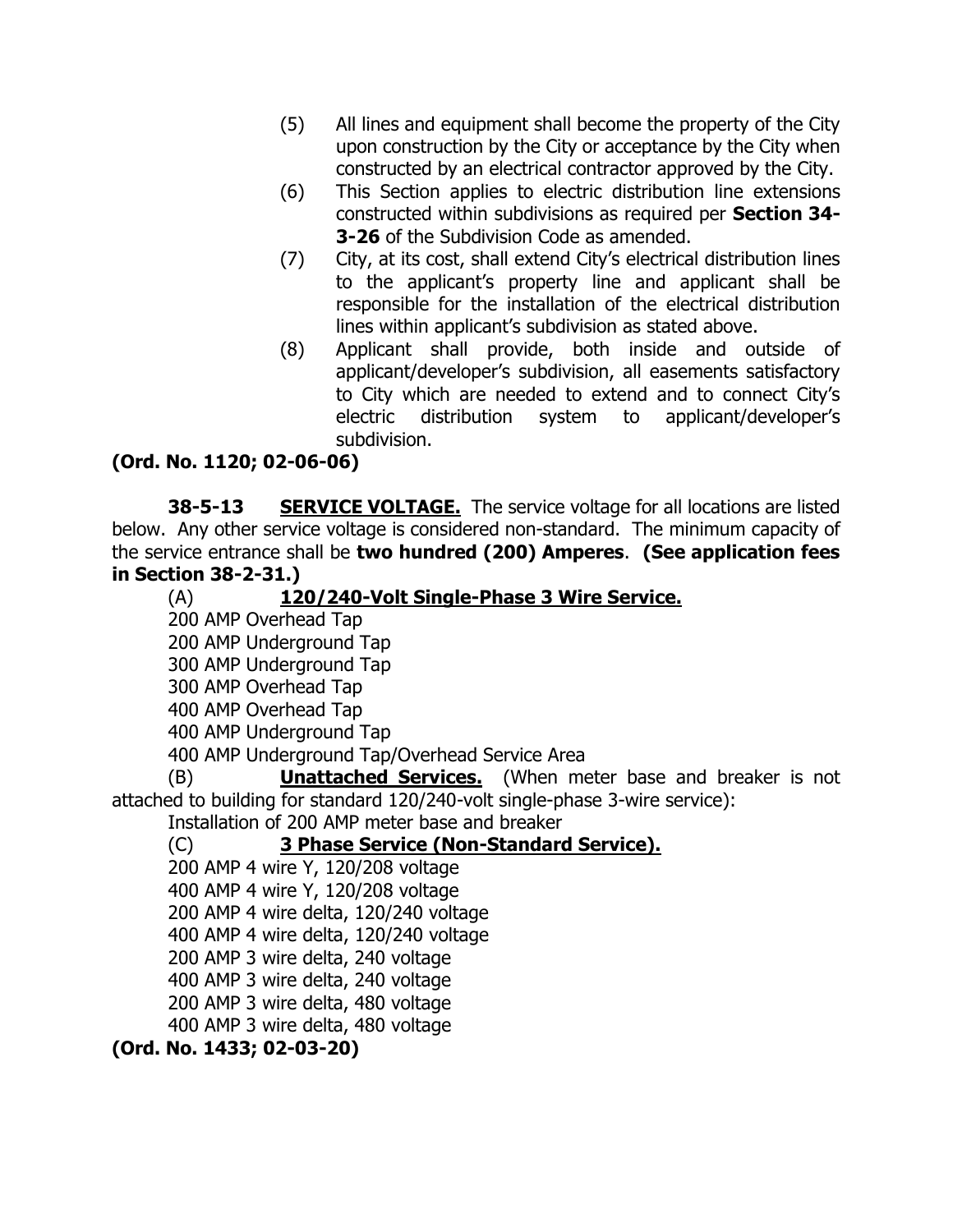(5) All lines and equipment shall become the property of the City upon construction by the City or acceptance by the City when constructed by an electrical contractor approved by the City.

(6) This Section applies to electric distribution line extensions constructed within subdivisions as required per **Section 34-3-26** of the Subdivision Code as amended.

(7) City, at its cost, shall extend City's electrical distribution lines to the applicant's property line and applicant shall be responsible for the installation of the electrical distribution lines within applicant's subdivision as stated above.

(8) Applicant shall provide, both inside and outside of applicant/developer's subdivision, all easements satisfactory to City which are needed to extend and to connect City's electric distribution system to applicant/developer's subdivision.

**(Ord. No. 1120; 02-06-06)**

**38-5-13** **SERVICE VOLTAGE.** The service voltage for all locations are listed below. Any other service voltage is considered non-standard. The minimum capacity of the service entrance shall be **two hundred (200) Amperes**. **(See application fees in Section 38-2-31.)**

(A) **120/240-Volt Single-Phase 3 Wire Service.**

200 AMP Overhead Tap
200 AMP Underground Tap
300 AMP Underground Tap
300 AMP Overhead Tap
400 AMP Overhead Tap
400 AMP Underground Tap
400 AMP Underground Tap/Overhead Service Area

(B) **Unattached Services.** (When meter base and breaker is not attached to building for standard 120/240-volt single-phase 3-wire service):

Installation of 200 AMP meter base and breaker

(C) **3 Phase Service (Non-Standard Service).**

200 AMP 4 wire Y, 120/208 voltage
400 AMP 4 wire Y, 120/208 voltage
200 AMP 4 wire delta, 120/240 voltage
400 AMP 4 wire delta, 120/240 voltage
200 AMP 3 wire delta, 240 voltage
400 AMP 3 wire delta, 240 voltage
200 AMP 3 wire delta, 480 voltage
400 AMP 3 wire delta, 480 voltage

**(Ord. No. 1433; 02-03-20)**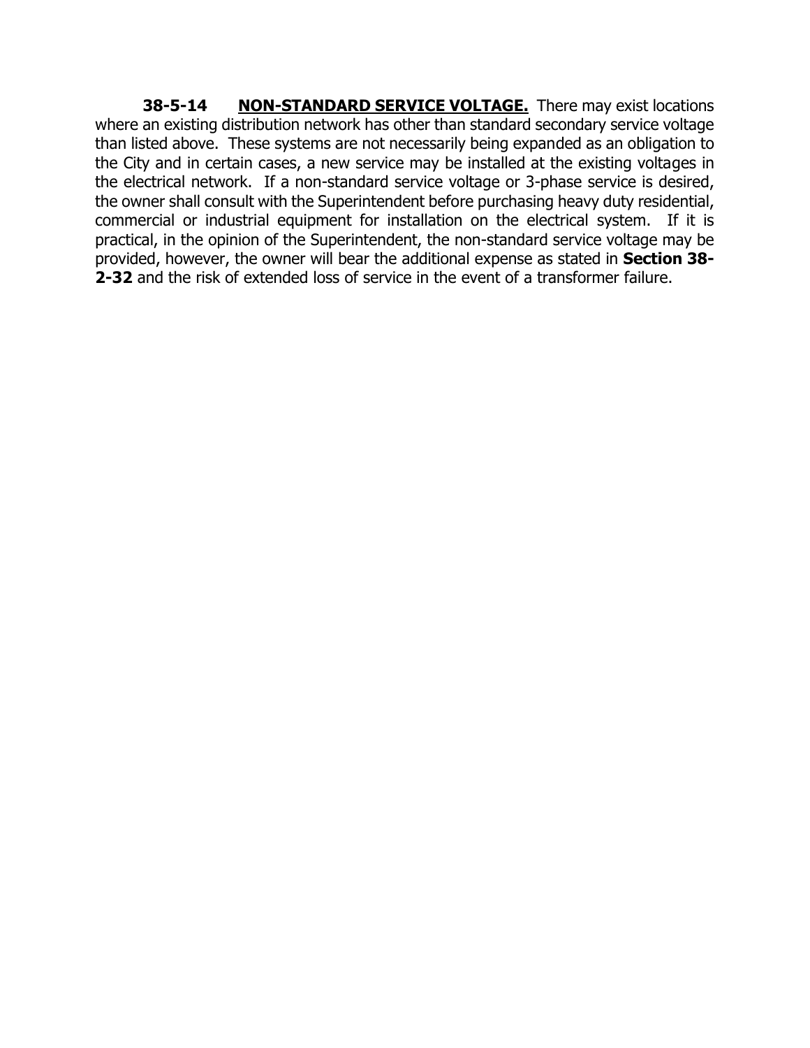**38-5-14** **NON-STANDARD SERVICE VOLTAGE.** There may exist locations where an existing distribution network has other than standard secondary service voltage than listed above. These systems are not necessarily being expanded as an obligation to the City and in certain cases, a new service may be installed at the existing voltages in the electrical network. If a non-standard service voltage or 3-phase service is desired, the owner shall consult with the Superintendent before purchasing heavy duty residential, commercial or industrial equipment for installation on the electrical system. If it is practical, in the opinion of the Superintendent, the non-standard service voltage may be provided, however, the owner will bear the additional expense as stated in **Section 38-2-32** and the risk of extended loss of service in the event of a transformer failure.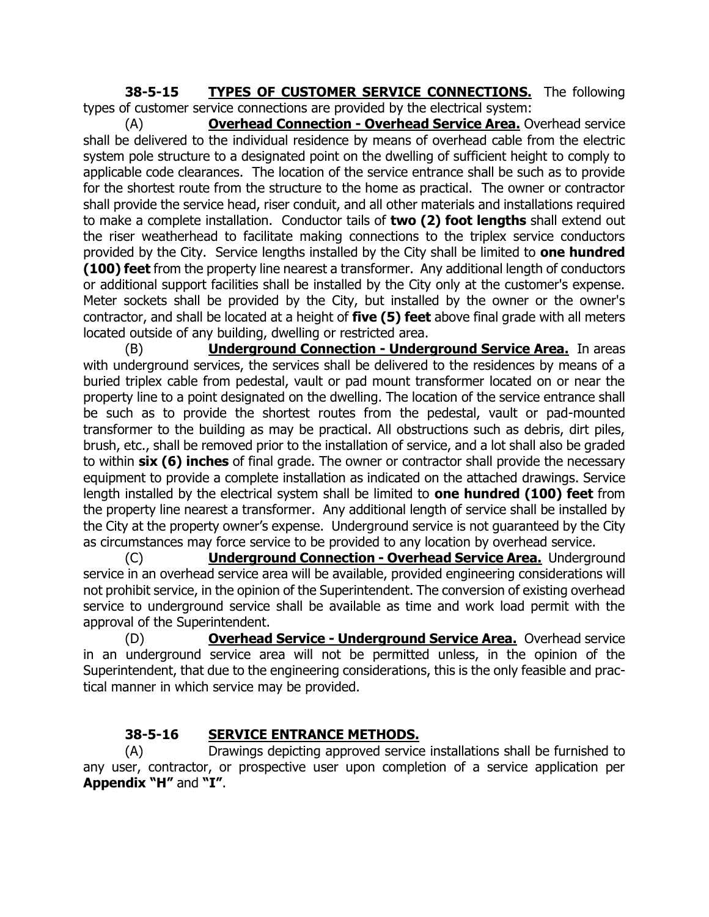**38-5-15 <u>TYPES OF CUSTOMER SERVICE CONNECTIONS.</u>** The following types of customer service connections are provided by the electrical system:

(A) **<u>Overhead Connection - Overhead Service Area.</u>** Overhead service shall be delivered to the individual residence by means of overhead cable from the electric system pole structure to a designated point on the dwelling of sufficient height to comply to applicable code clearances. The location of the service entrance shall be such as to provide for the shortest route from the structure to the home as practical. The owner or contractor shall provide the service head, riser conduit, and all other materials and installations required to make a complete installation. Conductor tails of **two (2) foot lengths** shall extend out the riser weatherhead to facilitate making connections to the triplex service conductors provided by the City. Service lengths installed by the City shall be limited to **one hundred (100) feet** from the property line nearest a transformer. Any additional length of conductors or additional support facilities shall be installed by the City only at the customer's expense. Meter sockets shall be provided by the City, but installed by the owner or the owner's contractor, and shall be located at a height of **five (5) feet** above final grade with all meters located outside of any building, dwelling or restricted area.

(B) **<u>Underground Connection - Underground Service Area.</u>** In areas with underground services, the services shall be delivered to the residences by means of a buried triplex cable from pedestal, vault or pad mount transformer located on or near the property line to a point designated on the dwelling. The location of the service entrance shall be such as to provide the shortest routes from the pedestal, vault or pad-mounted transformer to the building as may be practical. All obstructions such as debris, dirt piles, brush, etc., shall be removed prior to the installation of service, and a lot shall also be graded to within **six (6) inches** of final grade. The owner or contractor shall provide the necessary equipment to provide a complete installation as indicated on the attached drawings. Service length installed by the electrical system shall be limited to **one hundred (100) feet** from the property line nearest a transformer. Any additional length of service shall be installed by the City at the property owner's expense. Underground service is not guaranteed by the City as circumstances may force service to be provided to any location by overhead service.

(C) **<u>Underground Connection - Overhead Service Area.</u>** Underground service in an overhead service area will be available, provided engineering considerations will not prohibit service, in the opinion of the Superintendent. The conversion of existing overhead service to underground service shall be available as time and work load permit with the approval of the Superintendent.

(D) **<u>Overhead Service - Underground Service Area.</u>** Overhead service in an underground service area will not be permitted unless, in the opinion of the Superintendent, that due to the engineering considerations, this is the only feasible and practical manner in which service may be provided.

**38-5-16 <u>SERVICE ENTRANCE METHODS.</u>**

(A) Drawings depicting approved service installations shall be furnished to any user, contractor, or prospective user upon completion of a service application per **Appendix "H"** and **"I"**.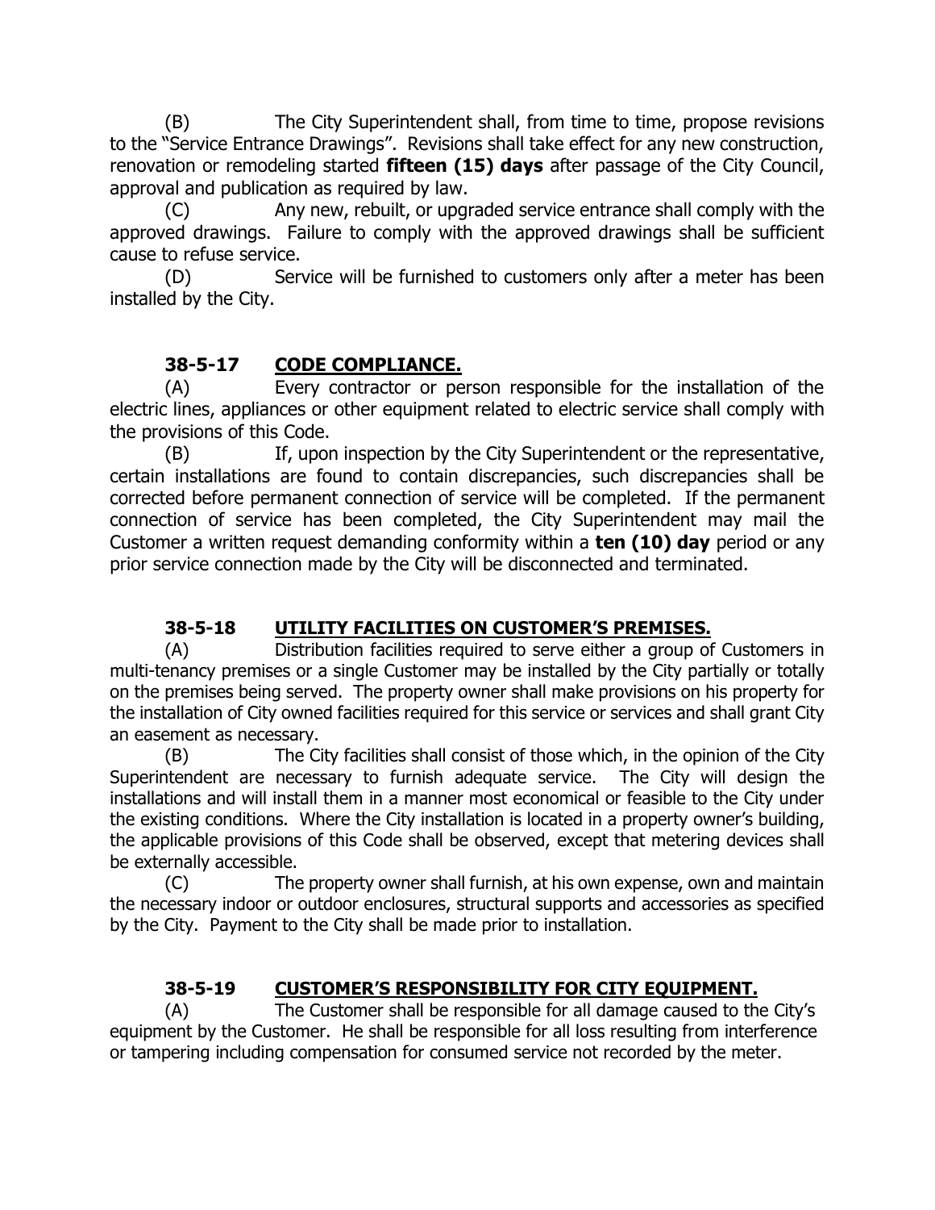(B) The City Superintendent shall, from time to time, propose revisions to the "Service Entrance Drawings". Revisions shall take effect for any new construction, renovation or remodeling started **fifteen (15) days** after passage of the City Council, approval and publication as required by law.

(C) Any new, rebuilt, or upgraded service entrance shall comply with the approved drawings. Failure to comply with the approved drawings shall be sufficient cause to refuse service.

(D) Service will be furnished to customers only after a meter has been installed by the City.

### 38-5-17 CODE COMPLIANCE.

(A) Every contractor or person responsible for the installation of the electric lines, appliances or other equipment related to electric service shall comply with the provisions of this Code.

(B) If, upon inspection by the City Superintendent or the representative, certain installations are found to contain discrepancies, such discrepancies shall be corrected before permanent connection of service will be completed. If the permanent connection of service has been completed, the City Superintendent may mail the Customer a written request demanding conformity within a **ten (10) day** period or any prior service connection made by the City will be disconnected and terminated.

### 38-5-18 UTILITY FACILITIES ON CUSTOMER'S PREMISES.

(A) Distribution facilities required to serve either a group of Customers in multi-tenancy premises or a single Customer may be installed by the City partially or totally on the premises being served. The property owner shall make provisions on his property for the installation of City owned facilities required for this service or services and shall grant City an easement as necessary.

(B) The City facilities shall consist of those which, in the opinion of the City Superintendent are necessary to furnish adequate service. The City will design the installations and will install them in a manner most economical or feasible to the City under the existing conditions. Where the City installation is located in a property owner's building, the applicable provisions of this Code shall be observed, except that metering devices shall be externally accessible.

(C) The property owner shall furnish, at his own expense, own and maintain the necessary indoor or outdoor enclosures, structural supports and accessories as specified by the City. Payment to the City shall be made prior to installation.

### 38-5-19 CUSTOMER'S RESPONSIBILITY FOR CITY EQUIPMENT.

(A) The Customer shall be responsible for all damage caused to the City's equipment by the Customer. He shall be responsible for all loss resulting from interference or tampering including compensation for consumed service not recorded by the meter.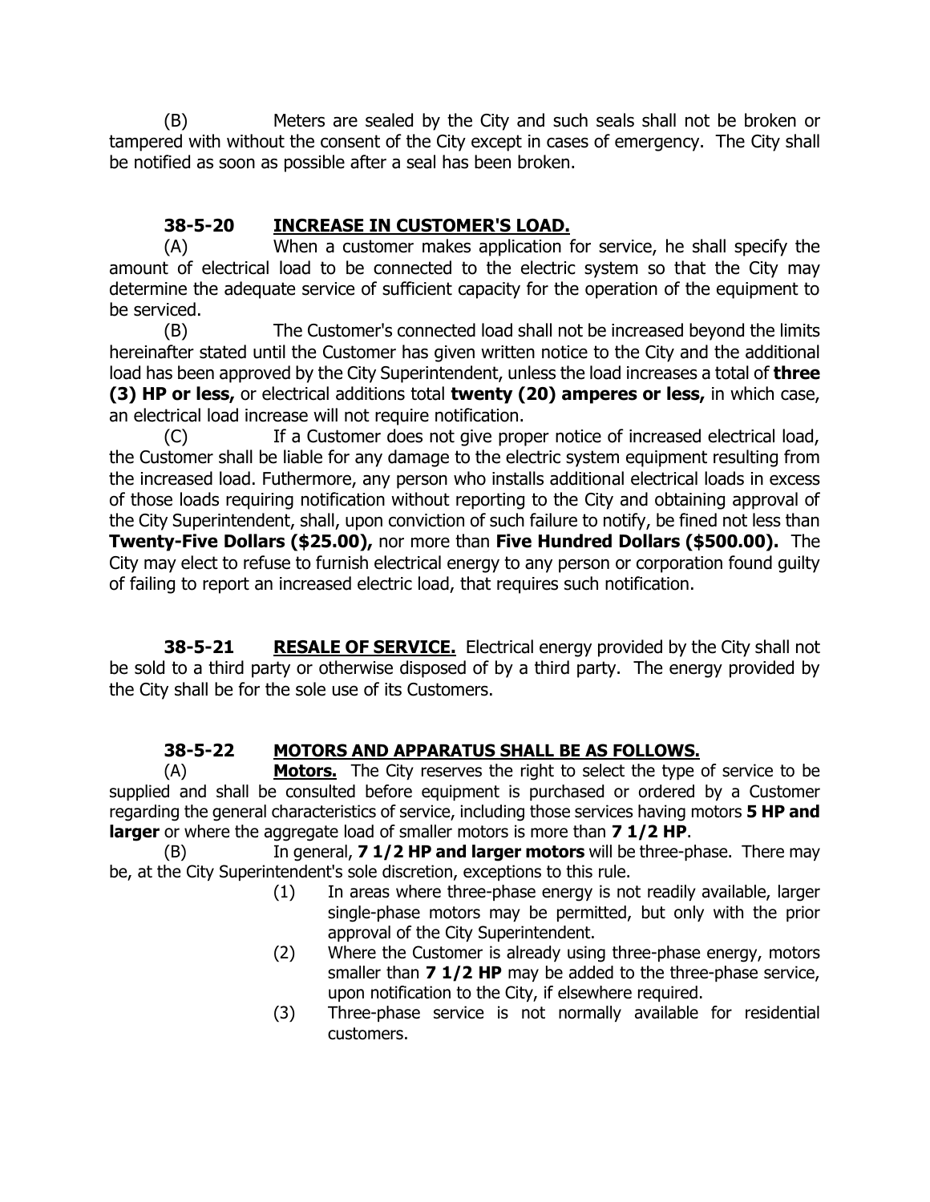(B) Meters are sealed by the City and such seals shall not be broken or tampered with without the consent of the City except in cases of emergency. The City shall be notified as soon as possible after a seal has been broken.

### 38-5-20 INCREASE IN CUSTOMER'S LOAD.

(A) When a customer makes application for service, he shall specify the amount of electrical load to be connected to the electric system so that the City may determine the adequate service of sufficient capacity for the operation of the equipment to be serviced.

(B) The Customer's connected load shall not be increased beyond the limits hereinafter stated until the Customer has given written notice to the City and the additional load has been approved by the City Superintendent, unless the load increases a total of **three (3) HP or less,** or electrical additions total **twenty (20) amperes or less,** in which case, an electrical load increase will not require notification.

(C) If a Customer does not give proper notice of increased electrical load, the Customer shall be liable for any damage to the electric system equipment resulting from the increased load. Futhermore, any person who installs additional electrical loads in excess of those loads requiring notification without reporting to the City and obtaining approval of the City Superintendent, shall, upon conviction of such failure to notify, be fined not less than **Twenty-Five Dollars ($25.00),** nor more than **Five Hundred Dollars ($500.00).** The City may elect to refuse to furnish electrical energy to any person or corporation found guilty of failing to report an increased electric load, that requires such notification.

**38-5-21 RESALE OF SERVICE.** Electrical energy provided by the City shall not be sold to a third party or otherwise disposed of by a third party. The energy provided by the City shall be for the sole use of its Customers.

### 38-5-22 MOTORS AND APPARATUS SHALL BE AS FOLLOWS.

(A) **Motors.** The City reserves the right to select the type of service to be supplied and shall be consulted before equipment is purchased or ordered by a Customer regarding the general characteristics of service, including those services having motors **5 HP and larger** or where the aggregate load of smaller motors is more than **7 1/2 HP**.

(B) In general, **7 1/2 HP and larger motors** will be three-phase. There may be, at the City Superintendent's sole discretion, exceptions to this rule.

(1) In areas where three-phase energy is not readily available, larger single-phase motors may be permitted, but only with the prior approval of the City Superintendent.

(2) Where the Customer is already using three-phase energy, motors smaller than **7 1/2 HP** may be added to the three-phase service, upon notification to the City, if elsewhere required.

(3) Three-phase service is not normally available for residential customers.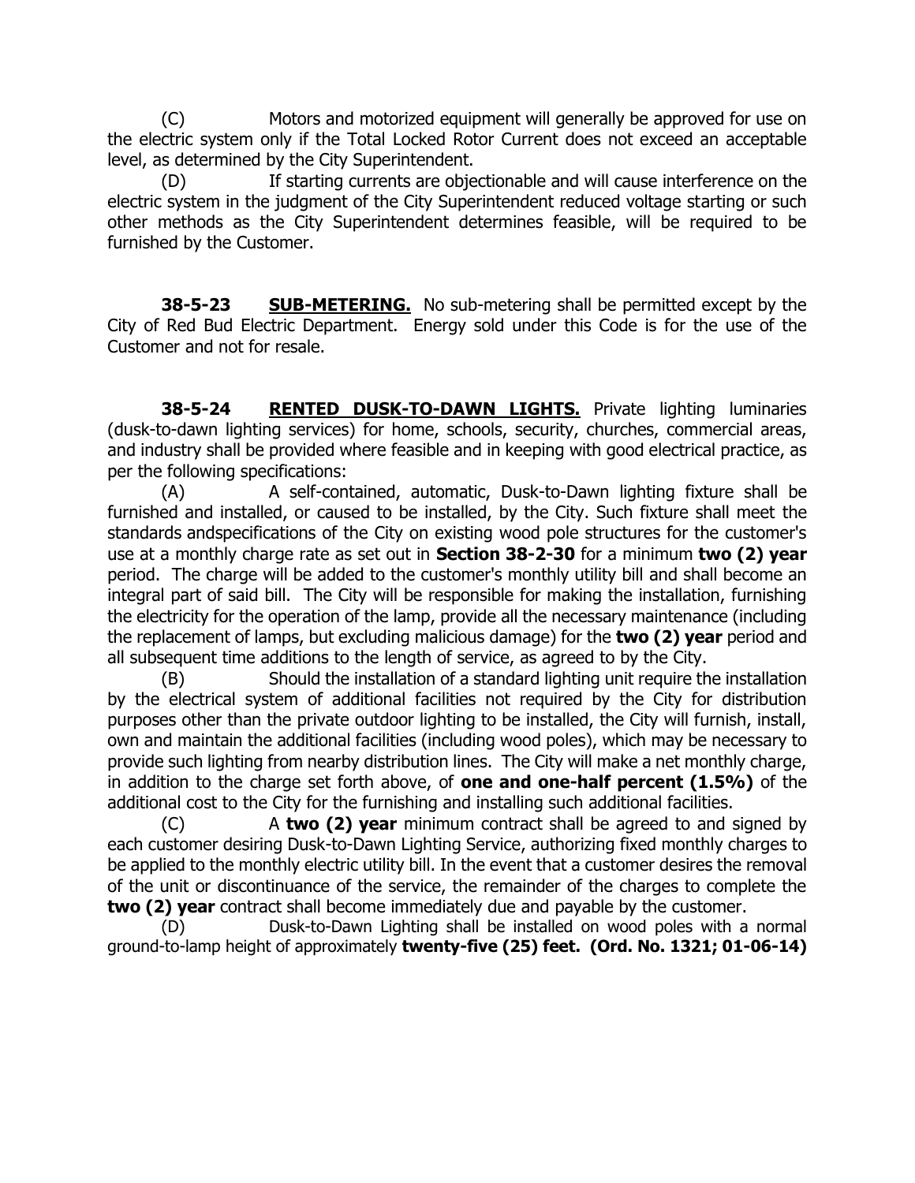(C) Motors and motorized equipment will generally be approved for use on the electric system only if the Total Locked Rotor Current does not exceed an acceptable level, as determined by the City Superintendent.

(D) If starting currents are objectionable and will cause interference on the electric system in the judgment of the City Superintendent reduced voltage starting or such other methods as the City Superintendent determines feasible, will be required to be furnished by the Customer.

**38-5-23 SUB-METERING.** No sub-metering shall be permitted except by the City of Red Bud Electric Department. Energy sold under this Code is for the use of the Customer and not for resale.

**38-5-24 RENTED DUSK-TO-DAWN LIGHTS.** Private lighting luminaries (dusk-to-dawn lighting services) for home, schools, security, churches, commercial areas, and industry shall be provided where feasible and in keeping with good electrical practice, as per the following specifications:

(A) A self-contained, automatic, Dusk-to-Dawn lighting fixture shall be furnished and installed, or caused to be installed, by the City. Such fixture shall meet the standards andspecifications of the City on existing wood pole structures for the customer's use at a monthly charge rate as set out in **Section 38-2-30** for a minimum **two (2) year** period. The charge will be added to the customer's monthly utility bill and shall become an integral part of said bill. The City will be responsible for making the installation, furnishing the electricity for the operation of the lamp, provide all the necessary maintenance (including the replacement of lamps, but excluding malicious damage) for the **two (2) year** period and all subsequent time additions to the length of service, as agreed to by the City.

(B) Should the installation of a standard lighting unit require the installation by the electrical system of additional facilities not required by the City for distribution purposes other than the private outdoor lighting to be installed, the City will furnish, install, own and maintain the additional facilities (including wood poles), which may be necessary to provide such lighting from nearby distribution lines. The City will make a net monthly charge, in addition to the charge set forth above, of **one and one-half percent (1.5%)** of the additional cost to the City for the furnishing and installing such additional facilities.

(C) A **two (2) year** minimum contract shall be agreed to and signed by each customer desiring Dusk-to-Dawn Lighting Service, authorizing fixed monthly charges to be applied to the monthly electric utility bill. In the event that a customer desires the removal of the unit or discontinuance of the service, the remainder of the charges to complete the **two (2) year** contract shall become immediately due and payable by the customer.

(D) Dusk-to-Dawn Lighting shall be installed on wood poles with a normal ground-to-lamp height of approximately **twenty-five (25) feet. (Ord. No. 1321; 01-06-14)**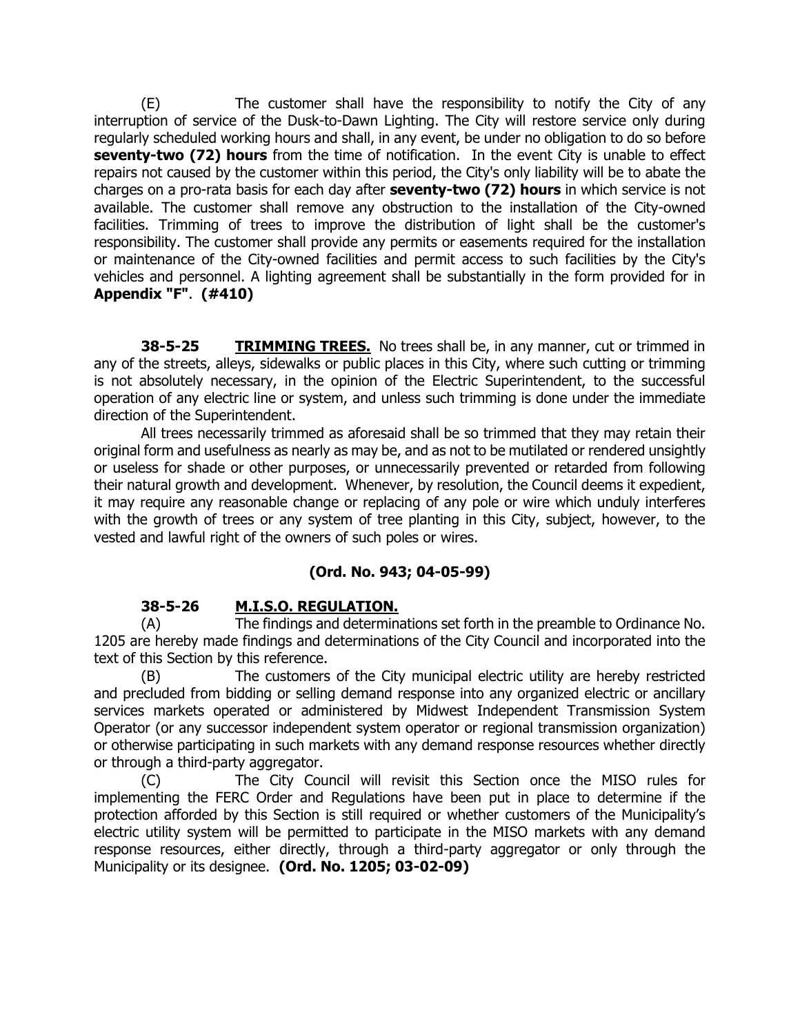(E) The customer shall have the responsibility to notify the City of any interruption of service of the Dusk-to-Dawn Lighting. The City will restore service only during regularly scheduled working hours and shall, in any event, be under no obligation to do so before **seventy-two (72) hours** from the time of notification. In the event City is unable to effect repairs not caused by the customer within this period, the City's only liability will be to abate the charges on a pro-rata basis for each day after **seventy-two (72) hours** in which service is not available. The customer shall remove any obstruction to the installation of the City-owned facilities. Trimming of trees to improve the distribution of light shall be the customer's responsibility. The customer shall provide any permits or easements required for the installation or maintenance of the City-owned facilities and permit access to such facilities by the City's vehicles and personnel. A lighting agreement shall be substantially in the form provided for in **Appendix "F"**. **(#410)**

**38-5-25 TRIMMING TREES.** No trees shall be, in any manner, cut or trimmed in any of the streets, alleys, sidewalks or public places in this City, where such cutting or trimming is not absolutely necessary, in the opinion of the Electric Superintendent, to the successful operation of any electric line or system, and unless such trimming is done under the immediate direction of the Superintendent.

All trees necessarily trimmed as aforesaid shall be so trimmed that they may retain their original form and usefulness as nearly as may be, and as not to be mutilated or rendered unsightly or useless for shade or other purposes, or unnecessarily prevented or retarded from following their natural growth and development. Whenever, by resolution, the Council deems it expedient, it may require any reasonable change or replacing of any pole or wire which unduly interferes with the growth of trees or any system of tree planting in this City, subject, however, to the vested and lawful right of the owners of such poles or wires.

**(Ord. No. 943; 04-05-99)**

**38-5-26 M.I.S.O. REGULATION.**

(A) The findings and determinations set forth in the preamble to Ordinance No. 1205 are hereby made findings and determinations of the City Council and incorporated into the text of this Section by this reference.

(B) The customers of the City municipal electric utility are hereby restricted and precluded from bidding or selling demand response into any organized electric or ancillary services markets operated or administered by Midwest Independent Transmission System Operator (or any successor independent system operator or regional transmission organization) or otherwise participating in such markets with any demand response resources whether directly or through a third-party aggregator.

(C) The City Council will revisit this Section once the MISO rules for implementing the FERC Order and Regulations have been put in place to determine if the protection afforded by this Section is still required or whether customers of the Municipality's electric utility system will be permitted to participate in the MISO markets with any demand response resources, either directly, through a third-party aggregator or only through the Municipality or its designee. **(Ord. No. 1205; 03-02-09)**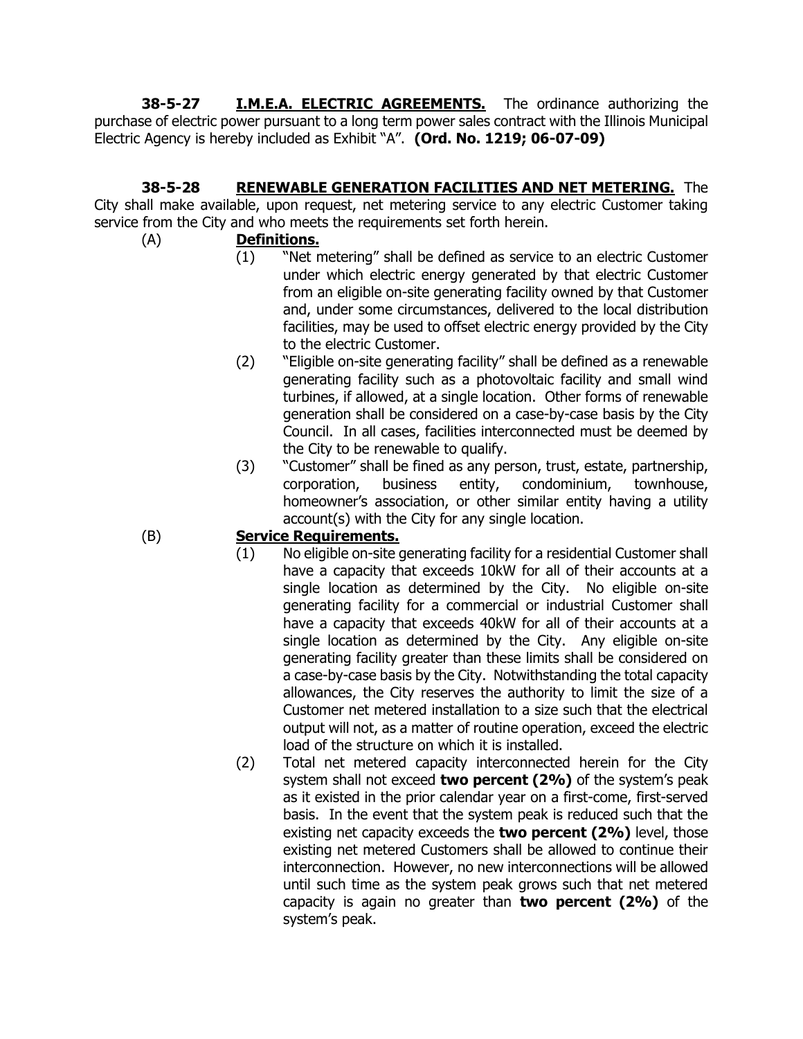**38-5-27 I.M.E.A. ELECTRIC AGREEMENTS.** The ordinance authorizing the purchase of electric power pursuant to a long term power sales contract with the Illinois Municipal Electric Agency is hereby included as Exhibit "A". **(Ord. No. 1219; 06-07-09)**

**38-5-28 RENEWABLE GENERATION FACILITIES AND NET METERING.** The City shall make available, upon request, net metering service to any electric Customer taking service from the City and who meets the requirements set forth herein.

(A) **Definitions.**

(1) "Net metering" shall be defined as service to an electric Customer under which electric energy generated by that electric Customer from an eligible on-site generating facility owned by that Customer and, under some circumstances, delivered to the local distribution facilities, may be used to offset electric energy provided by the City to the electric Customer.

(2) "Eligible on-site generating facility" shall be defined as a renewable generating facility such as a photovoltaic facility and small wind turbines, if allowed, at a single location. Other forms of renewable generation shall be considered on a case-by-case basis by the City Council. In all cases, facilities interconnected must be deemed by the City to be renewable to qualify.

(3) "Customer" shall be fined as any person, trust, estate, partnership, corporation, business entity, condominium, townhouse, homeowner's association, or other similar entity having a utility account(s) with the City for any single location.

(B) **Service Requirements.**

(1) No eligible on-site generating facility for a residential Customer shall have a capacity that exceeds 10kW for all of their accounts at a single location as determined by the City. No eligible on-site generating facility for a commercial or industrial Customer shall have a capacity that exceeds 40kW for all of their accounts at a single location as determined by the City. Any eligible on-site generating facility greater than these limits shall be considered on a case-by-case basis by the City. Notwithstanding the total capacity allowances, the City reserves the authority to limit the size of a Customer net metered installation to a size such that the electrical output will not, as a matter of routine operation, exceed the electric load of the structure on which it is installed.

(2) Total net metered capacity interconnected herein for the City system shall not exceed **two percent (2%)** of the system's peak as it existed in the prior calendar year on a first-come, first-served basis. In the event that the system peak is reduced such that the existing net capacity exceeds the **two percent (2%)** level, those existing net metered Customers shall be allowed to continue their interconnection. However, no new interconnections will be allowed until such time as the system peak grows such that net metered capacity is again no greater than **two percent (2%)** of the system's peak.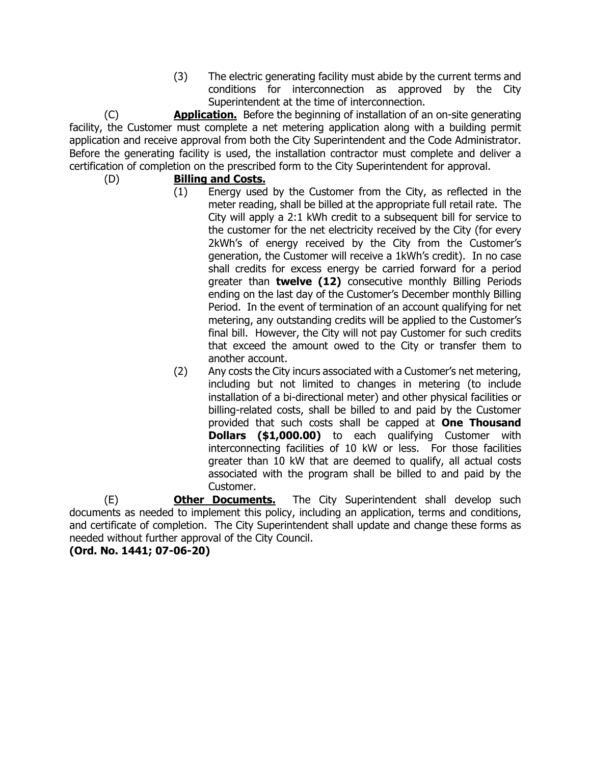(3) The electric generating facility must abide by the current terms and conditions for interconnection as approved by the City Superintendent at the time of interconnection.

(C) **Application.** Before the beginning of installation of an on-site generating facility, the Customer must complete a net metering application along with a building permit application and receive approval from both the City Superintendent and the Code Administrator. Before the generating facility is used, the installation contractor must complete and deliver a certification of completion on the prescribed form to the City Superintendent for approval.

(D) **Billing and Costs.**

(1) Energy used by the Customer from the City, as reflected in the meter reading, shall be billed at the appropriate full retail rate. The City will apply a 2:1 kWh credit to a subsequent bill for service to the customer for the net electricity received by the City (for every 2kWh's of energy received by the City from the Customer's generation, the Customer will receive a 1kWh's credit). In no case shall credits for excess energy be carried forward for a period greater than **twelve (12)** consecutive monthly Billing Periods ending on the last day of the Customer's December monthly Billing Period. In the event of termination of an account qualifying for net metering, any outstanding credits will be applied to the Customer's final bill. However, the City will not pay Customer for such credits that exceed the amount owed to the City or transfer them to another account.

(2) Any costs the City incurs associated with a Customer's net metering, including but not limited to changes in metering (to include installation of a bi-directional meter) and other physical facilities or billing-related costs, shall be billed to and paid by the Customer provided that such costs shall be capped at **One Thousand Dollars ($1,000.00)** to each qualifying Customer with interconnecting facilities of 10 kW or less. For those facilities greater than 10 kW that are deemed to qualify, all actual costs associated with the program shall be billed to and paid by the Customer.

(E) **Other Documents.** The City Superintendent shall develop such documents as needed to implement this policy, including an application, terms and conditions, and certificate of completion. The City Superintendent shall update and change these forms as needed without further approval of the City Council.

**(Ord. No. 1441; 07-06-20)**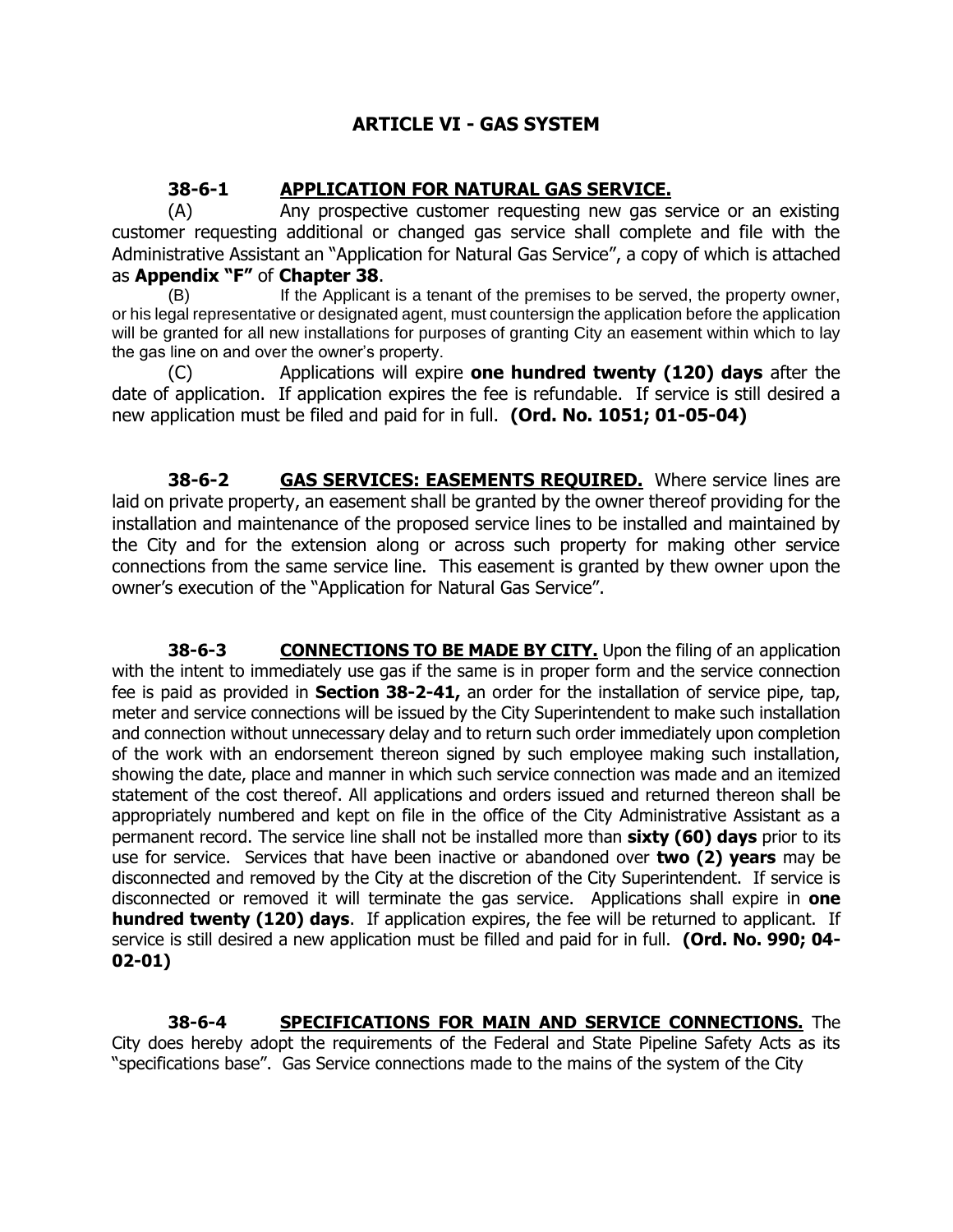## ARTICLE VI - GAS SYSTEM

**38-6-1 <u>APPLICATION FOR NATURAL GAS SERVICE.</u>**

(A) Any prospective customer requesting new gas service or an existing customer requesting additional or changed gas service shall complete and file with the Administrative Assistant an "Application for Natural Gas Service", a copy of which is attached as **Appendix "F"** of **Chapter 38**.

(B) If the Applicant is a tenant of the premises to be served, the property owner, or his legal representative or designated agent, must countersign the application before the application will be granted for all new installations for purposes of granting City an easement within which to lay the gas line on and over the owner's property.

(C) Applications will expire **one hundred twenty (120) days** after the date of application. If application expires the fee is refundable. If service is still desired a new application must be filed and paid for in full. **(Ord. No. 1051; 01-05-04)**

**38-6-2 <u>GAS SERVICES: EASEMENTS REQUIRED.</u>** Where service lines are laid on private property, an easement shall be granted by the owner thereof providing for the installation and maintenance of the proposed service lines to be installed and maintained by the City and for the extension along or across such property for making other service connections from the same service line. This easement is granted by thew owner upon the owner's execution of the "Application for Natural Gas Service".

**38-6-3 <u>CONNECTIONS TO BE MADE BY CITY.</u>** Upon the filing of an application with the intent to immediately use gas if the same is in proper form and the service connection fee is paid as provided in **Section 38-2-41,** an order for the installation of service pipe, tap, meter and service connections will be issued by the City Superintendent to make such installation and connection without unnecessary delay and to return such order immediately upon completion of the work with an endorsement thereon signed by such employee making such installation, showing the date, place and manner in which such service connection was made and an itemized statement of the cost thereof. All applications and orders issued and returned thereon shall be appropriately numbered and kept on file in the office of the City Administrative Assistant as a permanent record. The service line shall not be installed more than **sixty (60) days** prior to its use for service. Services that have been inactive or abandoned over **two (2) years** may be disconnected and removed by the City at the discretion of the City Superintendent. If service is disconnected or removed it will terminate the gas service. Applications shall expire in **one hundred twenty (120) days**. If application expires, the fee will be returned to applicant. If service is still desired a new application must be filled and paid for in full. **(Ord. No. 990; 04-02-01)**

**38-6-4 <u>SPECIFICATIONS FOR MAIN AND SERVICE CONNECTIONS.</u>** The City does hereby adopt the requirements of the Federal and State Pipeline Safety Acts as its "specifications base". Gas Service connections made to the mains of the system of the City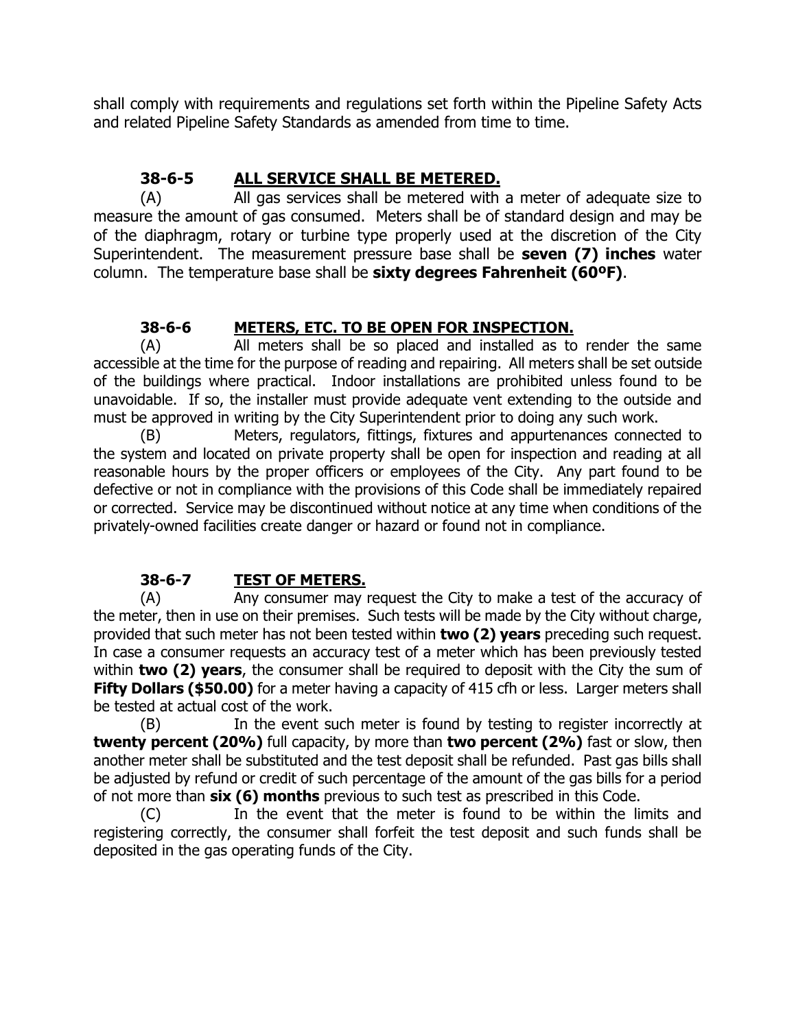shall comply with requirements and regulations set forth within the Pipeline Safety Acts and related Pipeline Safety Standards as amended from time to time.

### 38-6-5 ALL SERVICE SHALL BE METERED.

(A) All gas services shall be metered with a meter of adequate size to measure the amount of gas consumed. Meters shall be of standard design and may be of the diaphragm, rotary or turbine type properly used at the discretion of the City Superintendent. The measurement pressure base shall be **seven (7) inches** water column. The temperature base shall be **sixty degrees Fahrenheit (60ºF)**.

### 38-6-6 METERS, ETC. TO BE OPEN FOR INSPECTION.

(A) All meters shall be so placed and installed as to render the same accessible at the time for the purpose of reading and repairing. All meters shall be set outside of the buildings where practical. Indoor installations are prohibited unless found to be unavoidable. If so, the installer must provide adequate vent extending to the outside and must be approved in writing by the City Superintendent prior to doing any such work.

(B) Meters, regulators, fittings, fixtures and appurtenances connected to the system and located on private property shall be open for inspection and reading at all reasonable hours by the proper officers or employees of the City. Any part found to be defective or not in compliance with the provisions of this Code shall be immediately repaired or corrected. Service may be discontinued without notice at any time when conditions of the privately-owned facilities create danger or hazard or found not in compliance.

### 38-6-7 TEST OF METERS.

(A) Any consumer may request the City to make a test of the accuracy of the meter, then in use on their premises. Such tests will be made by the City without charge, provided that such meter has not been tested within **two (2) years** preceding such request. In case a consumer requests an accuracy test of a meter which has been previously tested within **two (2) years**, the consumer shall be required to deposit with the City the sum of **Fifty Dollars ($50.00)** for a meter having a capacity of 415 cfh or less. Larger meters shall be tested at actual cost of the work.

(B) In the event such meter is found by testing to register incorrectly at **twenty percent (20%)** full capacity, by more than **two percent (2%)** fast or slow, then another meter shall be substituted and the test deposit shall be refunded. Past gas bills shall be adjusted by refund or credit of such percentage of the amount of the gas bills for a period of not more than **six (6) months** previous to such test as prescribed in this Code.

(C) In the event that the meter is found to be within the limits and registering correctly, the consumer shall forfeit the test deposit and such funds shall be deposited in the gas operating funds of the City.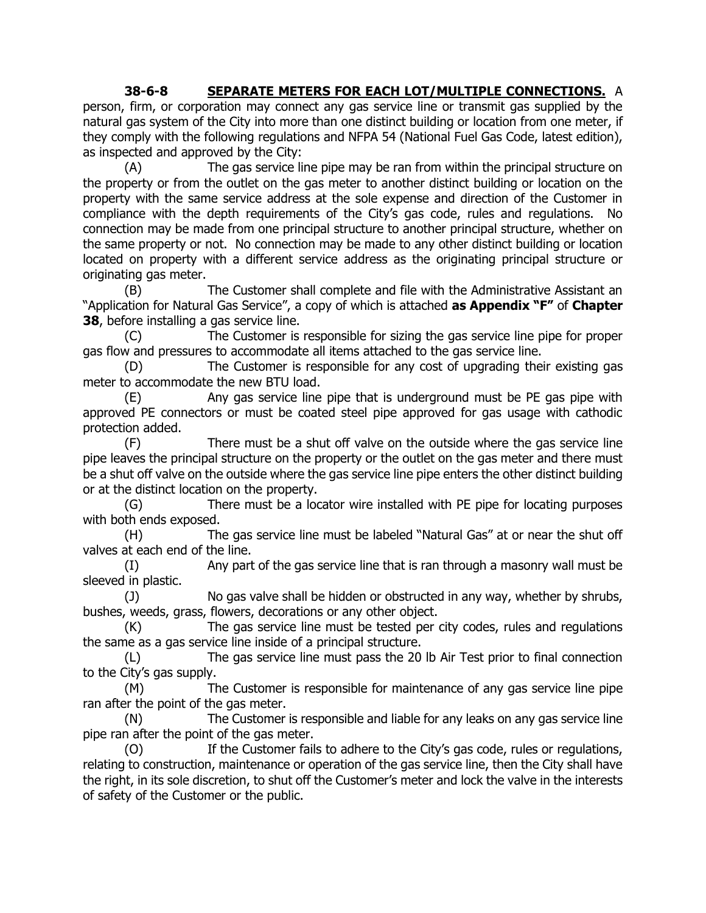**38-6-8 SEPARATE METERS FOR EACH LOT/MULTIPLE CONNECTIONS.** A person, firm, or corporation may connect any gas service line or transmit gas supplied by the natural gas system of the City into more than one distinct building or location from one meter, if they comply with the following regulations and NFPA 54 (National Fuel Gas Code, latest edition), as inspected and approved by the City:

(A) The gas service line pipe may be ran from within the principal structure on the property or from the outlet on the gas meter to another distinct building or location on the property with the same service address at the sole expense and direction of the Customer in compliance with the depth requirements of the City's gas code, rules and regulations. No connection may be made from one principal structure to another principal structure, whether on the same property or not. No connection may be made to any other distinct building or location located on property with a different service address as the originating principal structure or originating gas meter.

(B) The Customer shall complete and file with the Administrative Assistant an "Application for Natural Gas Service", a copy of which is attached **as Appendix "F"** of **Chapter 38**, before installing a gas service line.

(C) The Customer is responsible for sizing the gas service line pipe for proper gas flow and pressures to accommodate all items attached to the gas service line.

(D) The Customer is responsible for any cost of upgrading their existing gas meter to accommodate the new BTU load.

(E) Any gas service line pipe that is underground must be PE gas pipe with approved PE connectors or must be coated steel pipe approved for gas usage with cathodic protection added.

(F) There must be a shut off valve on the outside where the gas service line pipe leaves the principal structure on the property or the outlet on the gas meter and there must be a shut off valve on the outside where the gas service line pipe enters the other distinct building or at the distinct location on the property.

(G) There must be a locator wire installed with PE pipe for locating purposes with both ends exposed.

(H) The gas service line must be labeled "Natural Gas" at or near the shut off valves at each end of the line.

(I) Any part of the gas service line that is ran through a masonry wall must be sleeved in plastic.

(J) No gas valve shall be hidden or obstructed in any way, whether by shrubs, bushes, weeds, grass, flowers, decorations or any other object.

(K) The gas service line must be tested per city codes, rules and regulations the same as a gas service line inside of a principal structure.

(L) The gas service line must pass the 20 lb Air Test prior to final connection to the City's gas supply.

(M) The Customer is responsible for maintenance of any gas service line pipe ran after the point of the gas meter.

(N) The Customer is responsible and liable for any leaks on any gas service line pipe ran after the point of the gas meter.

(O) If the Customer fails to adhere to the City's gas code, rules or regulations, relating to construction, maintenance or operation of the gas service line, then the City shall have the right, in its sole discretion, to shut off the Customer's meter and lock the valve in the interests of safety of the Customer or the public.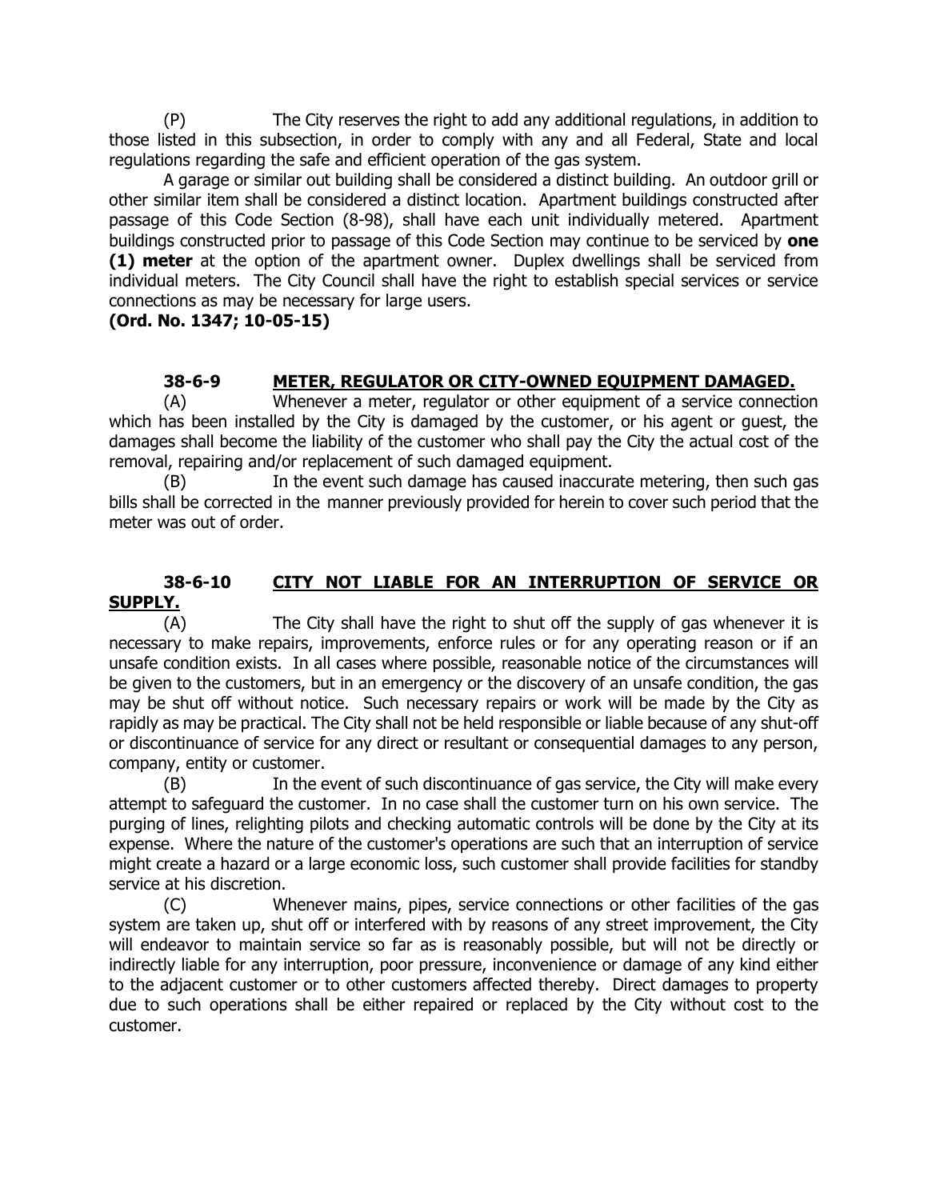(P) The City reserves the right to add any additional regulations, in addition to those listed in this subsection, in order to comply with any and all Federal, State and local regulations regarding the safe and efficient operation of the gas system.

A garage or similar out building shall be considered a distinct building. An outdoor grill or other similar item shall be considered a distinct location. Apartment buildings constructed after passage of this Code Section (8-98), shall have each unit individually metered. Apartment buildings constructed prior to passage of this Code Section may continue to be serviced by **one (1) meter** at the option of the apartment owner. Duplex dwellings shall be serviced from individual meters. The City Council shall have the right to establish special services or service connections as may be necessary for large users.

**(Ord. No. 1347; 10-05-15)**

### 38-6-9 METER, REGULATOR OR CITY-OWNED EQUIPMENT DAMAGED.

(A) Whenever a meter, regulator or other equipment of a service connection which has been installed by the City is damaged by the customer, or his agent or guest, the damages shall become the liability of the customer who shall pay the City the actual cost of the removal, repairing and/or replacement of such damaged equipment.

(B) In the event such damage has caused inaccurate metering, then such gas bills shall be corrected in the manner previously provided for herein to cover such period that the meter was out of order.

### 38-6-10 CITY NOT LIABLE FOR AN INTERRUPTION OF SERVICE OR SUPPLY.

(A) The City shall have the right to shut off the supply of gas whenever it is necessary to make repairs, improvements, enforce rules or for any operating reason or if an unsafe condition exists. In all cases where possible, reasonable notice of the circumstances will be given to the customers, but in an emergency or the discovery of an unsafe condition, the gas may be shut off without notice. Such necessary repairs or work will be made by the City as rapidly as may be practical. The City shall not be held responsible or liable because of any shut-off or discontinuance of service for any direct or resultant or consequential damages to any person, company, entity or customer.

(B) In the event of such discontinuance of gas service, the City will make every attempt to safeguard the customer. In no case shall the customer turn on his own service. The purging of lines, relighting pilots and checking automatic controls will be done by the City at its expense. Where the nature of the customer's operations are such that an interruption of service might create a hazard or a large economic loss, such customer shall provide facilities for standby service at his discretion.

(C) Whenever mains, pipes, service connections or other facilities of the gas system are taken up, shut off or interfered with by reasons of any street improvement, the City will endeavor to maintain service so far as is reasonably possible, but will not be directly or indirectly liable for any interruption, poor pressure, inconvenience or damage of any kind either to the adjacent customer or to other customers affected thereby. Direct damages to property due to such operations shall be either repaired or replaced by the City without cost to the customer.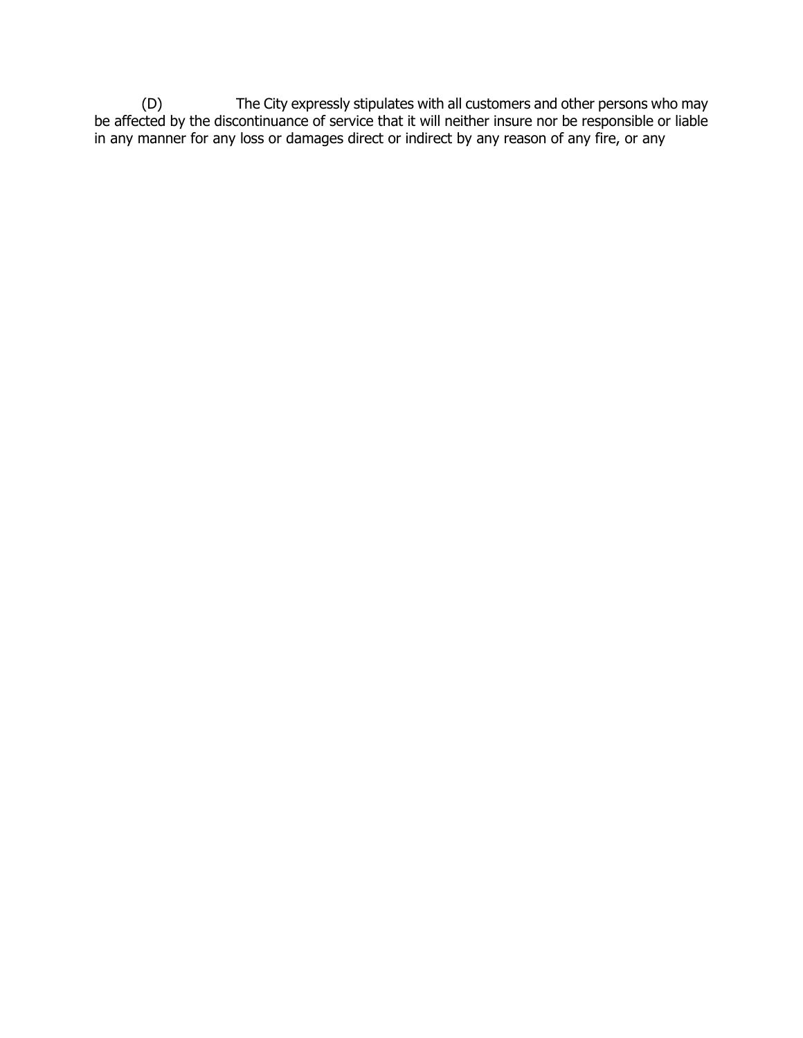(D) The City expressly stipulates with all customers and other persons who may be affected by the discontinuance of service that it will neither insure nor be responsible or liable in any manner for any loss or damages direct or indirect by any reason of any fire, or any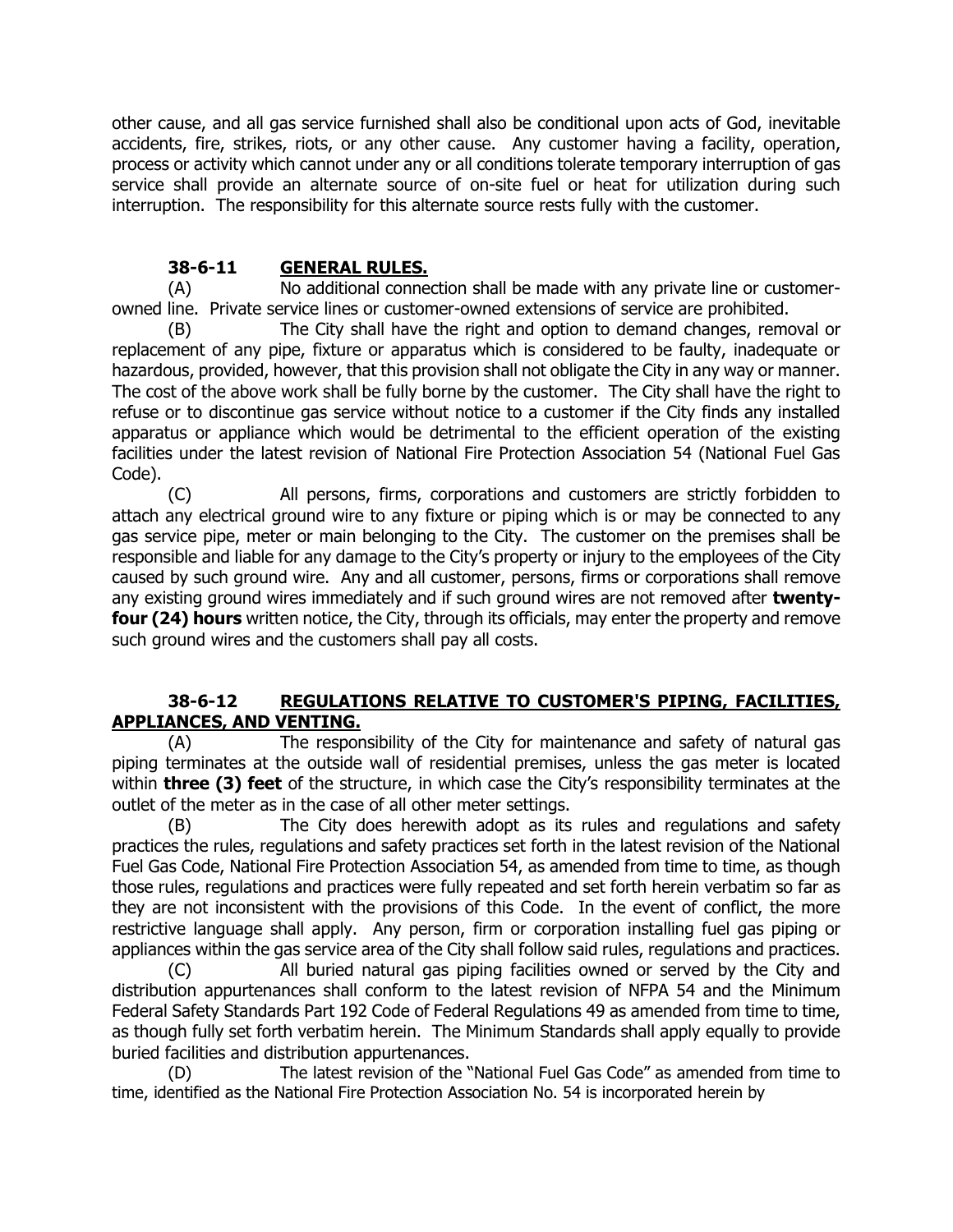other cause, and all gas service furnished shall also be conditional upon acts of God, inevitable accidents, fire, strikes, riots, or any other cause. Any customer having a facility, operation, process or activity which cannot under any or all conditions tolerate temporary interruption of gas service shall provide an alternate source of on-site fuel or heat for utilization during such interruption. The responsibility for this alternate source rests fully with the customer.

### 38-6-11 GENERAL RULES.

(A) No additional connection shall be made with any private line or customer-owned line. Private service lines or customer-owned extensions of service are prohibited.

(B) The City shall have the right and option to demand changes, removal or replacement of any pipe, fixture or apparatus which is considered to be faulty, inadequate or hazardous, provided, however, that this provision shall not obligate the City in any way or manner. The cost of the above work shall be fully borne by the customer. The City shall have the right to refuse or to discontinue gas service without notice to a customer if the City finds any installed apparatus or appliance which would be detrimental to the efficient operation of the existing facilities under the latest revision of National Fire Protection Association 54 (National Fuel Gas Code).

(C) All persons, firms, corporations and customers are strictly forbidden to attach any electrical ground wire to any fixture or piping which is or may be connected to any gas service pipe, meter or main belonging to the City. The customer on the premises shall be responsible and liable for any damage to the City's property or injury to the employees of the City caused by such ground wire. Any and all customer, persons, firms or corporations shall remove any existing ground wires immediately and if such ground wires are not removed after **twenty-four (24) hours** written notice, the City, through its officials, may enter the property and remove such ground wires and the customers shall pay all costs.

### 38-6-12 REGULATIONS RELATIVE TO CUSTOMER'S PIPING, FACILITIES, APPLIANCES, AND VENTING.

(A) The responsibility of the City for maintenance and safety of natural gas piping terminates at the outside wall of residential premises, unless the gas meter is located within **three (3) feet** of the structure, in which case the City's responsibility terminates at the outlet of the meter as in the case of all other meter settings.

(B) The City does herewith adopt as its rules and regulations and safety practices the rules, regulations and safety practices set forth in the latest revision of the National Fuel Gas Code, National Fire Protection Association 54, as amended from time to time, as though those rules, regulations and practices were fully repeated and set forth herein verbatim so far as they are not inconsistent with the provisions of this Code. In the event of conflict, the more restrictive language shall apply. Any person, firm or corporation installing fuel gas piping or appliances within the gas service area of the City shall follow said rules, regulations and practices.

(C) All buried natural gas piping facilities owned or served by the City and distribution appurtenances shall conform to the latest revision of NFPA 54 and the Minimum Federal Safety Standards Part 192 Code of Federal Regulations 49 as amended from time to time, as though fully set forth verbatim herein. The Minimum Standards shall apply equally to provide buried facilities and distribution appurtenances.

(D) The latest revision of the "National Fuel Gas Code" as amended from time to time, identified as the National Fire Protection Association No. 54 is incorporated herein by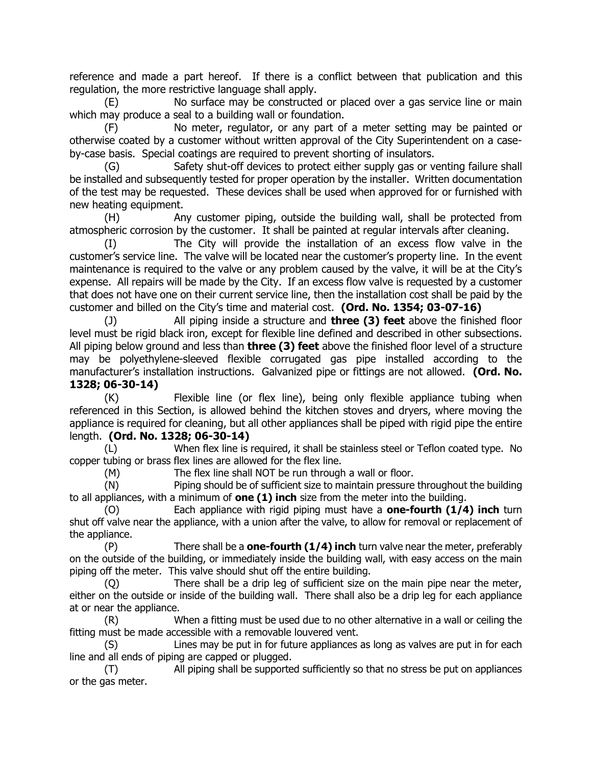reference and made a part hereof. If there is a conflict between that publication and this regulation, the more restrictive language shall apply.

(E) No surface may be constructed or placed over a gas service line or main which may produce a seal to a building wall or foundation.

(F) No meter, regulator, or any part of a meter setting may be painted or otherwise coated by a customer without written approval of the City Superintendent on a case-by-case basis. Special coatings are required to prevent shorting of insulators.

(G) Safety shut-off devices to protect either supply gas or venting failure shall be installed and subsequently tested for proper operation by the installer. Written documentation of the test may be requested. These devices shall be used when approved for or furnished with new heating equipment.

(H) Any customer piping, outside the building wall, shall be protected from atmospheric corrosion by the customer. It shall be painted at regular intervals after cleaning.

(I) The City will provide the installation of an excess flow valve in the customer's service line. The valve will be located near the customer's property line. In the event maintenance is required to the valve or any problem caused by the valve, it will be at the City's expense. All repairs will be made by the City. If an excess flow valve is requested by a customer that does not have one on their current service line, then the installation cost shall be paid by the customer and billed on the City's time and material cost. **(Ord. No. 1354; 03-07-16)**

(J) All piping inside a structure and **three (3) feet** above the finished floor level must be rigid black iron, except for flexible line defined and described in other subsections. All piping below ground and less than **three (3) feet** above the finished floor level of a structure may be polyethylene-sleeved flexible corrugated gas pipe installed according to the manufacturer's installation instructions. Galvanized pipe or fittings are not allowed. **(Ord. No. 1328; 06-30-14)**

(K) Flexible line (or flex line), being only flexible appliance tubing when referenced in this Section, is allowed behind the kitchen stoves and dryers, where moving the appliance is required for cleaning, but all other appliances shall be piped with rigid pipe the entire length. **(Ord. No. 1328; 06-30-14)**

(L) When flex line is required, it shall be stainless steel or Teflon coated type. No copper tubing or brass flex lines are allowed for the flex line.

(M) The flex line shall NOT be run through a wall or floor.

(N) Piping should be of sufficient size to maintain pressure throughout the building to all appliances, with a minimum of **one (1) inch** size from the meter into the building.

(O) Each appliance with rigid piping must have a **one-fourth (1/4) inch** turn shut off valve near the appliance, with a union after the valve, to allow for removal or replacement of the appliance.

(P) There shall be a **one-fourth (1/4) inch** turn valve near the meter, preferably on the outside of the building, or immediately inside the building wall, with easy access on the main piping off the meter. This valve should shut off the entire building.

(Q) There shall be a drip leg of sufficient size on the main pipe near the meter, either on the outside or inside of the building wall. There shall also be a drip leg for each appliance at or near the appliance.

(R) When a fitting must be used due to no other alternative in a wall or ceiling the fitting must be made accessible with a removable louvered vent.

(S) Lines may be put in for future appliances as long as valves are put in for each line and all ends of piping are capped or plugged.

(T) All piping shall be supported sufficiently so that no stress be put on appliances or the gas meter.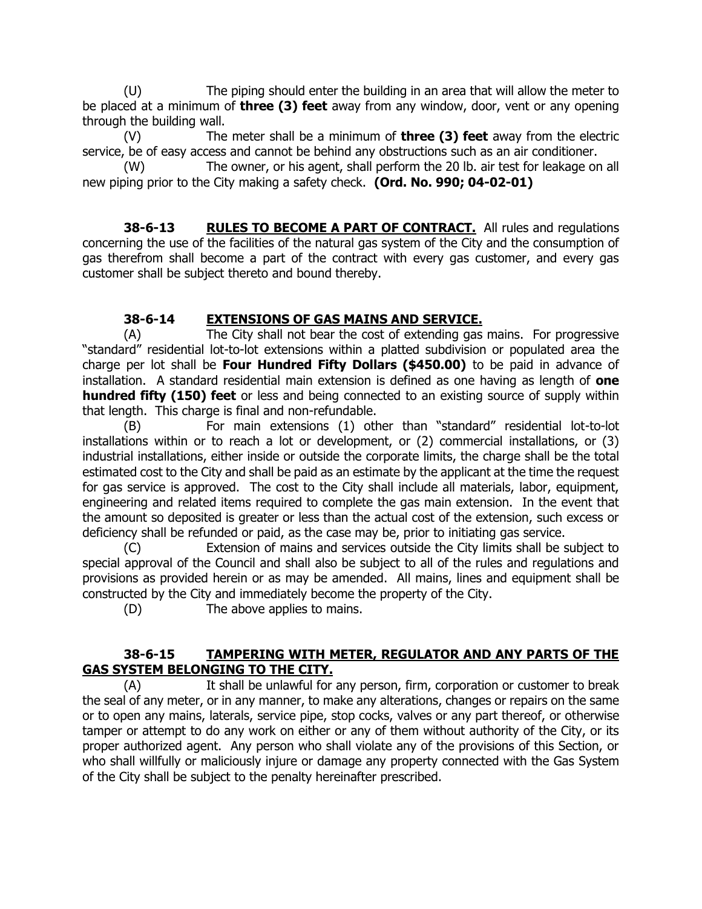(U) The piping should enter the building in an area that will allow the meter to be placed at a minimum of **three (3) feet** away from any window, door, vent or any opening through the building wall.

(V) The meter shall be a minimum of **three (3) feet** away from the electric service, be of easy access and cannot be behind any obstructions such as an air conditioner.

(W) The owner, or his agent, shall perform the 20 lb. air test for leakage on all new piping prior to the City making a safety check. **(Ord. No. 990; 04-02-01)**

**38-6-13 RULES TO BECOME A PART OF CONTRACT.** All rules and regulations concerning the use of the facilities of the natural gas system of the City and the consumption of gas therefrom shall become a part of the contract with every gas customer, and every gas customer shall be subject thereto and bound thereby.

**38-6-14 EXTENSIONS OF GAS MAINS AND SERVICE.**

(A) The City shall not bear the cost of extending gas mains. For progressive "standard" residential lot-to-lot extensions within a platted subdivision or populated area the charge per lot shall be **Four Hundred Fifty Dollars ($450.00)** to be paid in advance of installation. A standard residential main extension is defined as one having as length of **one hundred fifty (150) feet** or less and being connected to an existing source of supply within that length. This charge is final and non-refundable.

(B) For main extensions (1) other than "standard" residential lot-to-lot installations within or to reach a lot or development, or (2) commercial installations, or (3) industrial installations, either inside or outside the corporate limits, the charge shall be the total estimated cost to the City and shall be paid as an estimate by the applicant at the time the request for gas service is approved. The cost to the City shall include all materials, labor, equipment, engineering and related items required to complete the gas main extension. In the event that the amount so deposited is greater or less than the actual cost of the extension, such excess or deficiency shall be refunded or paid, as the case may be, prior to initiating gas service.

(C) Extension of mains and services outside the City limits shall be subject to special approval of the Council and shall also be subject to all of the rules and regulations and provisions as provided herein or as may be amended. All mains, lines and equipment shall be constructed by the City and immediately become the property of the City.

(D) The above applies to mains.

**38-6-15 TAMPERING WITH METER, REGULATOR AND ANY PARTS OF THE GAS SYSTEM BELONGING TO THE CITY.**

(A) It shall be unlawful for any person, firm, corporation or customer to break the seal of any meter, or in any manner, to make any alterations, changes or repairs on the same or to open any mains, laterals, service pipe, stop cocks, valves or any part thereof, or otherwise tamper or attempt to do any work on either or any of them without authority of the City, or its proper authorized agent. Any person who shall violate any of the provisions of this Section, or who shall willfully or maliciously injure or damage any property connected with the Gas System of the City shall be subject to the penalty hereinafter prescribed.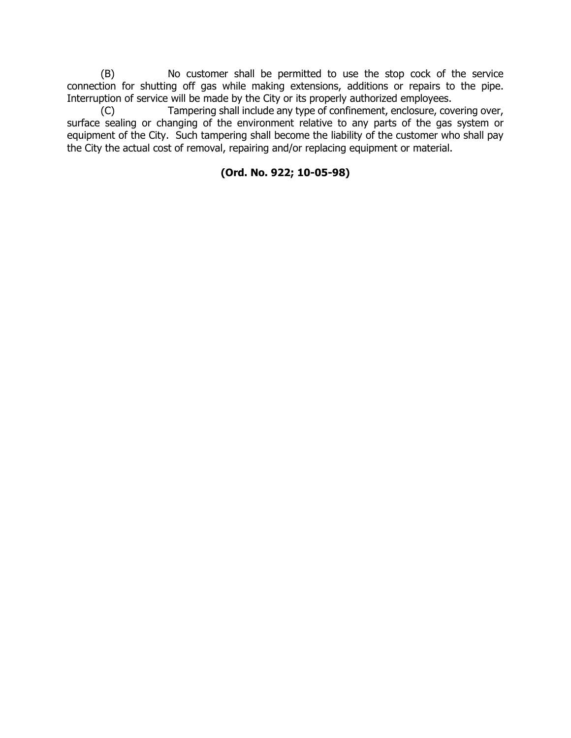(B) No customer shall be permitted to use the stop cock of the service connection for shutting off gas while making extensions, additions or repairs to the pipe. Interruption of service will be made by the City or its properly authorized employees.

(C) Tampering shall include any type of confinement, enclosure, covering over, surface sealing or changing of the environment relative to any parts of the gas system or equipment of the City. Such tampering shall become the liability of the customer who shall pay the City the actual cost of removal, repairing and/or replacing equipment or material.

**(Ord. No. 922; 10-05-98)**